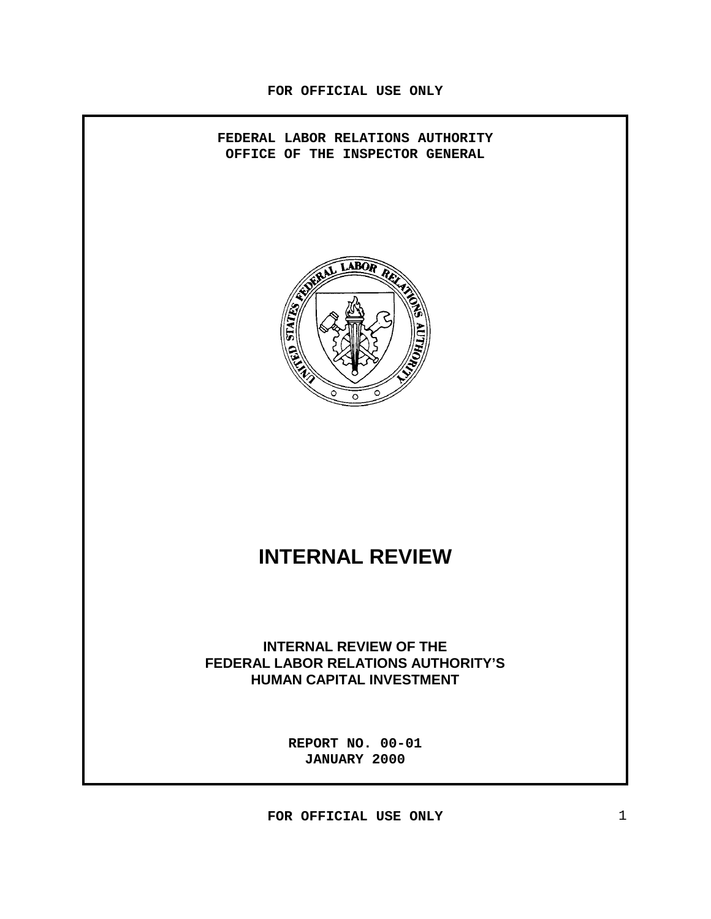FOR OFFICIAL USE ONLY

**FEDERAL LABOR RELATIONS AUTHORITY**
**OFFICE OF THE INSPECTOR GENERAL**

# INTERNAL REVIEW

## INTERNAL REVIEW OF THE FEDERAL LABOR RELATIONS AUTHORITY'S HUMAN CAPITAL INVESTMENT

**REPORT NO. 00-01**
**JANUARY 2000**

FOR OFFICIAL USE ONLY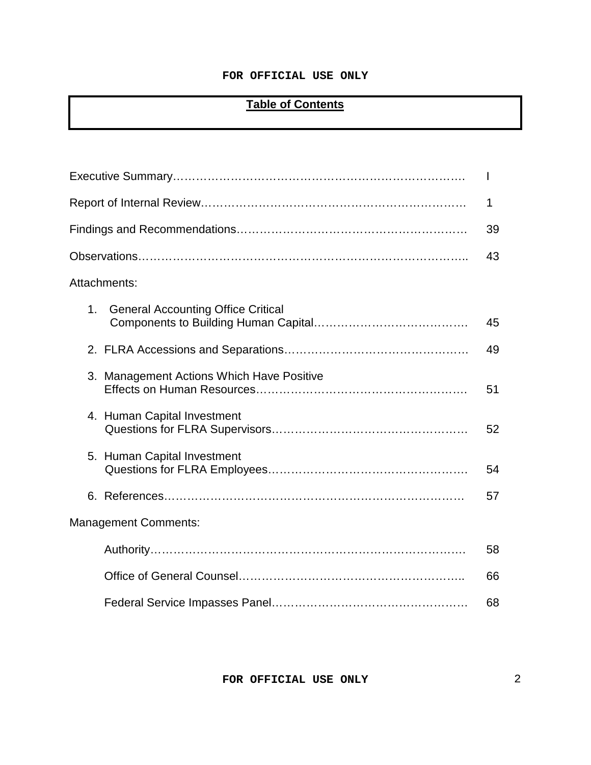## Table of Contents

| | |
|---|---|
| Executive Summary | I |
| Report of Internal Review | 1 |
| Findings and Recommendations | 39 |
| Observations | 43 |
| Attachments: | |
| 1. General Accounting Office Critical Components to Building Human Capital | 45 |
| 2. FLRA Accessions and Separations | 49 |
| 3. Management Actions Which Have Positive Effects on Human Resources | 51 |
| 4. Human Capital Investment Questions for FLRA Supervisors | 52 |
| 5. Human Capital Investment Questions for FLRA Employees | 54 |
| 6. References | 57 |
| Management Comments: | |
| Authority | 58 |
| Office of General Counsel | 66 |
| Federal Service Impasses Panel | 68 |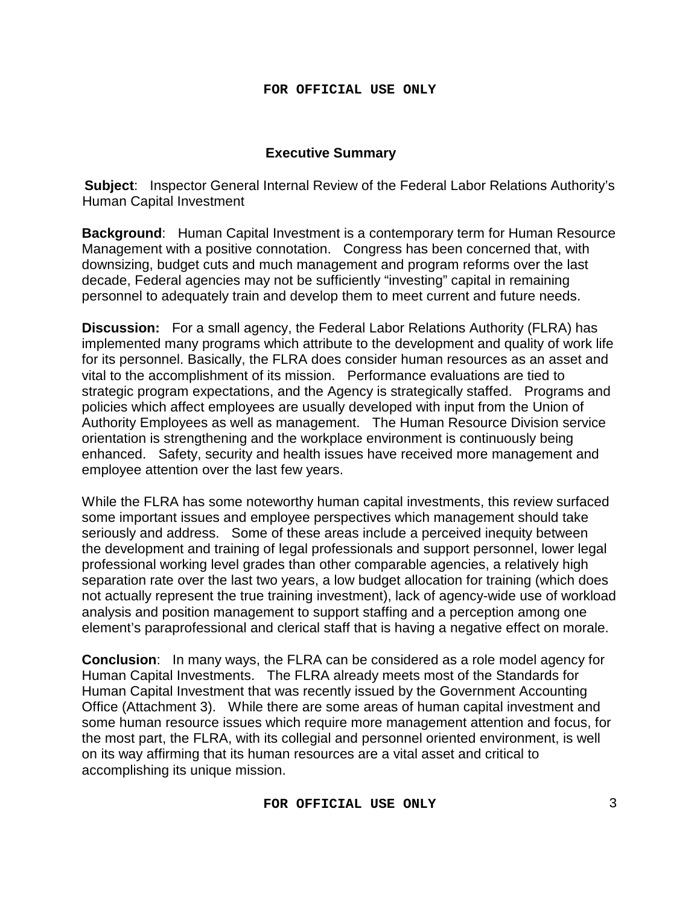## Executive Summary

**Subject**: Inspector General Internal Review of the Federal Labor Relations Authority's Human Capital Investment

**Background**: Human Capital Investment is a contemporary term for Human Resource Management with a positive connotation. Congress has been concerned that, with downsizing, budget cuts and much management and program reforms over the last decade, Federal agencies may not be sufficiently "investing" capital in remaining personnel to adequately train and develop them to meet current and future needs.

**Discussion:** For a small agency, the Federal Labor Relations Authority (FLRA) has implemented many programs which attribute to the development and quality of work life for its personnel. Basically, the FLRA does consider human resources as an asset and vital to the accomplishment of its mission. Performance evaluations are tied to strategic program expectations, and the Agency is strategically staffed. Programs and policies which affect employees are usually developed with input from the Union of Authority Employees as well as management. The Human Resource Division service orientation is strengthening and the workplace environment is continuously being enhanced. Safety, security and health issues have received more management and employee attention over the last few years.

While the FLRA has some noteworthy human capital investments, this review surfaced some important issues and employee perspectives which management should take seriously and address. Some of these areas include a perceived inequity between the development and training of legal professionals and support personnel, lower legal professional working level grades than other comparable agencies, a relatively high separation rate over the last two years, a low budget allocation for training (which does not actually represent the true training investment), lack of agency-wide use of workload analysis and position management to support staffing and a perception among one element's paraprofessional and clerical staff that is having a negative effect on morale.

**Conclusion**: In many ways, the FLRA can be considered as a role model agency for Human Capital Investments. The FLRA already meets most of the Standards for Human Capital Investment that was recently issued by the Government Accounting Office (Attachment 3). While there are some areas of human capital investment and some human resource issues which require more management attention and focus, for the most part, the FLRA, with its collegial and personnel oriented environment, is well on its way affirming that its human resources are a vital asset and critical to accomplishing its unique mission.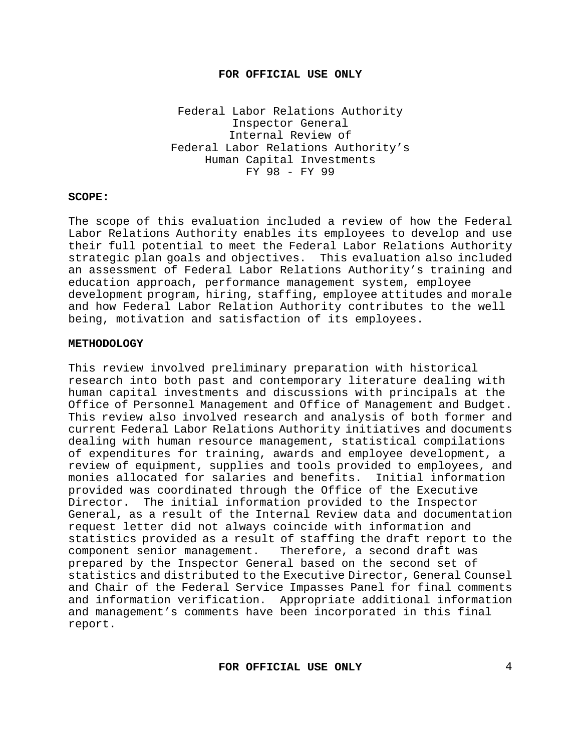Federal Labor Relations Authority
Inspector General
Internal Review of
Federal Labor Relations Authority's
Human Capital Investments
FY 98 - FY 99

**SCOPE:**

The scope of this evaluation included a review of how the Federal Labor Relations Authority enables its employees to develop and use their full potential to meet the Federal Labor Relations Authority strategic plan goals and objectives. This evaluation also included an assessment of Federal Labor Relations Authority's training and education approach, performance management system, employee development program, hiring, staffing, employee attitudes and morale and how Federal Labor Relation Authority contributes to the well being, motivation and satisfaction of its employees.

**METHODOLOGY**

This review involved preliminary preparation with historical research into both past and contemporary literature dealing with human capital investments and discussions with principals at the Office of Personnel Management and Office of Management and Budget. This review also involved research and analysis of both former and current Federal Labor Relations Authority initiatives and documents dealing with human resource management, statistical compilations of expenditures for training, awards and employee development, a review of equipment, supplies and tools provided to employees, and monies allocated for salaries and benefits. Initial information provided was coordinated through the Office of the Executive Director. The initial information provided to the Inspector General, as a result of the Internal Review data and documentation request letter did not always coincide with information and statistics provided as a result of staffing the draft report to the component senior management. Therefore, a second draft was prepared by the Inspector General based on the second set of statistics and distributed to the Executive Director, General Counsel and Chair of the Federal Service Impasses Panel for final comments and information verification. Appropriate additional information and management's comments have been incorporated in this final report.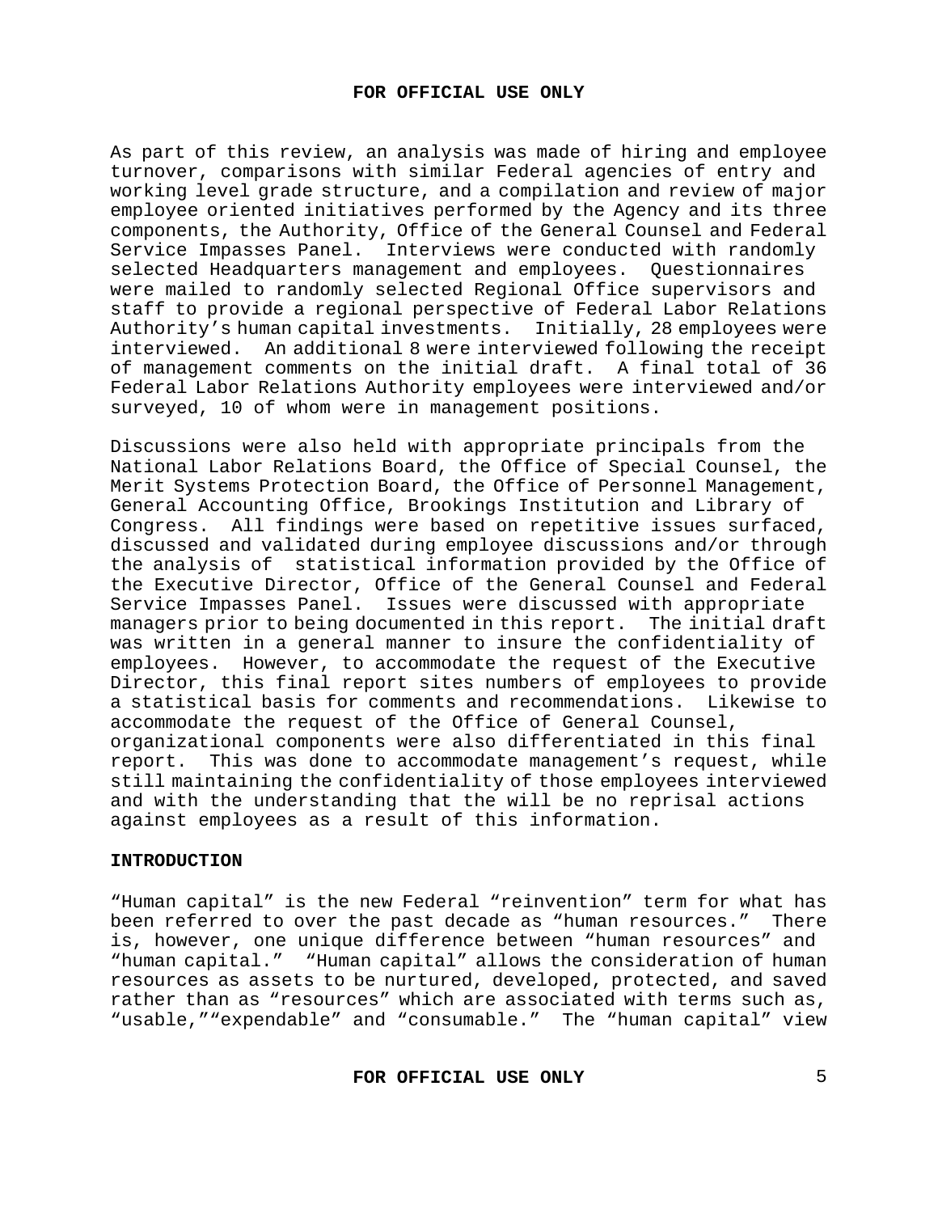As part of this review, an analysis was made of hiring and employee turnover, comparisons with similar Federal agencies of entry and working level grade structure, and a compilation and review of major employee oriented initiatives performed by the Agency and its three components, the Authority, Office of the General Counsel and Federal Service Impasses Panel. Interviews were conducted with randomly selected Headquarters management and employees. Questionnaires were mailed to randomly selected Regional Office supervisors and staff to provide a regional perspective of Federal Labor Relations Authority's human capital investments. Initially, 28 employees were interviewed. An additional 8 were interviewed following the receipt of management comments on the initial draft. A final total of 36 Federal Labor Relations Authority employees were interviewed and/or surveyed, 10 of whom were in management positions.

Discussions were also held with appropriate principals from the National Labor Relations Board, the Office of Special Counsel, the Merit Systems Protection Board, the Office of Personnel Management, General Accounting Office, Brookings Institution and Library of Congress. All findings were based on repetitive issues surfaced, discussed and validated during employee discussions and/or through the analysis of statistical information provided by the Office of the Executive Director, Office of the General Counsel and Federal Service Impasses Panel. Issues were discussed with appropriate managers prior to being documented in this report. The initial draft was written in a general manner to insure the confidentiality of employees. However, to accommodate the request of the Executive Director, this final report sites numbers of employees to provide a statistical basis for comments and recommendations. Likewise to accommodate the request of the Office of General Counsel, organizational components were also differentiated in this final report. This was done to accommodate management's request, while still maintaining the confidentiality of those employees interviewed and with the understanding that the will be no reprisal actions against employees as a result of this information.

## INTRODUCTION

"Human capital" is the new Federal "reinvention" term for what has been referred to over the past decade as "human resources." There is, however, one unique difference between "human resources" and "human capital." "Human capital" allows the consideration of human resources as assets to be nurtured, developed, protected, and saved rather than as "resources" which are associated with terms such as, "usable,""expendable" and "consumable." The "human capital" view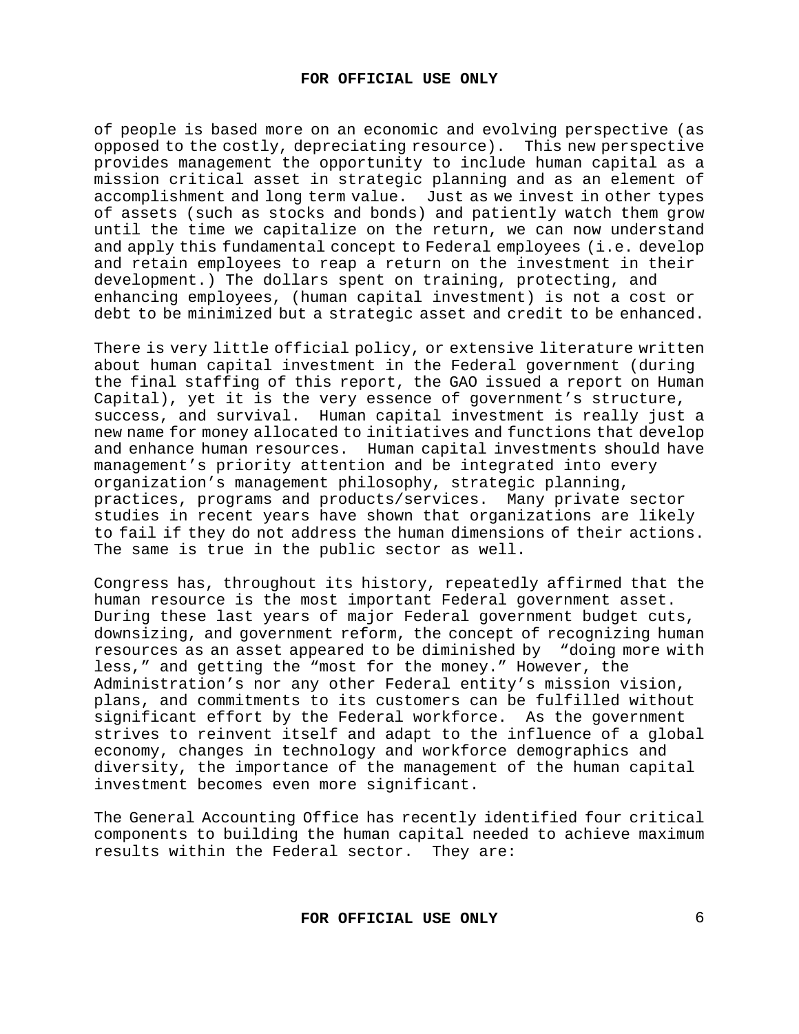of people is based more on an economic and evolving perspective (as opposed to the costly, depreciating resource). This new perspective provides management the opportunity to include human capital as a mission critical asset in strategic planning and as an element of accomplishment and long term value. Just as we invest in other types of assets (such as stocks and bonds) and patiently watch them grow until the time we capitalize on the return, we can now understand and apply this fundamental concept to Federal employees (i.e. develop and retain employees to reap a return on the investment in their development.) The dollars spent on training, protecting, and enhancing employees, (human capital investment) is not a cost or debt to be minimized but a strategic asset and credit to be enhanced.

There is very little official policy, or extensive literature written about human capital investment in the Federal government (during the final staffing of this report, the GAO issued a report on Human Capital), yet it is the very essence of government's structure, success, and survival. Human capital investment is really just a new name for money allocated to initiatives and functions that develop and enhance human resources. Human capital investments should have management's priority attention and be integrated into every organization's management philosophy, strategic planning, practices, programs and products/services. Many private sector studies in recent years have shown that organizations are likely to fail if they do not address the human dimensions of their actions. The same is true in the public sector as well.

Congress has, throughout its history, repeatedly affirmed that the human resource is the most important Federal government asset. During these last years of major Federal government budget cuts, downsizing, and government reform, the concept of recognizing human resources as an asset appeared to be diminished by "doing more with less," and getting the "most for the money." However, the Administration's nor any other Federal entity's mission vision, plans, and commitments to its customers can be fulfilled without significant effort by the Federal workforce. As the government strives to reinvent itself and adapt to the influence of a global economy, changes in technology and workforce demographics and diversity, the importance of the management of the human capital investment becomes even more significant.

The General Accounting Office has recently identified four critical components to building the human capital needed to achieve maximum results within the Federal sector. They are: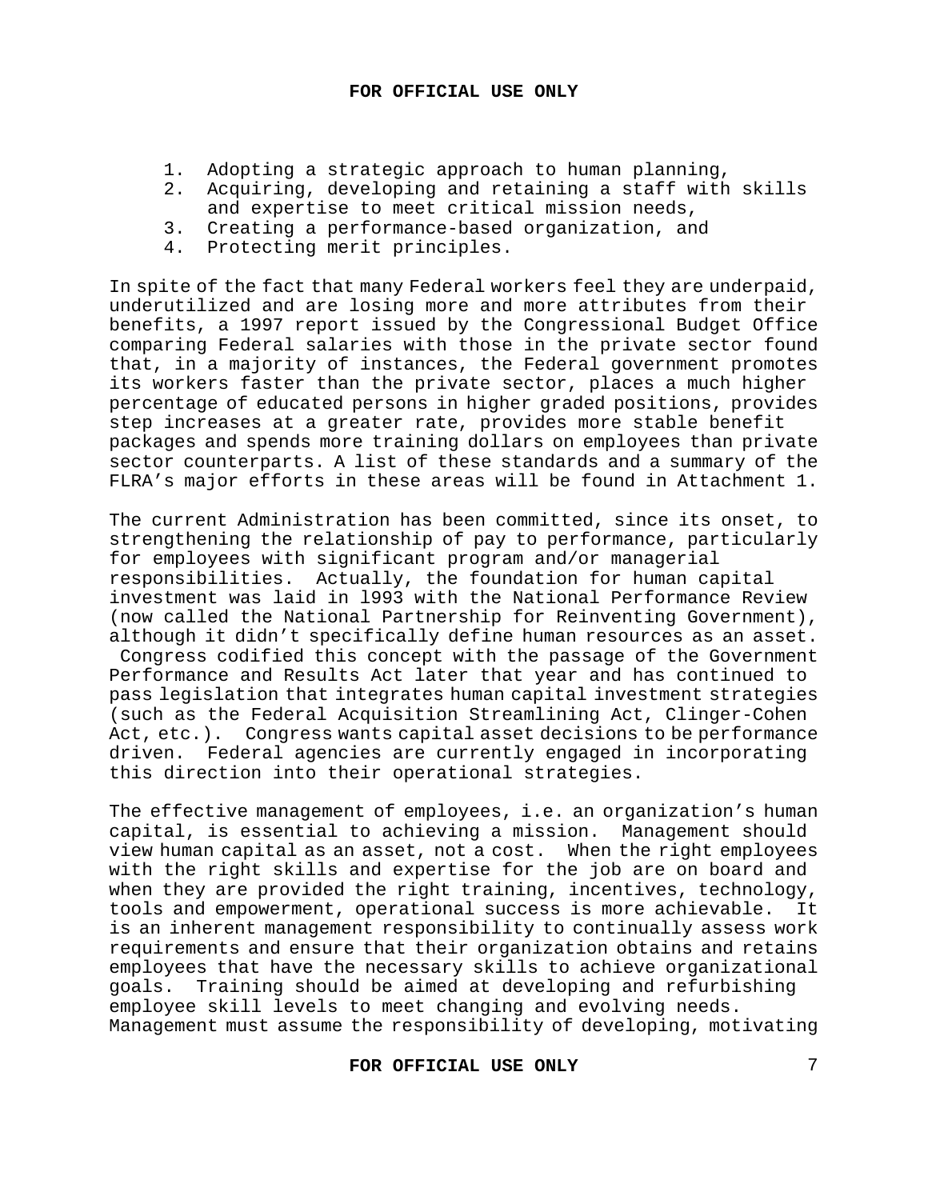1. Adopting a strategic approach to human planning,
2. Acquiring, developing and retaining a staff with skills and expertise to meet critical mission needs,
3. Creating a performance-based organization, and
4. Protecting merit principles.

In spite of the fact that many Federal workers feel they are underpaid, underutilized and are losing more and more attributes from their benefits, a 1997 report issued by the Congressional Budget Office comparing Federal salaries with those in the private sector found that, in a majority of instances, the Federal government promotes its workers faster than the private sector, places a much higher percentage of educated persons in higher graded positions, provides step increases at a greater rate, provides more stable benefit packages and spends more training dollars on employees than private sector counterparts. A list of these standards and a summary of the FLRA's major efforts in these areas will be found in Attachment 1.

The current Administration has been committed, since its onset, to strengthening the relationship of pay to performance, particularly for employees with significant program and/or managerial responsibilities. Actually, the foundation for human capital investment was laid in l993 with the National Performance Review (now called the National Partnership for Reinventing Government), although it didn't specifically define human resources as an asset. Congress codified this concept with the passage of the Government Performance and Results Act later that year and has continued to pass legislation that integrates human capital investment strategies (such as the Federal Acquisition Streamlining Act, Clinger-Cohen Act, etc.). Congress wants capital asset decisions to be performance driven. Federal agencies are currently engaged in incorporating this direction into their operational strategies.

The effective management of employees, i.e. an organization's human capital, is essential to achieving a mission. Management should view human capital as an asset, not a cost. When the right employees with the right skills and expertise for the job are on board and when they are provided the right training, incentives, technology, tools and empowerment, operational success is more achievable. It is an inherent management responsibility to continually assess work requirements and ensure that their organization obtains and retains employees that have the necessary skills to achieve organizational goals. Training should be aimed at developing and refurbishing employee skill levels to meet changing and evolving needs. Management must assume the responsibility of developing, motivating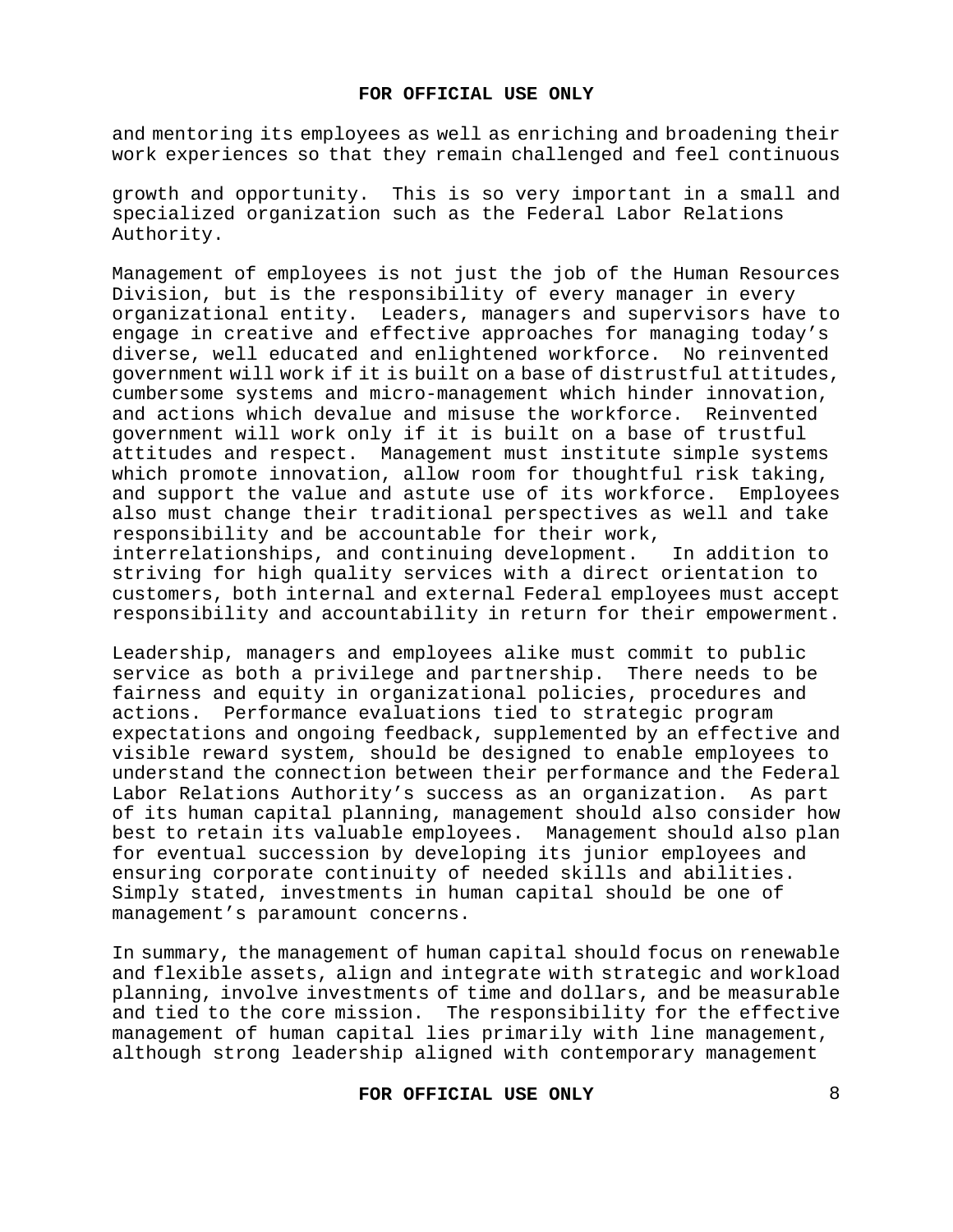and mentoring its employees as well as enriching and broadening their work experiences so that they remain challenged and feel continuous growth and opportunity. This is so very important in a small and specialized organization such as the Federal Labor Relations Authority.

Management of employees is not just the job of the Human Resources Division, but is the responsibility of every manager in every organizational entity. Leaders, managers and supervisors have to engage in creative and effective approaches for managing today's diverse, well educated and enlightened workforce. No reinvented government will work if it is built on a base of distrustful attitudes, cumbersome systems and micro-management which hinder innovation, and actions which devalue and misuse the workforce. Reinvented government will work only if it is built on a base of trustful attitudes and respect. Management must institute simple systems which promote innovation, allow room for thoughtful risk taking, and support the value and astute use of its workforce. Employees also must change their traditional perspectives as well and take responsibility and be accountable for their work, interrelationships, and continuing development. In addition to striving for high quality services with a direct orientation to customers, both internal and external Federal employees must accept responsibility and accountability in return for their empowerment.

Leadership, managers and employees alike must commit to public service as both a privilege and partnership. There needs to be fairness and equity in organizational policies, procedures and actions. Performance evaluations tied to strategic program expectations and ongoing feedback, supplemented by an effective and visible reward system, should be designed to enable employees to understand the connection between their performance and the Federal Labor Relations Authority's success as an organization. As part of its human capital planning, management should also consider how best to retain its valuable employees. Management should also plan for eventual succession by developing its junior employees and ensuring corporate continuity of needed skills and abilities. Simply stated, investments in human capital should be one of management's paramount concerns.

In summary, the management of human capital should focus on renewable and flexible assets, align and integrate with strategic and workload planning, involve investments of time and dollars, and be measurable and tied to the core mission. The responsibility for the effective management of human capital lies primarily with line management, although strong leadership aligned with contemporary management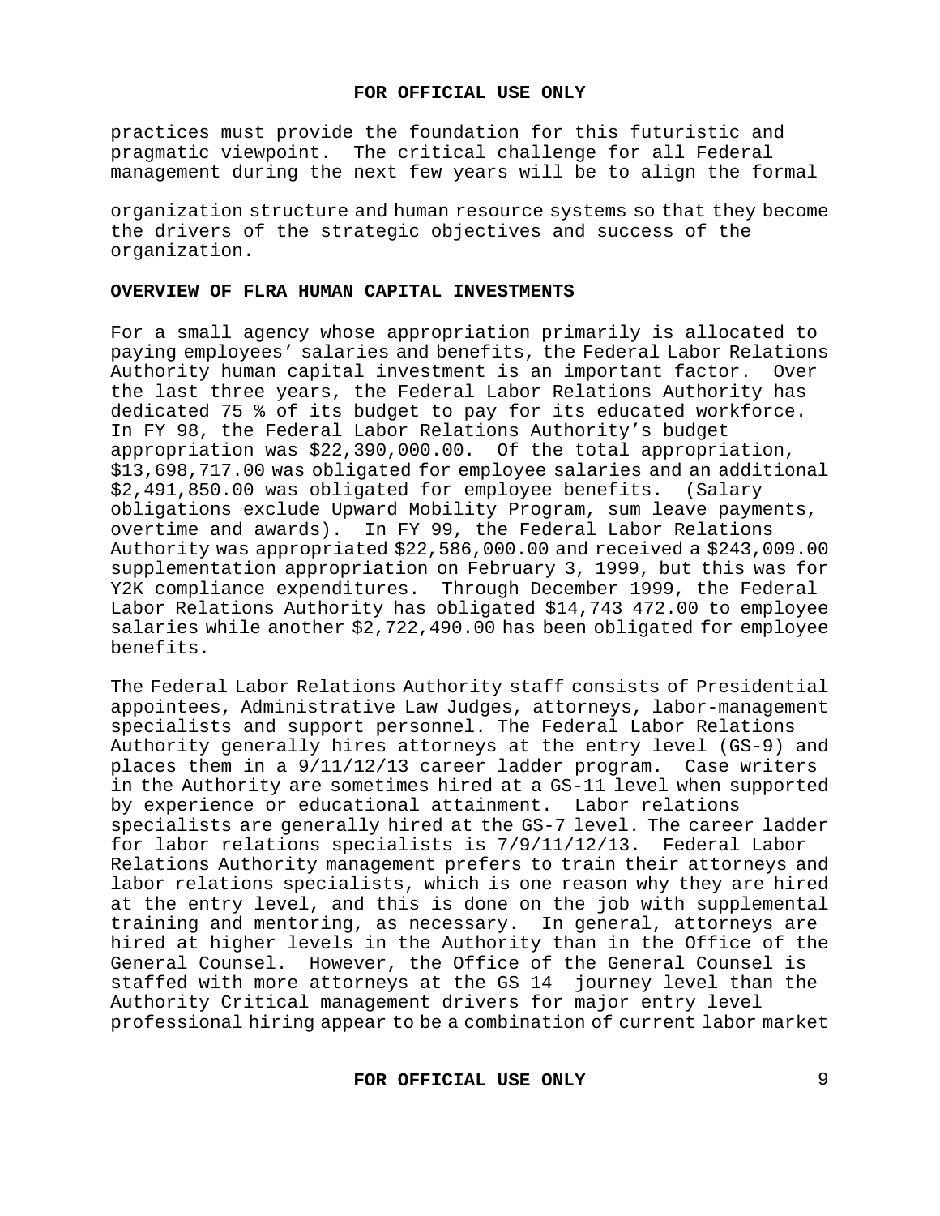practices must provide the foundation for this futuristic and pragmatic viewpoint. The critical challenge for all Federal management during the next few years will be to align the formal organization structure and human resource systems so that they become the drivers of the strategic objectives and success of the organization.

**OVERVIEW OF FLRA HUMAN CAPITAL INVESTMENTS**

For a small agency whose appropriation primarily is allocated to paying employees' salaries and benefits, the Federal Labor Relations Authority human capital investment is an important factor. Over the last three years, the Federal Labor Relations Authority has dedicated 75 % of its budget to pay for its educated workforce. In FY 98, the Federal Labor Relations Authority's budget appropriation was $22,390,000.00. Of the total appropriation, $13,698,717.00 was obligated for employee salaries and an additional $2,491,850.00 was obligated for employee benefits. (Salary obligations exclude Upward Mobility Program, sum leave payments, overtime and awards). In FY 99, the Federal Labor Relations Authority was appropriated $22,586,000.00 and received a $243,009.00 supplementation appropriation on February 3, 1999, but this was for Y2K compliance expenditures. Through December 1999, the Federal Labor Relations Authority has obligated $14,743 472.00 to employee salaries while another $2,722,490.00 has been obligated for employee benefits.

The Federal Labor Relations Authority staff consists of Presidential appointees, Administrative Law Judges, attorneys, labor-management specialists and support personnel. The Federal Labor Relations Authority generally hires attorneys at the entry level (GS-9) and places them in a 9/11/12/13 career ladder program. Case writers in the Authority are sometimes hired at a GS-11 level when supported by experience or educational attainment. Labor relations specialists are generally hired at the GS-7 level. The career ladder for labor relations specialists is 7/9/11/12/13. Federal Labor Relations Authority management prefers to train their attorneys and labor relations specialists, which is one reason why they are hired at the entry level, and this is done on the job with supplemental training and mentoring, as necessary. In general, attorneys are hired at higher levels in the Authority than in the Office of the General Counsel. However, the Office of the General Counsel is staffed with more attorneys at the GS 14 journey level than the Authority Critical management drivers for major entry level professional hiring appear to be a combination of current labor market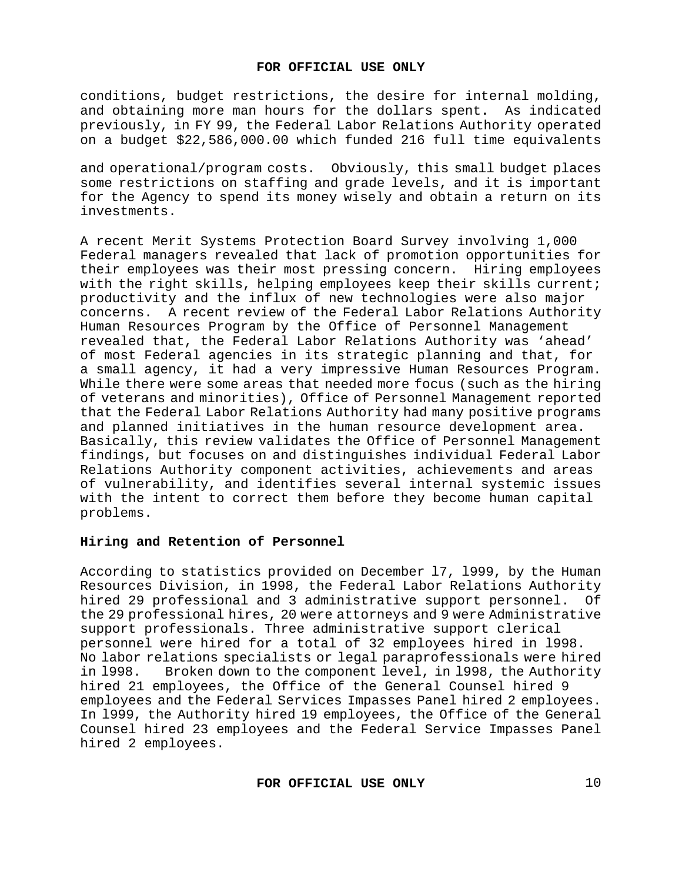conditions, budget restrictions, the desire for internal molding, and obtaining more man hours for the dollars spent. As indicated previously, in FY 99, the Federal Labor Relations Authority operated on a budget $22,586,000.00 which funded 216 full time equivalents

and operational/program costs. Obviously, this small budget places some restrictions on staffing and grade levels, and it is important for the Agency to spend its money wisely and obtain a return on its investments.

A recent Merit Systems Protection Board Survey involving 1,000 Federal managers revealed that lack of promotion opportunities for their employees was their most pressing concern. Hiring employees with the right skills, helping employees keep their skills current; productivity and the influx of new technologies were also major concerns. A recent review of the Federal Labor Relations Authority Human Resources Program by the Office of Personnel Management revealed that, the Federal Labor Relations Authority was 'ahead' of most Federal agencies in its strategic planning and that, for a small agency, it had a very impressive Human Resources Program. While there were some areas that needed more focus (such as the hiring of veterans and minorities), Office of Personnel Management reported that the Federal Labor Relations Authority had many positive programs and planned initiatives in the human resource development area. Basically, this review validates the Office of Personnel Management findings, but focuses on and distinguishes individual Federal Labor Relations Authority component activities, achievements and areas of vulnerability, and identifies several internal systemic issues with the intent to correct them before they become human capital problems.

**Hiring and Retention of Personnel**

According to statistics provided on December l7, l999, by the Human Resources Division, in 1998, the Federal Labor Relations Authority hired 29 professional and 3 administrative support personnel. Of the 29 professional hires, 20 were attorneys and 9 were Administrative support professionals. Three administrative support clerical personnel were hired for a total of 32 employees hired in l998. No labor relations specialists or legal paraprofessionals were hired in l998. Broken down to the component level, in l998, the Authority hired 21 employees, the Office of the General Counsel hired 9 employees and the Federal Services Impasses Panel hired 2 employees. In l999, the Authority hired 19 employees, the Office of the General Counsel hired 23 employees and the Federal Service Impasses Panel hired 2 employees.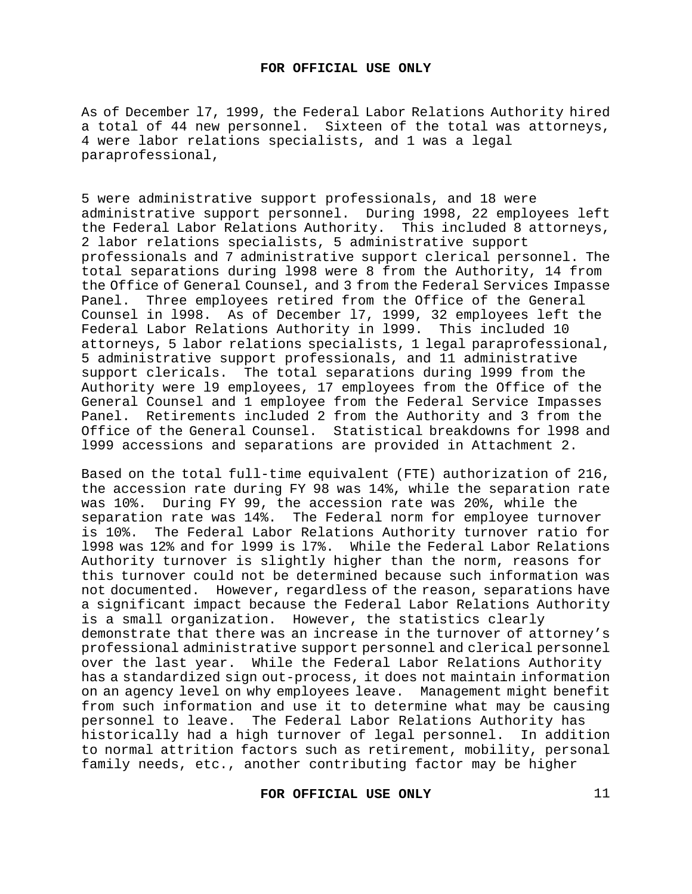As of December l7, 1999, the Federal Labor Relations Authority hired a total of 44 new personnel. Sixteen of the total was attorneys, 4 were labor relations specialists, and 1 was a legal paraprofessional,

5 were administrative support professionals, and 18 were administrative support personnel. During 1998, 22 employees left the Federal Labor Relations Authority. This included 8 attorneys, 2 labor relations specialists, 5 administrative support professionals and 7 administrative support clerical personnel. The total separations during l998 were 8 from the Authority, 14 from the Office of General Counsel, and 3 from the Federal Services Impasse Panel. Three employees retired from the Office of the General Counsel in l998. As of December l7, 1999, 32 employees left the Federal Labor Relations Authority in l999. This included 10 attorneys, 5 labor relations specialists, 1 legal paraprofessional, 5 administrative support professionals, and 11 administrative support clericals. The total separations during l999 from the Authority were l9 employees, 17 employees from the Office of the General Counsel and 1 employee from the Federal Service Impasses Panel. Retirements included 2 from the Authority and 3 from the Office of the General Counsel. Statistical breakdowns for l998 and l999 accessions and separations are provided in Attachment 2.

Based on the total full-time equivalent (FTE) authorization of 216, the accession rate during FY 98 was 14%, while the separation rate was 10%. During FY 99, the accession rate was 20%, while the separation rate was 14%. The Federal norm for employee turnover is 10%. The Federal Labor Relations Authority turnover ratio for l998 was 12% and for l999 is l7%. While the Federal Labor Relations Authority turnover is slightly higher than the norm, reasons for this turnover could not be determined because such information was not documented. However, regardless of the reason, separations have a significant impact because the Federal Labor Relations Authority is a small organization. However, the statistics clearly demonstrate that there was an increase in the turnover of attorney's professional administrative support personnel and clerical personnel over the last year. While the Federal Labor Relations Authority has a standardized sign out-process, it does not maintain information on an agency level on why employees leave. Management might benefit from such information and use it to determine what may be causing personnel to leave. The Federal Labor Relations Authority has historically had a high turnover of legal personnel. In addition to normal attrition factors such as retirement, mobility, personal family needs, etc., another contributing factor may be higher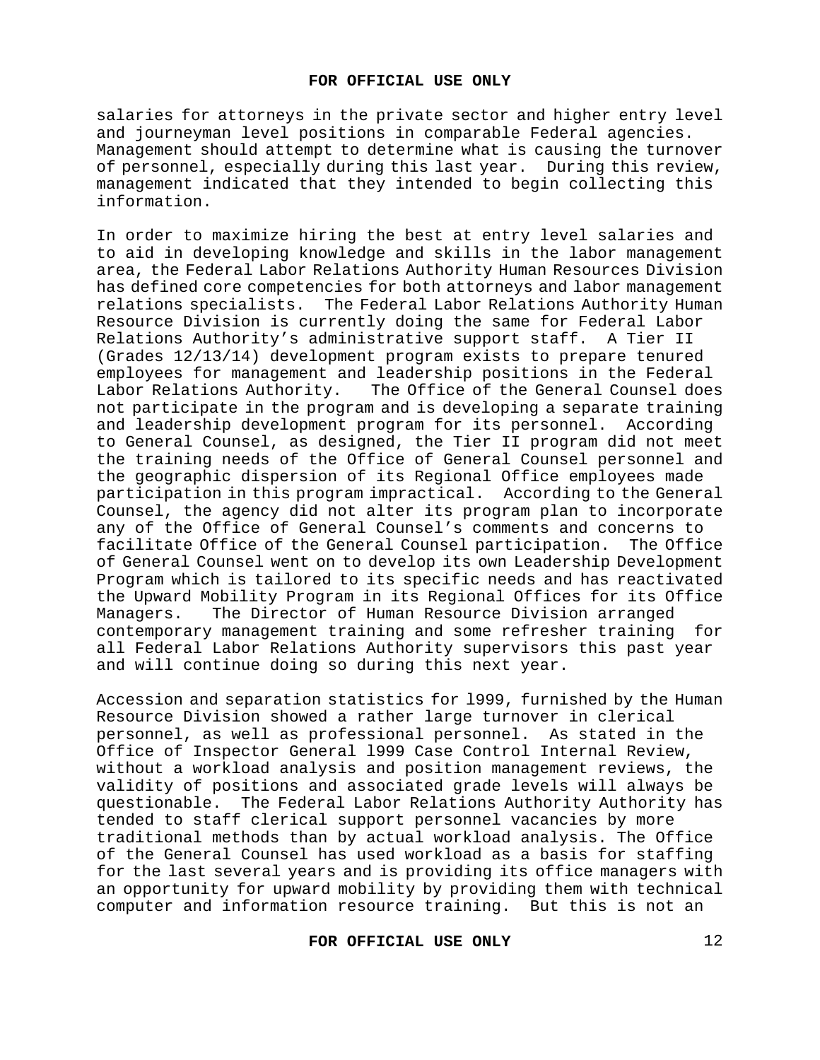salaries for attorneys in the private sector and higher entry level and journeyman level positions in comparable Federal agencies. Management should attempt to determine what is causing the turnover of personnel, especially during this last year. During this review, management indicated that they intended to begin collecting this information.

In order to maximize hiring the best at entry level salaries and to aid in developing knowledge and skills in the labor management area, the Federal Labor Relations Authority Human Resources Division has defined core competencies for both attorneys and labor management relations specialists. The Federal Labor Relations Authority Human Resource Division is currently doing the same for Federal Labor Relations Authority's administrative support staff. A Tier II (Grades 12/13/14) development program exists to prepare tenured employees for management and leadership positions in the Federal Labor Relations Authority. The Office of the General Counsel does not participate in the program and is developing a separate training and leadership development program for its personnel. According to General Counsel, as designed, the Tier II program did not meet the training needs of the Office of General Counsel personnel and the geographic dispersion of its Regional Office employees made participation in this program impractical. According to the General Counsel, the agency did not alter its program plan to incorporate any of the Office of General Counsel's comments and concerns to facilitate Office of the General Counsel participation. The Office of General Counsel went on to develop its own Leadership Development Program which is tailored to its specific needs and has reactivated the Upward Mobility Program in its Regional Offices for its Office Managers. The Director of Human Resource Division arranged contemporary management training and some refresher training for all Federal Labor Relations Authority supervisors this past year and will continue doing so during this next year.

Accession and separation statistics for 1999, furnished by the Human Resource Division showed a rather large turnover in clerical personnel, as well as professional personnel. As stated in the Office of Inspector General 1999 Case Control Internal Review, without a workload analysis and position management reviews, the validity of positions and associated grade levels will always be questionable. The Federal Labor Relations Authority Authority has tended to staff clerical support personnel vacancies by more traditional methods than by actual workload analysis. The Office of the General Counsel has used workload as a basis for staffing for the last several years and is providing its office managers with an opportunity for upward mobility by providing them with technical computer and information resource training. But this is not an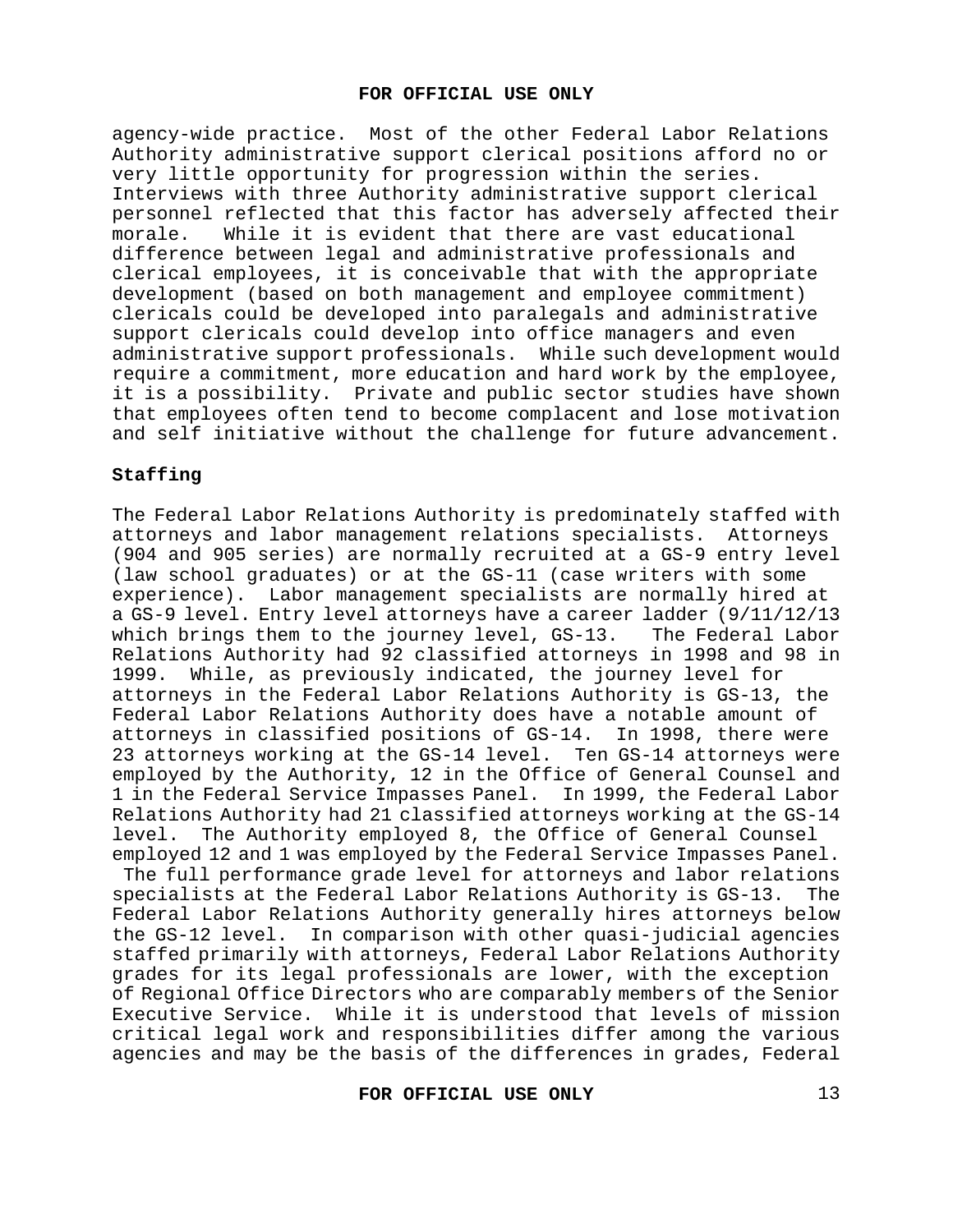agency-wide practice. Most of the other Federal Labor Relations Authority administrative support clerical positions afford no or very little opportunity for progression within the series. Interviews with three Authority administrative support clerical personnel reflected that this factor has adversely affected their morale. While it is evident that there are vast educational difference between legal and administrative professionals and clerical employees, it is conceivable that with the appropriate development (based on both management and employee commitment) clericals could be developed into paralegals and administrative support clericals could develop into office managers and even administrative support professionals. While such development would require a commitment, more education and hard work by the employee, it is a possibility. Private and public sector studies have shown that employees often tend to become complacent and lose motivation and self initiative without the challenge for future advancement.

**Staffing**

The Federal Labor Relations Authority is predominately staffed with attorneys and labor management relations specialists. Attorneys (904 and 905 series) are normally recruited at a GS-9 entry level (law school graduates) or at the GS-11 (case writers with some experience). Labor management specialists are normally hired at a GS-9 level. Entry level attorneys have a career ladder (9/11/12/13 which brings them to the journey level, GS-13. The Federal Labor Relations Authority had 92 classified attorneys in 1998 and 98 in 1999. While, as previously indicated, the journey level for attorneys in the Federal Labor Relations Authority is GS-13, the Federal Labor Relations Authority does have a notable amount of attorneys in classified positions of GS-14. In 1998, there were 23 attorneys working at the GS-14 level. Ten GS-14 attorneys were employed by the Authority, 12 in the Office of General Counsel and 1 in the Federal Service Impasses Panel. In 1999, the Federal Labor Relations Authority had 21 classified attorneys working at the GS-14 level. The Authority employed 8, the Office of General Counsel employed 12 and 1 was employed by the Federal Service Impasses Panel. The full performance grade level for attorneys and labor relations specialists at the Federal Labor Relations Authority is GS-13. The Federal Labor Relations Authority generally hires attorneys below the GS-12 level. In comparison with other quasi-judicial agencies staffed primarily with attorneys, Federal Labor Relations Authority grades for its legal professionals are lower, with the exception of Regional Office Directors who are comparably members of the Senior Executive Service. While it is understood that levels of mission critical legal work and responsibilities differ among the various agencies and may be the basis of the differences in grades, Federal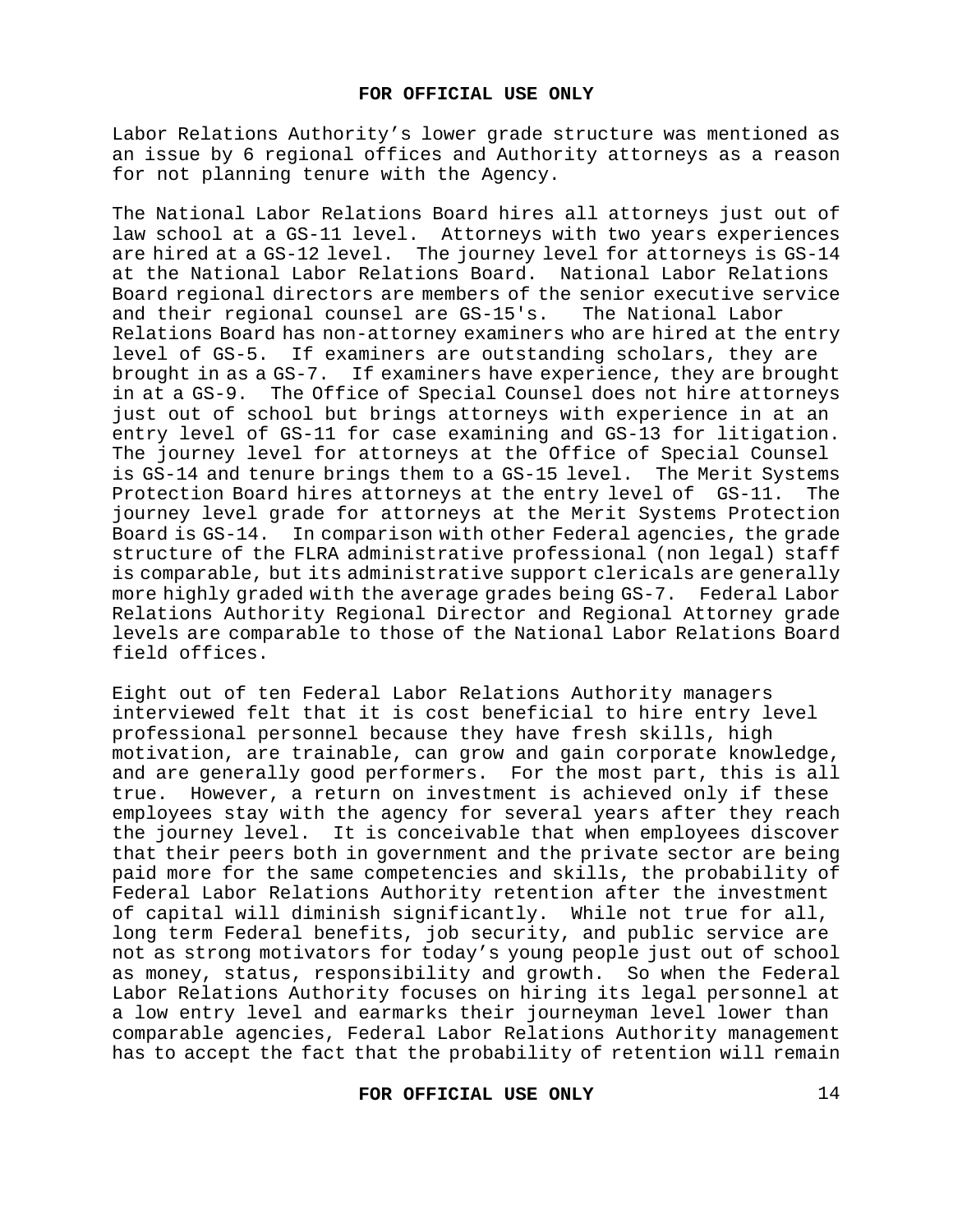Labor Relations Authority's lower grade structure was mentioned as an issue by 6 regional offices and Authority attorneys as a reason for not planning tenure with the Agency.

The National Labor Relations Board hires all attorneys just out of law school at a GS-11 level. Attorneys with two years experiences are hired at a GS-12 level. The journey level for attorneys is GS-14 at the National Labor Relations Board. National Labor Relations Board regional directors are members of the senior executive service and their regional counsel are GS-15's. The National Labor Relations Board has non-attorney examiners who are hired at the entry level of GS-5. If examiners are outstanding scholars, they are brought in as a GS-7. If examiners have experience, they are brought in at a GS-9. The Office of Special Counsel does not hire attorneys just out of school but brings attorneys with experience in at an entry level of GS-11 for case examining and GS-13 for litigation. The journey level for attorneys at the Office of Special Counsel is GS-14 and tenure brings them to a GS-15 level. The Merit Systems Protection Board hires attorneys at the entry level of GS-11. The journey level grade for attorneys at the Merit Systems Protection Board is GS-14. In comparison with other Federal agencies, the grade structure of the FLRA administrative professional (non legal) staff is comparable, but its administrative support clericals are generally more highly graded with the average grades being GS-7. Federal Labor Relations Authority Regional Director and Regional Attorney grade levels are comparable to those of the National Labor Relations Board field offices.

Eight out of ten Federal Labor Relations Authority managers interviewed felt that it is cost beneficial to hire entry level professional personnel because they have fresh skills, high motivation, are trainable, can grow and gain corporate knowledge, and are generally good performers. For the most part, this is all true. However, a return on investment is achieved only if these employees stay with the agency for several years after they reach the journey level. It is conceivable that when employees discover that their peers both in government and the private sector are being paid more for the same competencies and skills, the probability of Federal Labor Relations Authority retention after the investment of capital will diminish significantly. While not true for all, long term Federal benefits, job security, and public service are not as strong motivators for today's young people just out of school as money, status, responsibility and growth. So when the Federal Labor Relations Authority focuses on hiring its legal personnel at a low entry level and earmarks their journeyman level lower than comparable agencies, Federal Labor Relations Authority management has to accept the fact that the probability of retention will remain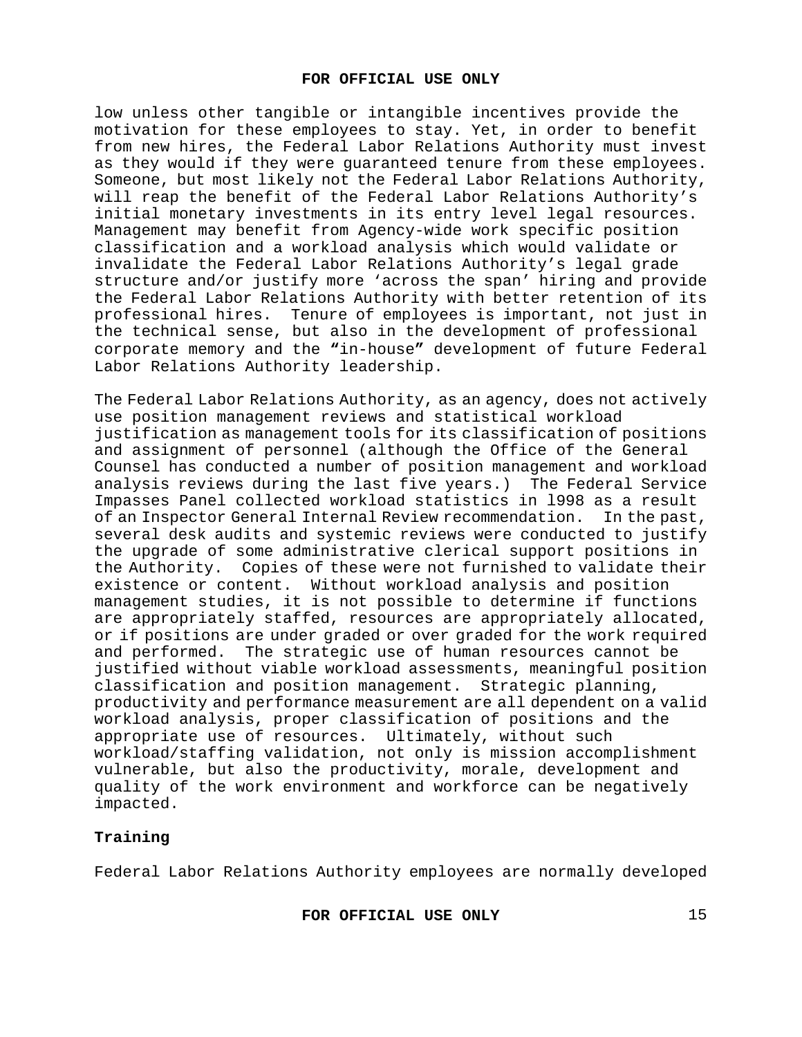low unless other tangible or intangible incentives provide the motivation for these employees to stay. Yet, in order to benefit from new hires, the Federal Labor Relations Authority must invest as they would if they were guaranteed tenure from these employees. Someone, but most likely not the Federal Labor Relations Authority, will reap the benefit of the Federal Labor Relations Authority's initial monetary investments in its entry level legal resources. Management may benefit from Agency-wide work specific position classification and a workload analysis which would validate or invalidate the Federal Labor Relations Authority's legal grade structure and/or justify more 'across the span' hiring and provide the Federal Labor Relations Authority with better retention of its professional hires. Tenure of employees is important, not just in the technical sense, but also in the development of professional corporate memory and the **"**in-house**"** development of future Federal Labor Relations Authority leadership.

The Federal Labor Relations Authority, as an agency, does not actively use position management reviews and statistical workload justification as management tools for its classification of positions and assignment of personnel (although the Office of the General Counsel has conducted a number of position management and workload analysis reviews during the last five years.) The Federal Service Impasses Panel collected workload statistics in l998 as a result of an Inspector General Internal Review recommendation. In the past, several desk audits and systemic reviews were conducted to justify the upgrade of some administrative clerical support positions in the Authority. Copies of these were not furnished to validate their existence or content. Without workload analysis and position management studies, it is not possible to determine if functions are appropriately staffed, resources are appropriately allocated, or if positions are under graded or over graded for the work required and performed. The strategic use of human resources cannot be justified without viable workload assessments, meaningful position classification and position management. Strategic planning, productivity and performance measurement are all dependent on a valid workload analysis, proper classification of positions and the appropriate use of resources. Ultimately, without such workload/staffing validation, not only is mission accomplishment vulnerable, but also the productivity, morale, development and quality of the work environment and workforce can be negatively impacted.

**Training**

Federal Labor Relations Authority employees are normally developed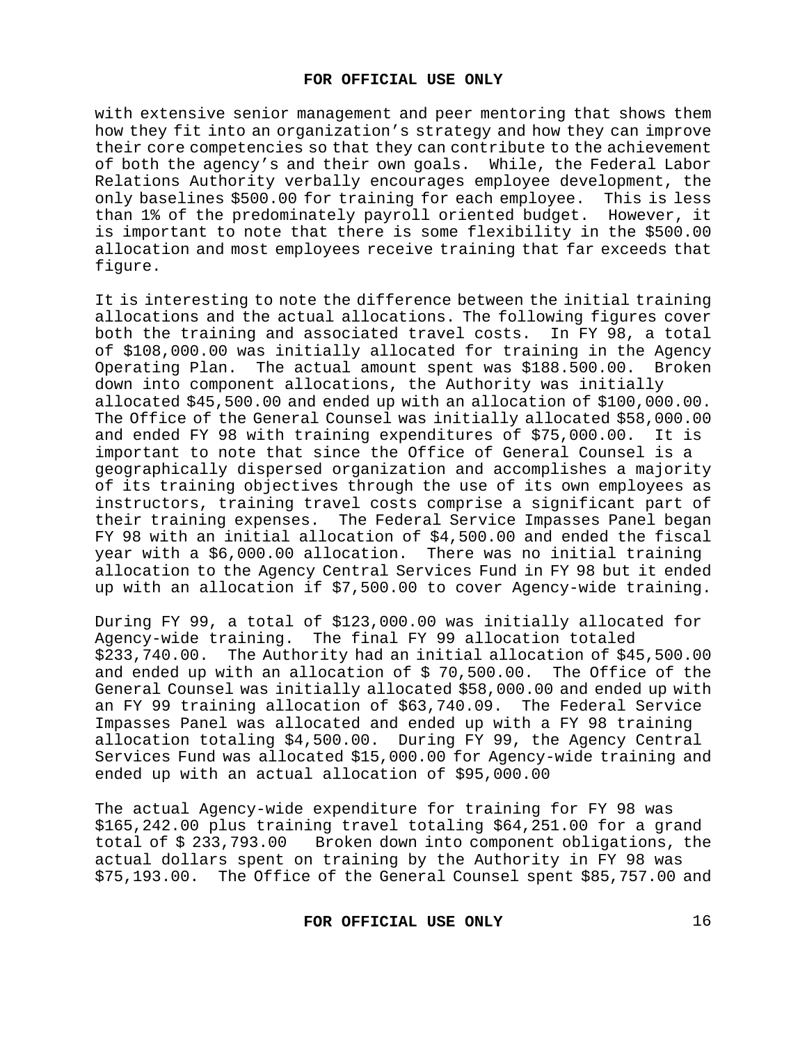with extensive senior management and peer mentoring that shows them how they fit into an organization's strategy and how they can improve their core competencies so that they can contribute to the achievement of both the agency's and their own goals. While, the Federal Labor Relations Authority verbally encourages employee development, the only baselines $500.00 for training for each employee. This is less than 1% of the predominately payroll oriented budget. However, it is important to note that there is some flexibility in the $500.00 allocation and most employees receive training that far exceeds that figure.

It is interesting to note the difference between the initial training allocations and the actual allocations. The following figures cover both the training and associated travel costs. In FY 98, a total of $108,000.00 was initially allocated for training in the Agency Operating Plan. The actual amount spent was $188.500.00. Broken down into component allocations, the Authority was initially allocated $45,500.00 and ended up with an allocation of $100,000.00. The Office of the General Counsel was initially allocated $58,000.00 and ended FY 98 with training expenditures of $75,000.00. It is important to note that since the Office of General Counsel is a geographically dispersed organization and accomplishes a majority of its training objectives through the use of its own employees as instructors, training travel costs comprise a significant part of their training expenses. The Federal Service Impasses Panel began FY 98 with an initial allocation of $4,500.00 and ended the fiscal year with a $6,000.00 allocation. There was no initial training allocation to the Agency Central Services Fund in FY 98 but it ended up with an allocation if $7,500.00 to cover Agency-wide training.

During FY 99, a total of $123,000.00 was initially allocated for Agency-wide training. The final FY 99 allocation totaled $233,740.00. The Authority had an initial allocation of $45,500.00 and ended up with an allocation of $ 70,500.00. The Office of the General Counsel was initially allocated $58,000.00 and ended up with an FY 99 training allocation of $63,740.09. The Federal Service Impasses Panel was allocated and ended up with a FY 98 training allocation totaling $4,500.00. During FY 99, the Agency Central Services Fund was allocated $15,000.00 for Agency-wide training and ended up with an actual allocation of $95,000.00

The actual Agency-wide expenditure for training for FY 98 was $165,242.00 plus training travel totaling $64,251.00 for a grand total of $ 233,793.00 Broken down into component obligations, the actual dollars spent on training by the Authority in FY 98 was $75,193.00. The Office of the General Counsel spent $85,757.00 and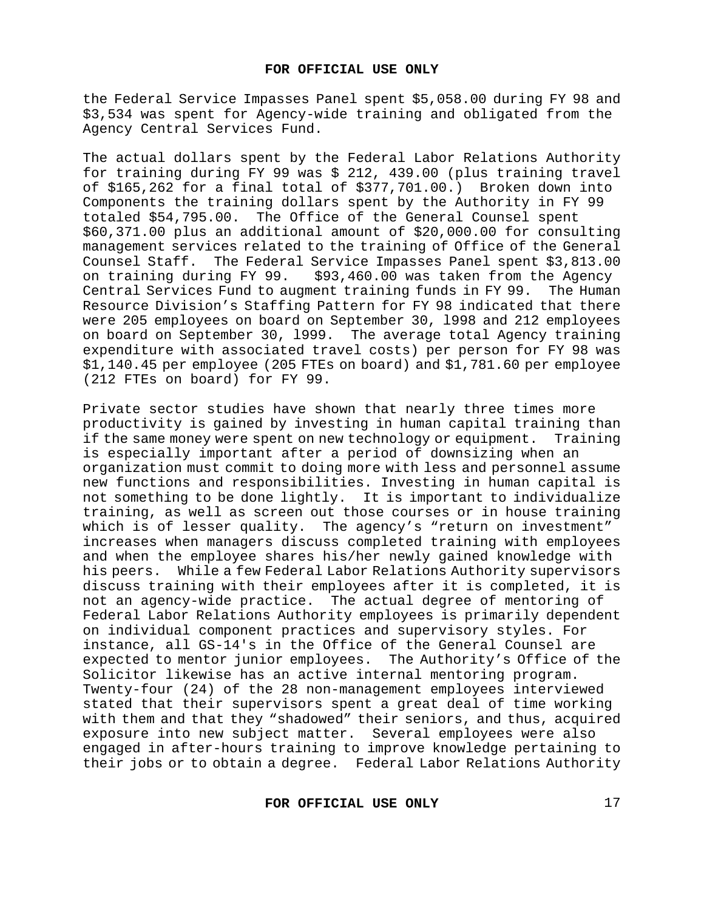the Federal Service Impasses Panel spent $5,058.00 during FY 98 and $3,534 was spent for Agency-wide training and obligated from the Agency Central Services Fund.

The actual dollars spent by the Federal Labor Relations Authority for training during FY 99 was $ 212, 439.00 (plus training travel of $165,262 for a final total of $377,701.00.) Broken down into Components the training dollars spent by the Authority in FY 99 totaled $54,795.00. The Office of the General Counsel spent $60,371.00 plus an additional amount of $20,000.00 for consulting management services related to the training of Office of the General Counsel Staff. The Federal Service Impasses Panel spent $3,813.00 on training during FY 99. $93,460.00 was taken from the Agency Central Services Fund to augment training funds in FY 99. The Human Resource Division's Staffing Pattern for FY 98 indicated that there were 205 employees on board on September 30, l998 and 212 employees on board on September 30, l999. The average total Agency training expenditure with associated travel costs) per person for FY 98 was $1,140.45 per employee (205 FTEs on board) and $1,781.60 per employee (212 FTEs on board) for FY 99.

Private sector studies have shown that nearly three times more productivity is gained by investing in human capital training than if the same money were spent on new technology or equipment. Training is especially important after a period of downsizing when an organization must commit to doing more with less and personnel assume new functions and responsibilities. Investing in human capital is not something to be done lightly. It is important to individualize training, as well as screen out those courses or in house training which is of lesser quality. The agency's "return on investment" increases when managers discuss completed training with employees and when the employee shares his/her newly gained knowledge with his peers. While a few Federal Labor Relations Authority supervisors discuss training with their employees after it is completed, it is not an agency-wide practice. The actual degree of mentoring of Federal Labor Relations Authority employees is primarily dependent on individual component practices and supervisory styles. For instance, all GS-14's in the Office of the General Counsel are expected to mentor junior employees. The Authority's Office of the Solicitor likewise has an active internal mentoring program. Twenty-four (24) of the 28 non-management employees interviewed stated that their supervisors spent a great deal of time working with them and that they "shadowed" their seniors, and thus, acquired exposure into new subject matter. Several employees were also engaged in after-hours training to improve knowledge pertaining to their jobs or to obtain a degree. Federal Labor Relations Authority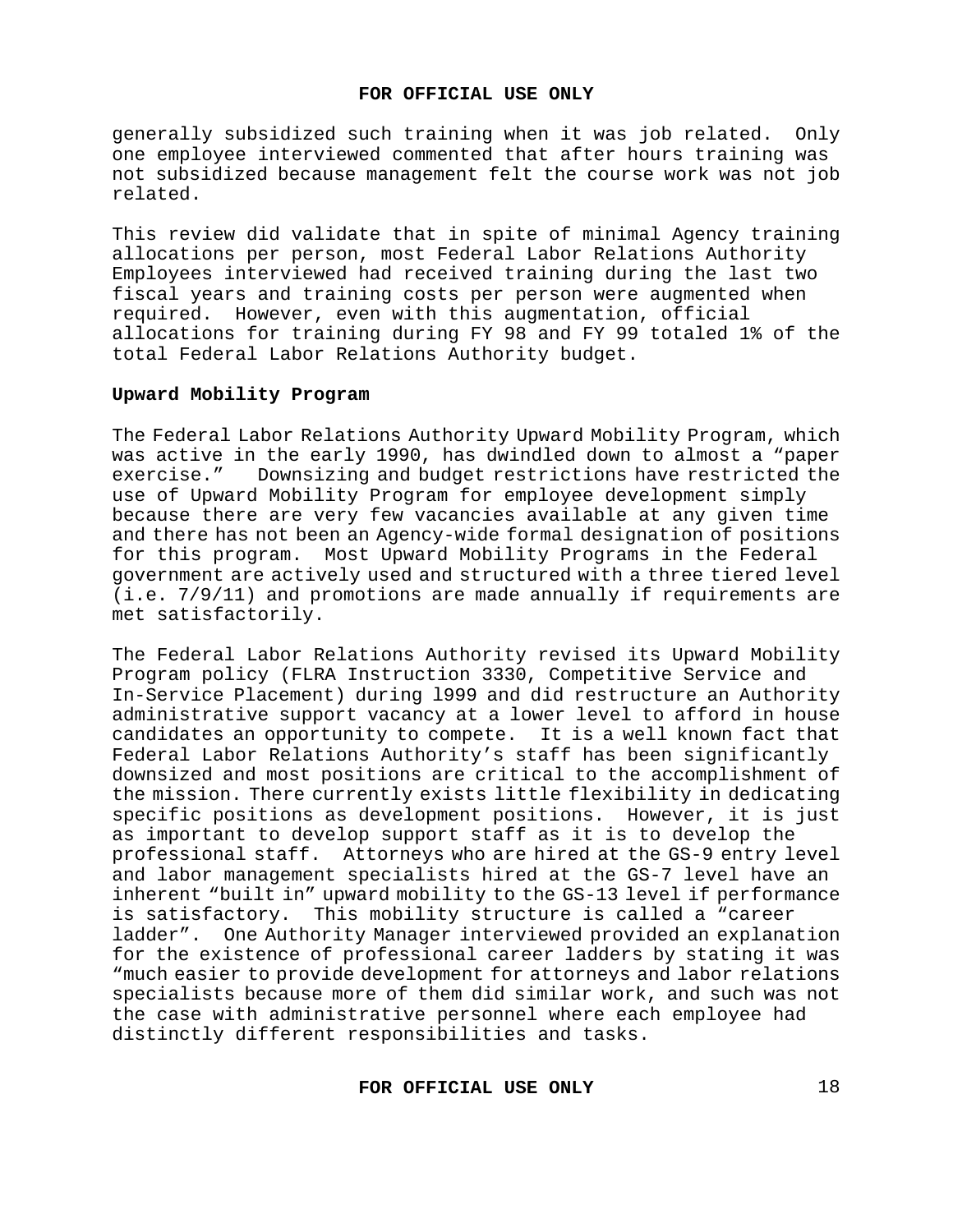generally subsidized such training when it was job related. Only one employee interviewed commented that after hours training was not subsidized because management felt the course work was not job related.

This review did validate that in spite of minimal Agency training allocations per person, most Federal Labor Relations Authority Employees interviewed had received training during the last two fiscal years and training costs per person were augmented when required. However, even with this augmentation, official allocations for training during FY 98 and FY 99 totaled 1% of the total Federal Labor Relations Authority budget.

**Upward Mobility Program**

The Federal Labor Relations Authority Upward Mobility Program, which was active in the early 1990, has dwindled down to almost a "paper exercise." Downsizing and budget restrictions have restricted the use of Upward Mobility Program for employee development simply because there are very few vacancies available at any given time and there has not been an Agency-wide formal designation of positions for this program. Most Upward Mobility Programs in the Federal government are actively used and structured with a three tiered level (i.e. 7/9/11) and promotions are made annually if requirements are met satisfactorily.

The Federal Labor Relations Authority revised its Upward Mobility Program policy (FLRA Instruction 3330, Competitive Service and In-Service Placement) during l999 and did restructure an Authority administrative support vacancy at a lower level to afford in house candidates an opportunity to compete. It is a well known fact that Federal Labor Relations Authority's staff has been significantly downsized and most positions are critical to the accomplishment of the mission. There currently exists little flexibility in dedicating specific positions as development positions. However, it is just as important to develop support staff as it is to develop the professional staff. Attorneys who are hired at the GS-9 entry level and labor management specialists hired at the GS-7 level have an inherent "built in" upward mobility to the GS-13 level if performance is satisfactory. This mobility structure is called a "career ladder". One Authority Manager interviewed provided an explanation for the existence of professional career ladders by stating it was "much easier to provide development for attorneys and labor relations specialists because more of them did similar work, and such was not the case with administrative personnel where each employee had distinctly different responsibilities and tasks.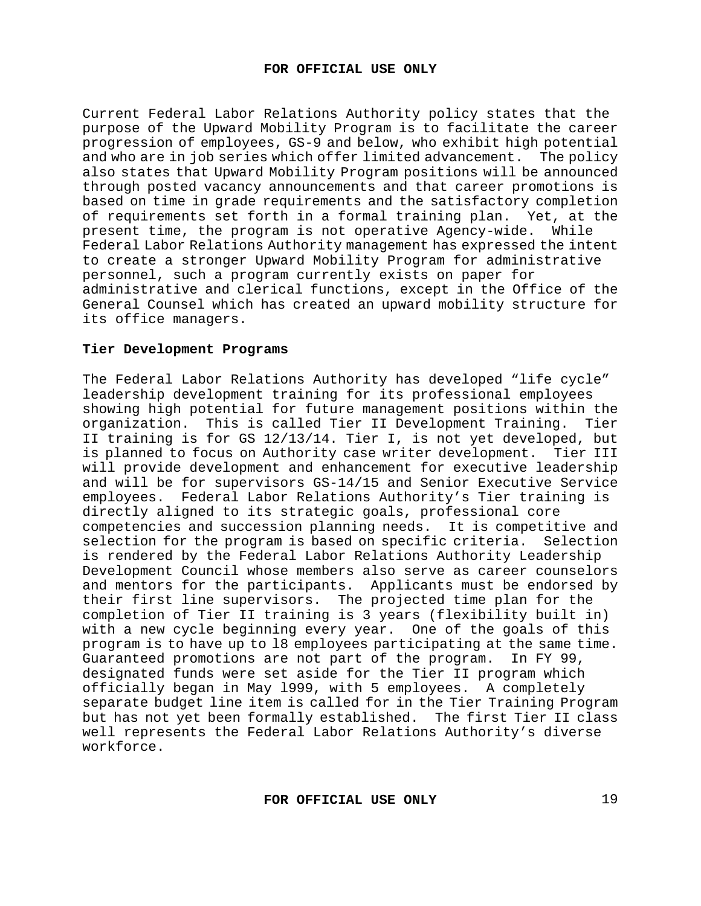Current Federal Labor Relations Authority policy states that the purpose of the Upward Mobility Program is to facilitate the career progression of employees, GS-9 and below, who exhibit high potential and who are in job series which offer limited advancement. The policy also states that Upward Mobility Program positions will be announced through posted vacancy announcements and that career promotions is based on time in grade requirements and the satisfactory completion of requirements set forth in a formal training plan. Yet, at the present time, the program is not operative Agency-wide. While Federal Labor Relations Authority management has expressed the intent to create a stronger Upward Mobility Program for administrative personnel, such a program currently exists on paper for administrative and clerical functions, except in the Office of the General Counsel which has created an upward mobility structure for its office managers.

**Tier Development Programs**

The Federal Labor Relations Authority has developed "life cycle" leadership development training for its professional employees showing high potential for future management positions within the organization. This is called Tier II Development Training. Tier II training is for GS 12/13/14. Tier I, is not yet developed, but is planned to focus on Authority case writer development. Tier III will provide development and enhancement for executive leadership and will be for supervisors GS-14/15 and Senior Executive Service employees. Federal Labor Relations Authority's Tier training is directly aligned to its strategic goals, professional core competencies and succession planning needs. It is competitive and selection for the program is based on specific criteria. Selection is rendered by the Federal Labor Relations Authority Leadership Development Council whose members also serve as career counselors and mentors for the participants. Applicants must be endorsed by their first line supervisors. The projected time plan for the completion of Tier II training is 3 years (flexibility built in) with a new cycle beginning every year. One of the goals of this program is to have up to l8 employees participating at the same time. Guaranteed promotions are not part of the program. In FY 99, designated funds were set aside for the Tier II program which officially began in May l999, with 5 employees. A completely separate budget line item is called for in the Tier Training Program but has not yet been formally established. The first Tier II class well represents the Federal Labor Relations Authority's diverse workforce.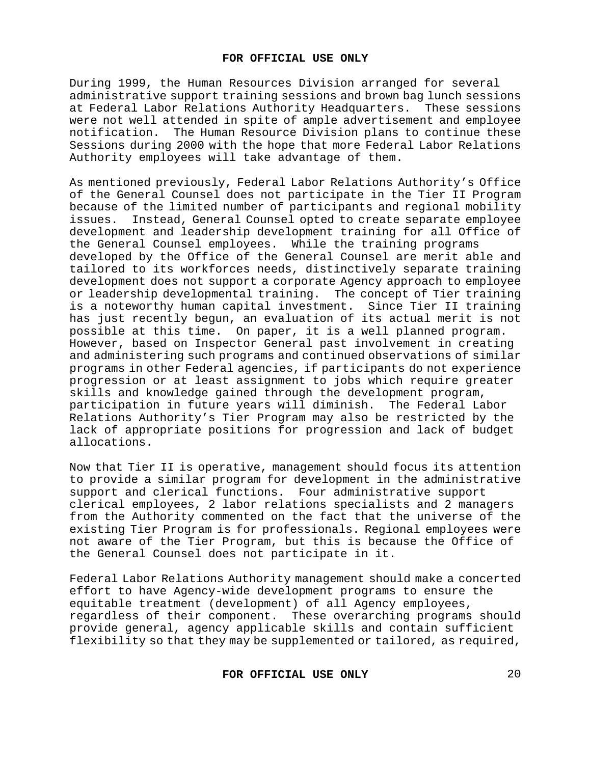During 1999, the Human Resources Division arranged for several administrative support training sessions and brown bag lunch sessions at Federal Labor Relations Authority Headquarters. These sessions were not well attended in spite of ample advertisement and employee notification. The Human Resource Division plans to continue these Sessions during 2000 with the hope that more Federal Labor Relations Authority employees will take advantage of them.

As mentioned previously, Federal Labor Relations Authority's Office of the General Counsel does not participate in the Tier II Program because of the limited number of participants and regional mobility issues. Instead, General Counsel opted to create separate employee development and leadership development training for all Office of the General Counsel employees. While the training programs developed by the Office of the General Counsel are merit able and tailored to its workforces needs, distinctively separate training development does not support a corporate Agency approach to employee or leadership developmental training. The concept of Tier training is a noteworthy human capital investment. Since Tier II training has just recently begun, an evaluation of its actual merit is not possible at this time. On paper, it is a well planned program. However, based on Inspector General past involvement in creating and administering such programs and continued observations of similar programs in other Federal agencies, if participants do not experience progression or at least assignment to jobs which require greater skills and knowledge gained through the development program, participation in future years will diminish. The Federal Labor Relations Authority's Tier Program may also be restricted by the lack of appropriate positions for progression and lack of budget allocations.

Now that Tier II is operative, management should focus its attention to provide a similar program for development in the administrative support and clerical functions. Four administrative support clerical employees, 2 labor relations specialists and 2 managers from the Authority commented on the fact that the universe of the existing Tier Program is for professionals. Regional employees were not aware of the Tier Program, but this is because the Office of the General Counsel does not participate in it.

Federal Labor Relations Authority management should make a concerted effort to have Agency-wide development programs to ensure the equitable treatment (development) of all Agency employees, regardless of their component. These overarching programs should provide general, agency applicable skills and contain sufficient flexibility so that they may be supplemented or tailored, as required,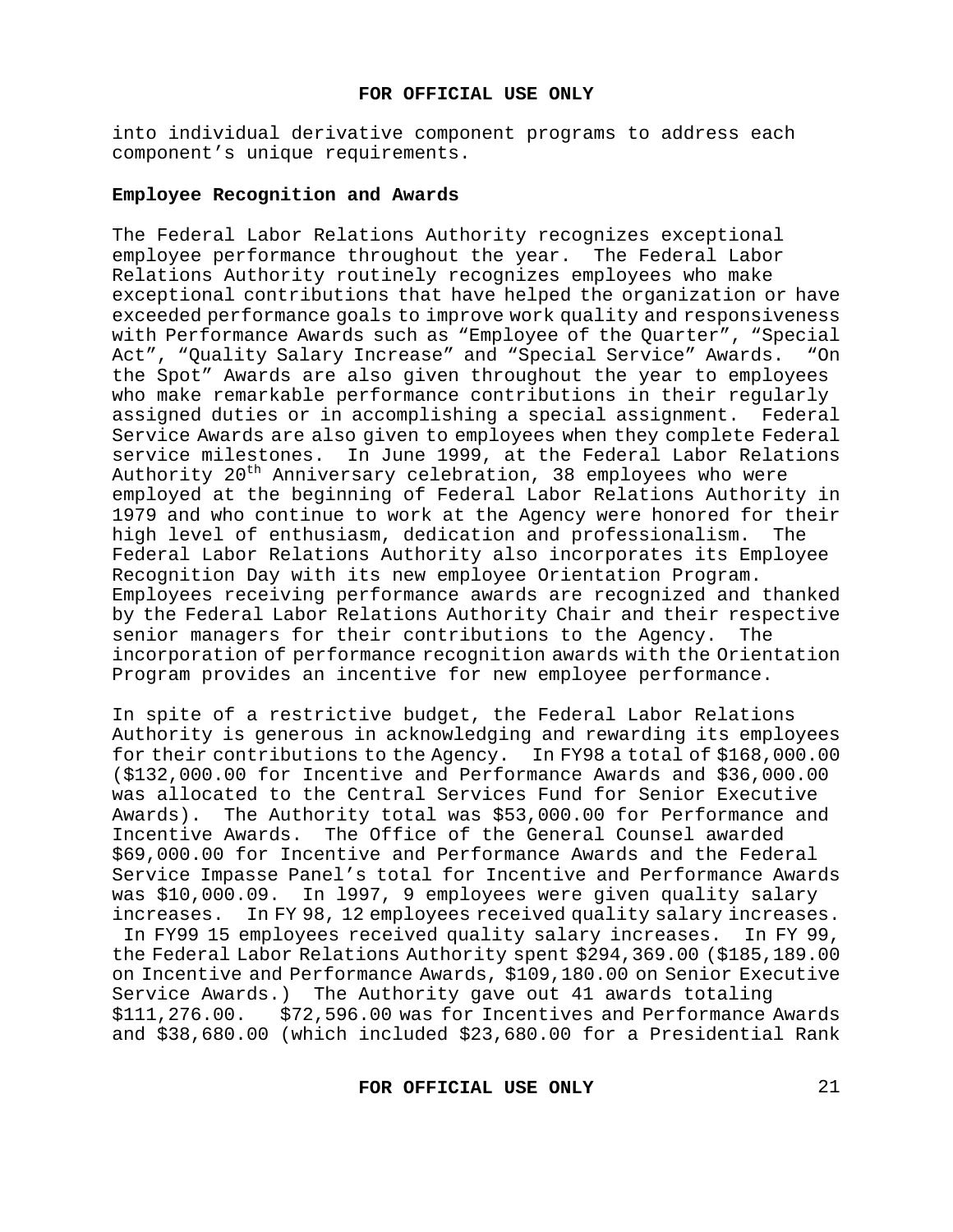into individual derivative component programs to address each component's unique requirements.

**Employee Recognition and Awards**

The Federal Labor Relations Authority recognizes exceptional employee performance throughout the year. The Federal Labor Relations Authority routinely recognizes employees who make exceptional contributions that have helped the organization or have exceeded performance goals to improve work quality and responsiveness with Performance Awards such as "Employee of the Quarter", "Special Act", "Quality Salary Increase" and "Special Service" Awards. "On the Spot" Awards are also given throughout the year to employees who make remarkable performance contributions in their regularly assigned duties or in accomplishing a special assignment. Federal Service Awards are also given to employees when they complete Federal service milestones. In June 1999, at the Federal Labor Relations Authority 20th Anniversary celebration, 38 employees who were employed at the beginning of Federal Labor Relations Authority in 1979 and who continue to work at the Agency were honored for their high level of enthusiasm, dedication and professionalism. The Federal Labor Relations Authority also incorporates its Employee Recognition Day with its new employee Orientation Program. Employees receiving performance awards are recognized and thanked by the Federal Labor Relations Authority Chair and their respective senior managers for their contributions to the Agency. The incorporation of performance recognition awards with the Orientation Program provides an incentive for new employee performance.

In spite of a restrictive budget, the Federal Labor Relations Authority is generous in acknowledging and rewarding its employees for their contributions to the Agency. In FY98 a total of $168,000.00 ($132,000.00 for Incentive and Performance Awards and $36,000.00 was allocated to the Central Services Fund for Senior Executive Awards). The Authority total was $53,000.00 for Performance and Incentive Awards. The Office of the General Counsel awarded $69,000.00 for Incentive and Performance Awards and the Federal Service Impasse Panel's total for Incentive and Performance Awards was $10,000.09. In l997, 9 employees were given quality salary increases. In FY 98, 12 employees received quality salary increases. In FY99 15 employees received quality salary increases. In FY 99, the Federal Labor Relations Authority spent $294,369.00 ($185,189.00 on Incentive and Performance Awards, $109,180.00 on Senior Executive Service Awards.) The Authority gave out 41 awards totaling $111,276.00. $72,596.00 was for Incentives and Performance Awards and $38,680.00 (which included $23,680.00 for a Presidential Rank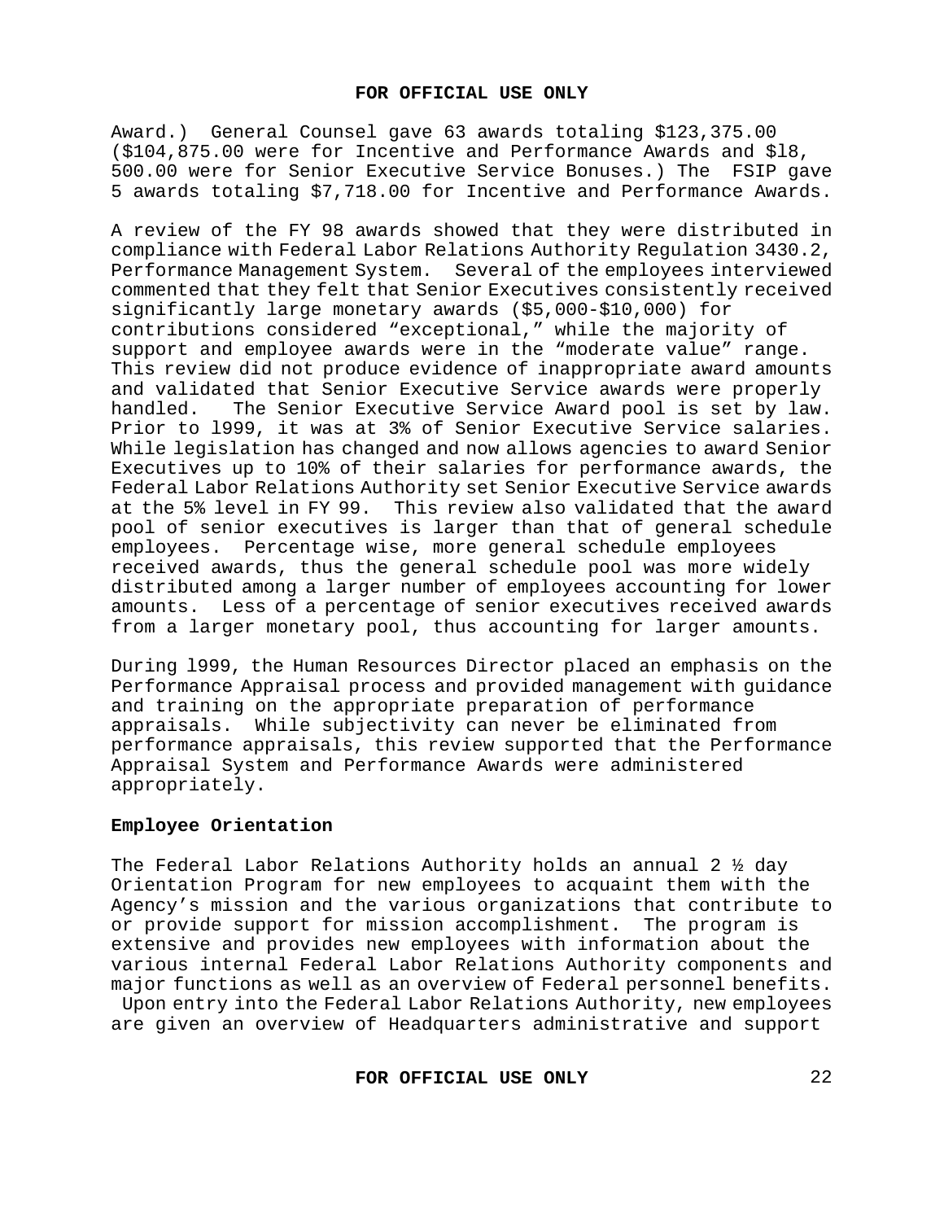Award.) General Counsel gave 63 awards totaling $123,375.00 ($104,875.00 were for Incentive and Performance Awards and $18, 500.00 were for Senior Executive Service Bonuses.) The FSIP gave 5 awards totaling $7,718.00 for Incentive and Performance Awards.

A review of the FY 98 awards showed that they were distributed in compliance with Federal Labor Relations Authority Regulation 3430.2, Performance Management System. Several of the employees interviewed commented that they felt that Senior Executives consistently received significantly large monetary awards ($5,000-$10,000) for contributions considered "exceptional," while the majority of support and employee awards were in the "moderate value" range. This review did not produce evidence of inappropriate award amounts and validated that Senior Executive Service awards were properly handled. The Senior Executive Service Award pool is set by law. Prior to 1999, it was at 3% of Senior Executive Service salaries. While legislation has changed and now allows agencies to award Senior Executives up to 10% of their salaries for performance awards, the Federal Labor Relations Authority set Senior Executive Service awards at the 5% level in FY 99. This review also validated that the award pool of senior executives is larger than that of general schedule employees. Percentage wise, more general schedule employees received awards, thus the general schedule pool was more widely distributed among a larger number of employees accounting for lower amounts. Less of a percentage of senior executives received awards from a larger monetary pool, thus accounting for larger amounts.

During 1999, the Human Resources Director placed an emphasis on the Performance Appraisal process and provided management with guidance and training on the appropriate preparation of performance appraisals. While subjectivity can never be eliminated from performance appraisals, this review supported that the Performance Appraisal System and Performance Awards were administered appropriately.

**Employee Orientation**

The Federal Labor Relations Authority holds an annual 2 ½ day Orientation Program for new employees to acquaint them with the Agency's mission and the various organizations that contribute to or provide support for mission accomplishment. The program is extensive and provides new employees with information about the various internal Federal Labor Relations Authority components and major functions as well as an overview of Federal personnel benefits. Upon entry into the Federal Labor Relations Authority, new employees are given an overview of Headquarters administrative and support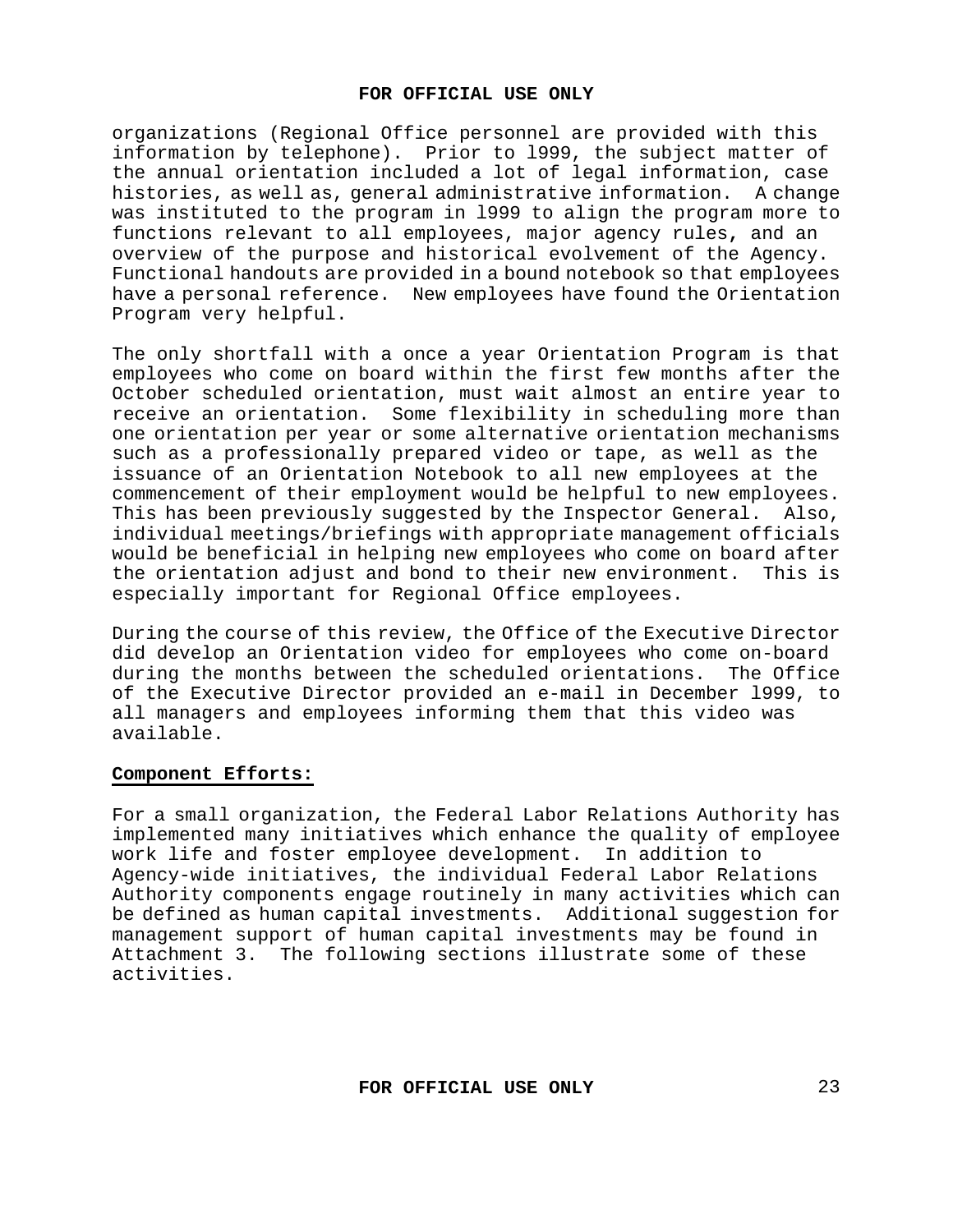organizations (Regional Office personnel are provided with this information by telephone). Prior to l999, the subject matter of the annual orientation included a lot of legal information, case histories, as well as, general administrative information. A change was instituted to the program in l999 to align the program more to functions relevant to all employees, major agency rules, and an overview of the purpose and historical evolvement of the Agency. Functional handouts are provided in a bound notebook so that employees have a personal reference. New employees have found the Orientation Program very helpful.

The only shortfall with a once a year Orientation Program is that employees who come on board within the first few months after the October scheduled orientation, must wait almost an entire year to receive an orientation. Some flexibility in scheduling more than one orientation per year or some alternative orientation mechanisms such as a professionally prepared video or tape, as well as the issuance of an Orientation Notebook to all new employees at the commencement of their employment would be helpful to new employees. This has been previously suggested by the Inspector General. Also, individual meetings/briefings with appropriate management officials would be beneficial in helping new employees who come on board after the orientation adjust and bond to their new environment. This is especially important for Regional Office employees.

During the course of this review, the Office of the Executive Director did develop an Orientation video for employees who come on-board during the months between the scheduled orientations. The Office of the Executive Director provided an e-mail in December l999, to all managers and employees informing them that this video was available.

**Component Efforts:**

For a small organization, the Federal Labor Relations Authority has implemented many initiatives which enhance the quality of employee work life and foster employee development. In addition to Agency-wide initiatives, the individual Federal Labor Relations Authority components engage routinely in many activities which can be defined as human capital investments. Additional suggestion for management support of human capital investments may be found in Attachment 3. The following sections illustrate some of these activities.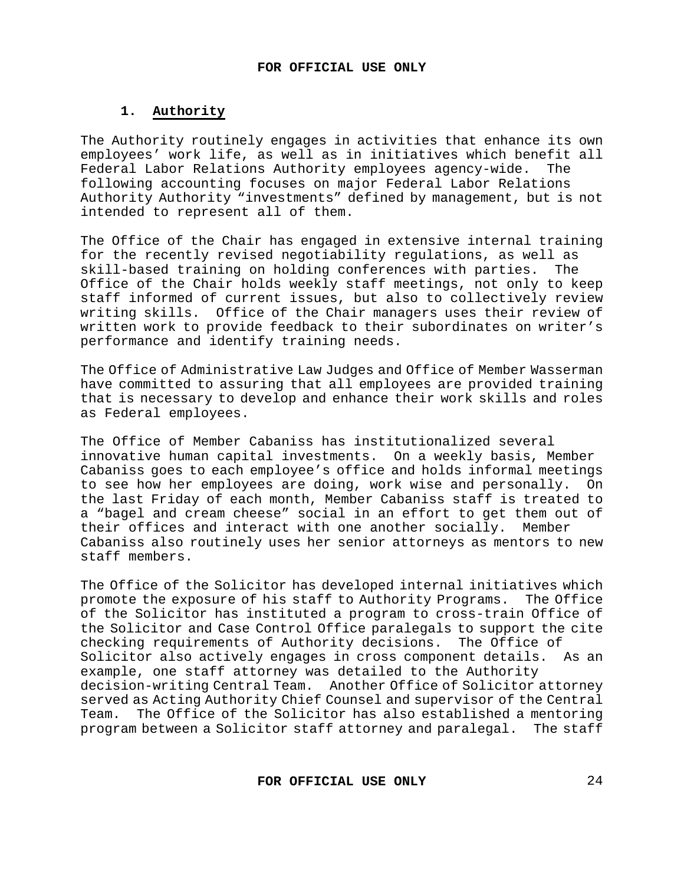### 1. Authority

The Authority routinely engages in activities that enhance its own employees' work life, as well as in initiatives which benefit all Federal Labor Relations Authority employees agency-wide. The following accounting focuses on major Federal Labor Relations Authority Authority "investments" defined by management, but is not intended to represent all of them.

The Office of the Chair has engaged in extensive internal training for the recently revised negotiability regulations, as well as skill-based training on holding conferences with parties. The Office of the Chair holds weekly staff meetings, not only to keep staff informed of current issues, but also to collectively review writing skills. Office of the Chair managers uses their review of written work to provide feedback to their subordinates on writer's performance and identify training needs.

The Office of Administrative Law Judges and Office of Member Wasserman have committed to assuring that all employees are provided training that is necessary to develop and enhance their work skills and roles as Federal employees.

The Office of Member Cabaniss has institutionalized several innovative human capital investments. On a weekly basis, Member Cabaniss goes to each employee's office and holds informal meetings to see how her employees are doing, work wise and personally. On the last Friday of each month, Member Cabaniss staff is treated to a "bagel and cream cheese" social in an effort to get them out of their offices and interact with one another socially. Member Cabaniss also routinely uses her senior attorneys as mentors to new staff members.

The Office of the Solicitor has developed internal initiatives which promote the exposure of his staff to Authority Programs. The Office of the Solicitor has instituted a program to cross-train Office of the Solicitor and Case Control Office paralegals to support the cite checking requirements of Authority decisions. The Office of Solicitor also actively engages in cross component details. As an example, one staff attorney was detailed to the Authority decision-writing Central Team. Another Office of Solicitor attorney served as Acting Authority Chief Counsel and supervisor of the Central Team. The Office of the Solicitor has also established a mentoring program between a Solicitor staff attorney and paralegal. The staff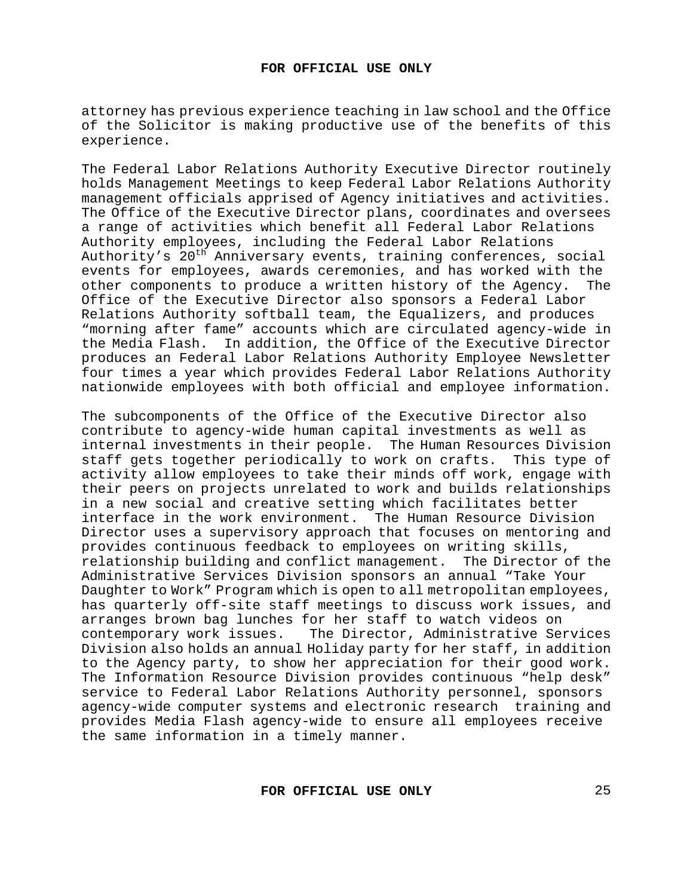attorney has previous experience teaching in law school and the Office of the Solicitor is making productive use of the benefits of this experience.

The Federal Labor Relations Authority Executive Director routinely holds Management Meetings to keep Federal Labor Relations Authority management officials apprised of Agency initiatives and activities. The Office of the Executive Director plans, coordinates and oversees a range of activities which benefit all Federal Labor Relations Authority employees, including the Federal Labor Relations Authority's 20th Anniversary events, training conferences, social events for employees, awards ceremonies, and has worked with the other components to produce a written history of the Agency. The Office of the Executive Director also sponsors a Federal Labor Relations Authority softball team, the Equalizers, and produces "morning after fame" accounts which are circulated agency-wide in the Media Flash. In addition, the Office of the Executive Director produces an Federal Labor Relations Authority Employee Newsletter four times a year which provides Federal Labor Relations Authority nationwide employees with both official and employee information.

The subcomponents of the Office of the Executive Director also contribute to agency-wide human capital investments as well as internal investments in their people. The Human Resources Division staff gets together periodically to work on crafts. This type of activity allow employees to take their minds off work, engage with their peers on projects unrelated to work and builds relationships in a new social and creative setting which facilitates better interface in the work environment. The Human Resource Division Director uses a supervisory approach that focuses on mentoring and provides continuous feedback to employees on writing skills, relationship building and conflict management. The Director of the Administrative Services Division sponsors an annual "Take Your Daughter to Work" Program which is open to all metropolitan employees, has quarterly off-site staff meetings to discuss work issues, and arranges brown bag lunches for her staff to watch videos on contemporary work issues. The Director, Administrative Services Division also holds an annual Holiday party for her staff, in addition to the Agency party, to show her appreciation for their good work. The Information Resource Division provides continuous "help desk" service to Federal Labor Relations Authority personnel, sponsors agency-wide computer systems and electronic research training and provides Media Flash agency-wide to ensure all employees receive the same information in a timely manner.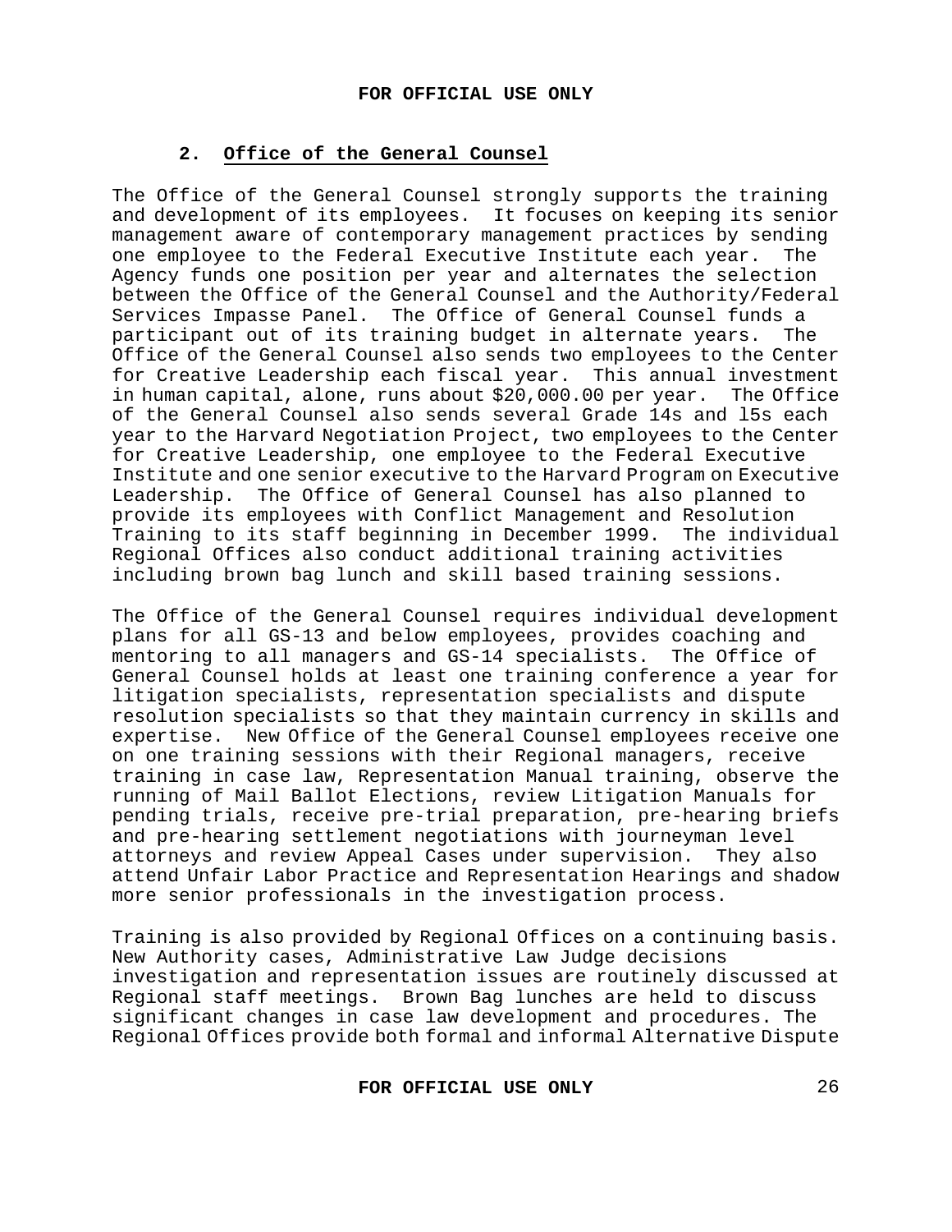### 2. Office of the General Counsel

The Office of the General Counsel strongly supports the training and development of its employees. It focuses on keeping its senior management aware of contemporary management practices by sending one employee to the Federal Executive Institute each year. The Agency funds one position per year and alternates the selection between the Office of the General Counsel and the Authority/Federal Services Impasse Panel. The Office of General Counsel funds a participant out of its training budget in alternate years. The Office of the General Counsel also sends two employees to the Center for Creative Leadership each fiscal year. This annual investment in human capital, alone, runs about $20,000.00 per year. The Office of the General Counsel also sends several Grade 14s and l5s each year to the Harvard Negotiation Project, two employees to the Center for Creative Leadership, one employee to the Federal Executive Institute and one senior executive to the Harvard Program on Executive Leadership. The Office of General Counsel has also planned to provide its employees with Conflict Management and Resolution Training to its staff beginning in December 1999. The individual Regional Offices also conduct additional training activities including brown bag lunch and skill based training sessions.

The Office of the General Counsel requires individual development plans for all GS-13 and below employees, provides coaching and mentoring to all managers and GS-14 specialists. The Office of General Counsel holds at least one training conference a year for litigation specialists, representation specialists and dispute resolution specialists so that they maintain currency in skills and expertise. New Office of the General Counsel employees receive one on one training sessions with their Regional managers, receive training in case law, Representation Manual training, observe the running of Mail Ballot Elections, review Litigation Manuals for pending trials, receive pre-trial preparation, pre-hearing briefs and pre-hearing settlement negotiations with journeyman level attorneys and review Appeal Cases under supervision. They also attend Unfair Labor Practice and Representation Hearings and shadow more senior professionals in the investigation process.

Training is also provided by Regional Offices on a continuing basis. New Authority cases, Administrative Law Judge decisions investigation and representation issues are routinely discussed at Regional staff meetings. Brown Bag lunches are held to discuss significant changes in case law development and procedures. The Regional Offices provide both formal and informal Alternative Dispute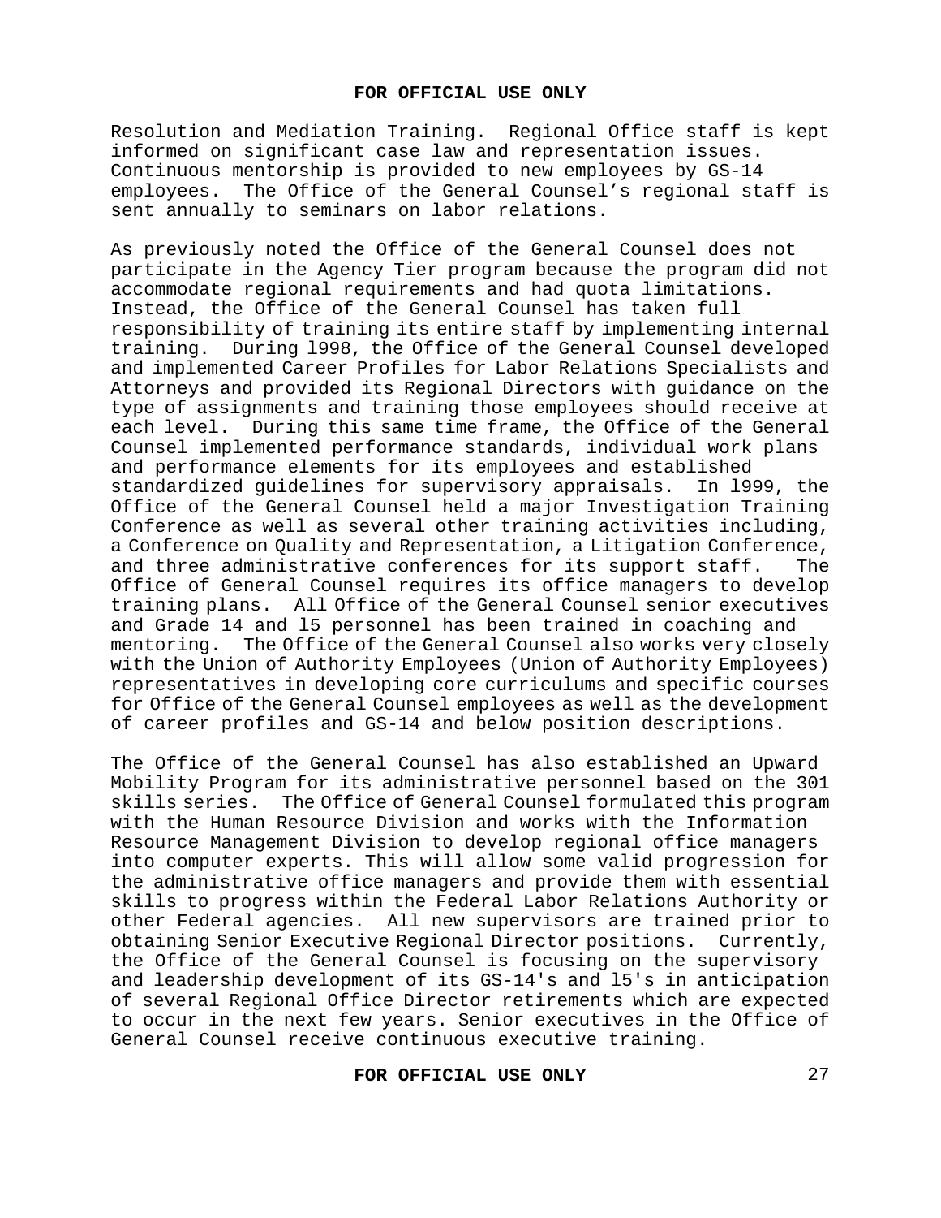Resolution and Mediation Training. Regional Office staff is kept informed on significant case law and representation issues. Continuous mentorship is provided to new employees by GS-14 employees. The Office of the General Counsel's regional staff is sent annually to seminars on labor relations.

As previously noted the Office of the General Counsel does not participate in the Agency Tier program because the program did not accommodate regional requirements and had quota limitations. Instead, the Office of the General Counsel has taken full responsibility of training its entire staff by implementing internal training. During l998, the Office of the General Counsel developed and implemented Career Profiles for Labor Relations Specialists and Attorneys and provided its Regional Directors with guidance on the type of assignments and training those employees should receive at each level. During this same time frame, the Office of the General Counsel implemented performance standards, individual work plans and performance elements for its employees and established standardized guidelines for supervisory appraisals. In l999, the Office of the General Counsel held a major Investigation Training Conference as well as several other training activities including, a Conference on Quality and Representation, a Litigation Conference, and three administrative conferences for its support staff. The Office of General Counsel requires its office managers to develop training plans. All Office of the General Counsel senior executives and Grade 14 and l5 personnel has been trained in coaching and mentoring. The Office of the General Counsel also works very closely with the Union of Authority Employees (Union of Authority Employees) representatives in developing core curriculums and specific courses for Office of the General Counsel employees as well as the development of career profiles and GS-14 and below position descriptions.

The Office of the General Counsel has also established an Upward Mobility Program for its administrative personnel based on the 301 skills series. The Office of General Counsel formulated this program with the Human Resource Division and works with the Information Resource Management Division to develop regional office managers into computer experts. This will allow some valid progression for the administrative office managers and provide them with essential skills to progress within the Federal Labor Relations Authority or other Federal agencies. All new supervisors are trained prior to obtaining Senior Executive Regional Director positions. Currently, the Office of the General Counsel is focusing on the supervisory and leadership development of its GS-14's and l5's in anticipation of several Regional Office Director retirements which are expected to occur in the next few years. Senior executives in the Office of General Counsel receive continuous executive training.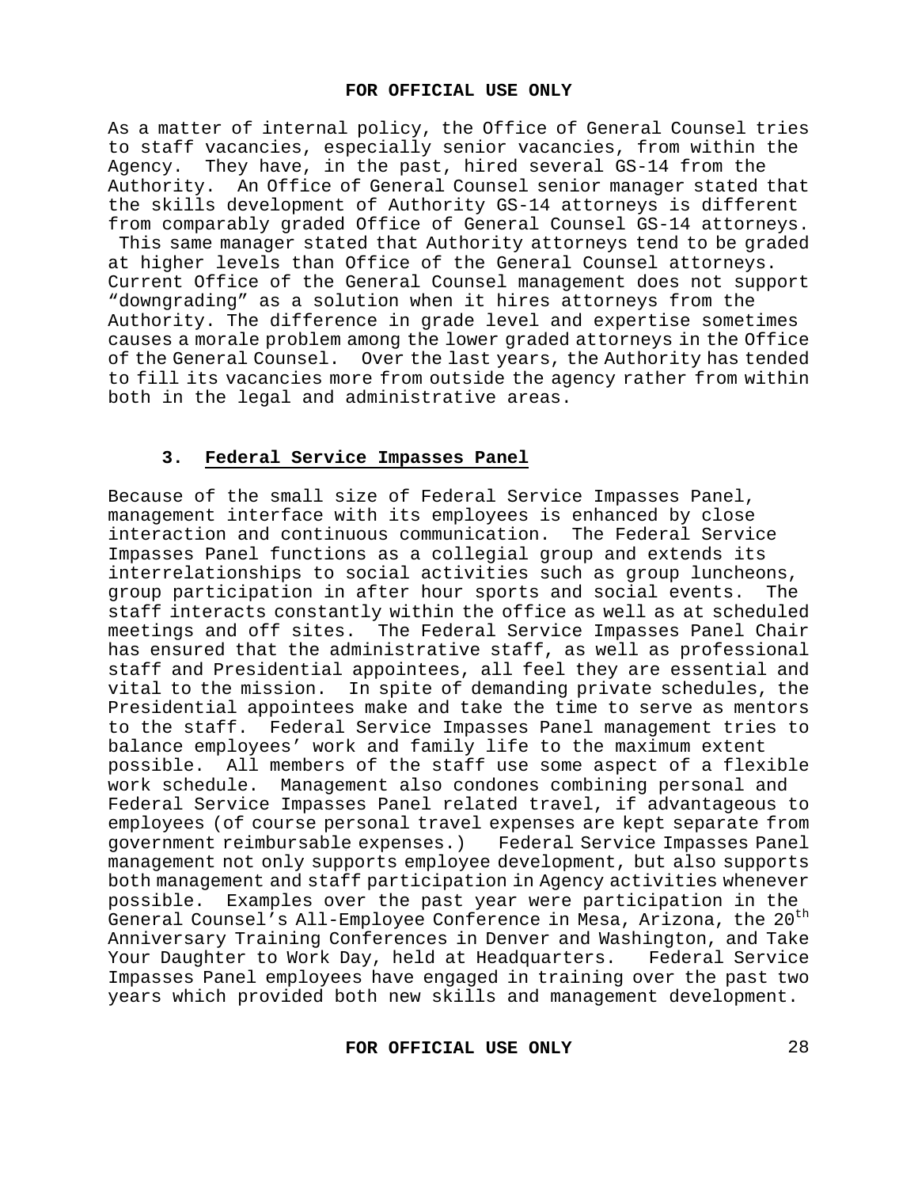As a matter of internal policy, the Office of General Counsel tries to staff vacancies, especially senior vacancies, from within the Agency. They have, in the past, hired several GS-14 from the Authority. An Office of General Counsel senior manager stated that the skills development of Authority GS-14 attorneys is different from comparably graded Office of General Counsel GS-14 attorneys. This same manager stated that Authority attorneys tend to be graded at higher levels than Office of the General Counsel attorneys. Current Office of the General Counsel management does not support "downgrading" as a solution when it hires attorneys from the Authority. The difference in grade level and expertise sometimes causes a morale problem among the lower graded attorneys in the Office of the General Counsel. Over the last years, the Authority has tended to fill its vacancies more from outside the agency rather from within both in the legal and administrative areas.

### 3. Federal Service Impasses Panel

Because of the small size of Federal Service Impasses Panel, management interface with its employees is enhanced by close interaction and continuous communication. The Federal Service Impasses Panel functions as a collegial group and extends its interrelationships to social activities such as group luncheons, group participation in after hour sports and social events. The staff interacts constantly within the office as well as at scheduled meetings and off sites. The Federal Service Impasses Panel Chair has ensured that the administrative staff, as well as professional staff and Presidential appointees, all feel they are essential and vital to the mission. In spite of demanding private schedules, the Presidential appointees make and take the time to serve as mentors to the staff. Federal Service Impasses Panel management tries to balance employees' work and family life to the maximum extent possible. All members of the staff use some aspect of a flexible work schedule. Management also condones combining personal and Federal Service Impasses Panel related travel, if advantageous to employees (of course personal travel expenses are kept separate from government reimbursable expenses.) Federal Service Impasses Panel management not only supports employee development, but also supports both management and staff participation in Agency activities whenever possible. Examples over the past year were participation in the General Counsel's All-Employee Conference in Mesa, Arizona, the 20th Anniversary Training Conferences in Denver and Washington, and Take Your Daughter to Work Day, held at Headquarters. Federal Service Impasses Panel employees have engaged in training over the past two years which provided both new skills and management development.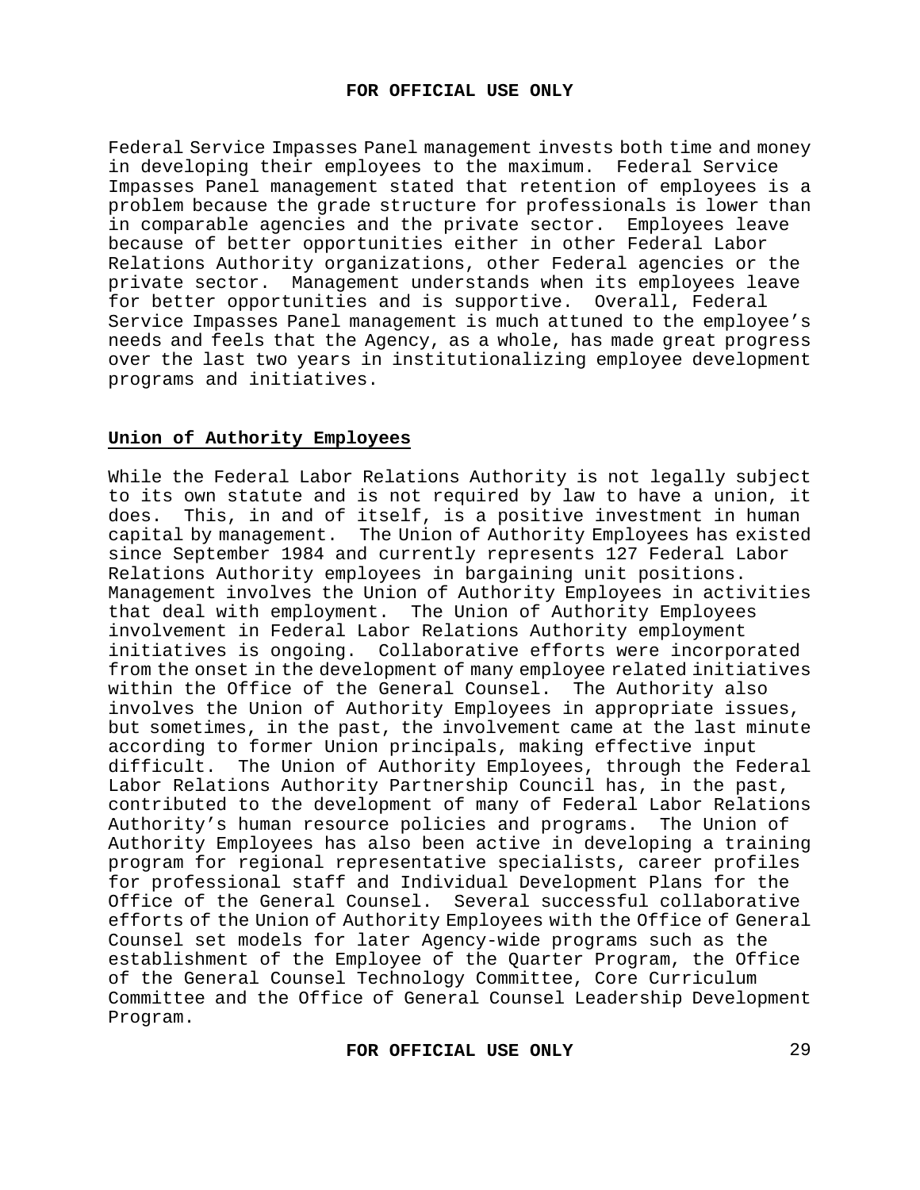Federal Service Impasses Panel management invests both time and money in developing their employees to the maximum. Federal Service Impasses Panel management stated that retention of employees is a problem because the grade structure for professionals is lower than in comparable agencies and the private sector. Employees leave because of better opportunities either in other Federal Labor Relations Authority organizations, other Federal agencies or the private sector. Management understands when its employees leave for better opportunities and is supportive. Overall, Federal Service Impasses Panel management is much attuned to the employee's needs and feels that the Agency, as a whole, has made great progress over the last two years in institutionalizing employee development programs and initiatives.

## Union of Authority Employees

While the Federal Labor Relations Authority is not legally subject to its own statute and is not required by law to have a union, it does. This, in and of itself, is a positive investment in human capital by management. The Union of Authority Employees has existed since September 1984 and currently represents 127 Federal Labor Relations Authority employees in bargaining unit positions. Management involves the Union of Authority Employees in activities that deal with employment. The Union of Authority Employees involvement in Federal Labor Relations Authority employment initiatives is ongoing. Collaborative efforts were incorporated from the onset in the development of many employee related initiatives within the Office of the General Counsel. The Authority also involves the Union of Authority Employees in appropriate issues, but sometimes, in the past, the involvement came at the last minute according to former Union principals, making effective input difficult. The Union of Authority Employees, through the Federal Labor Relations Authority Partnership Council has, in the past, contributed to the development of many of Federal Labor Relations Authority's human resource policies and programs. The Union of Authority Employees has also been active in developing a training program for regional representative specialists, career profiles for professional staff and Individual Development Plans for the Office of the General Counsel. Several successful collaborative efforts of the Union of Authority Employees with the Office of General Counsel set models for later Agency-wide programs such as the establishment of the Employee of the Quarter Program, the Office of the General Counsel Technology Committee, Core Curriculum Committee and the Office of General Counsel Leadership Development Program.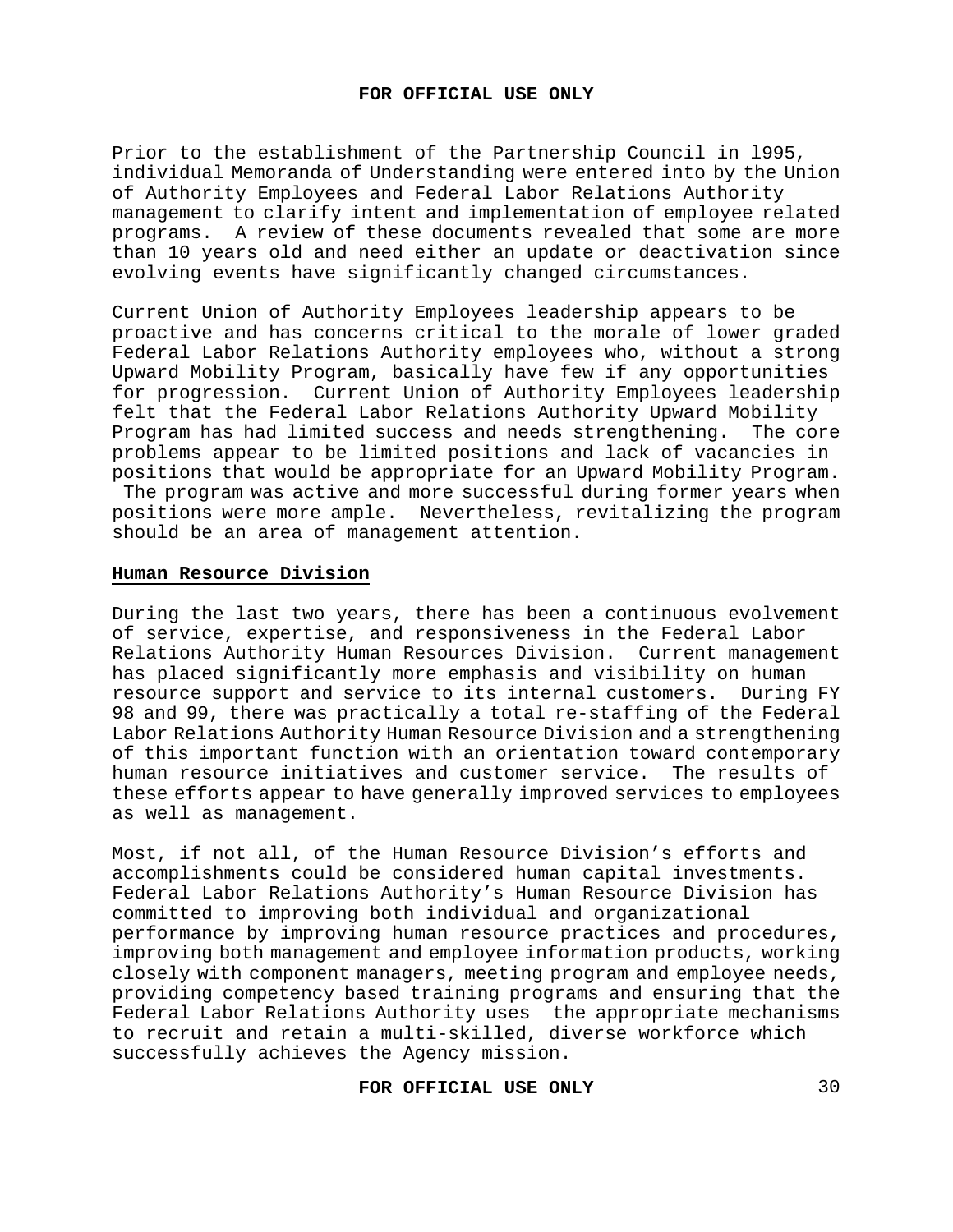Prior to the establishment of the Partnership Council in l995, individual Memoranda of Understanding were entered into by the Union of Authority Employees and Federal Labor Relations Authority management to clarify intent and implementation of employee related programs. A review of these documents revealed that some are more than 10 years old and need either an update or deactivation since evolving events have significantly changed circumstances.

Current Union of Authority Employees leadership appears to be proactive and has concerns critical to the morale of lower graded Federal Labor Relations Authority employees who, without a strong Upward Mobility Program, basically have few if any opportunities for progression. Current Union of Authority Employees leadership felt that the Federal Labor Relations Authority Upward Mobility Program has had limited success and needs strengthening. The core problems appear to be limited positions and lack of vacancies in positions that would be appropriate for an Upward Mobility Program. The program was active and more successful during former years when positions were more ample. Nevertheless, revitalizing the program should be an area of management attention.

## Human Resource Division

During the last two years, there has been a continuous evolvement of service, expertise, and responsiveness in the Federal Labor Relations Authority Human Resources Division. Current management has placed significantly more emphasis and visibility on human resource support and service to its internal customers. During FY 98 and 99, there was practically a total re-staffing of the Federal Labor Relations Authority Human Resource Division and a strengthening of this important function with an orientation toward contemporary human resource initiatives and customer service. The results of these efforts appear to have generally improved services to employees as well as management.

Most, if not all, of the Human Resource Division's efforts and accomplishments could be considered human capital investments. Federal Labor Relations Authority's Human Resource Division has committed to improving both individual and organizational performance by improving human resource practices and procedures, improving both management and employee information products, working closely with component managers, meeting program and employee needs, providing competency based training programs and ensuring that the Federal Labor Relations Authority uses the appropriate mechanisms to recruit and retain a multi-skilled, diverse workforce which successfully achieves the Agency mission.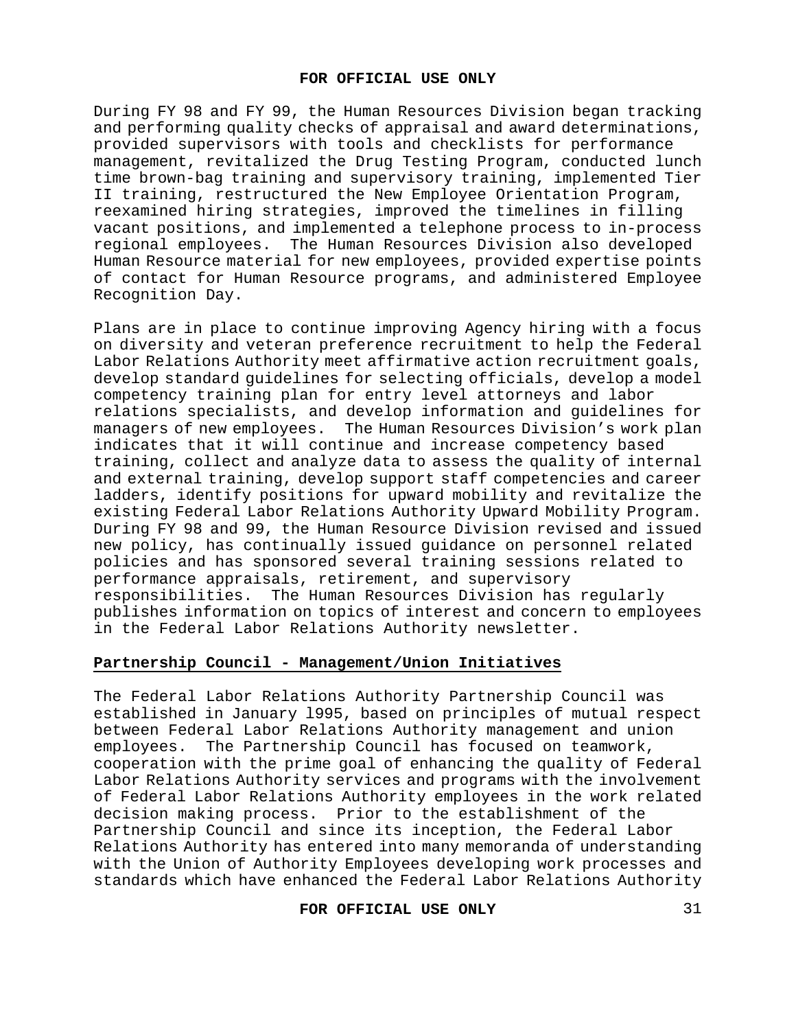During FY 98 and FY 99, the Human Resources Division began tracking and performing quality checks of appraisal and award determinations, provided supervisors with tools and checklists for performance management, revitalized the Drug Testing Program, conducted lunch time brown-bag training and supervisory training, implemented Tier II training, restructured the New Employee Orientation Program, reexamined hiring strategies, improved the timelines in filling vacant positions, and implemented a telephone process to in-process regional employees. The Human Resources Division also developed Human Resource material for new employees, provided expertise points of contact for Human Resource programs, and administered Employee Recognition Day.

Plans are in place to continue improving Agency hiring with a focus on diversity and veteran preference recruitment to help the Federal Labor Relations Authority meet affirmative action recruitment goals, develop standard guidelines for selecting officials, develop a model competency training plan for entry level attorneys and labor relations specialists, and develop information and guidelines for managers of new employees. The Human Resources Division's work plan indicates that it will continue and increase competency based training, collect and analyze data to assess the quality of internal and external training, develop support staff competencies and career ladders, identify positions for upward mobility and revitalize the existing Federal Labor Relations Authority Upward Mobility Program. During FY 98 and 99, the Human Resource Division revised and issued new policy, has continually issued guidance on personnel related policies and has sponsored several training sessions related to performance appraisals, retirement, and supervisory responsibilities. The Human Resources Division has regularly publishes information on topics of interest and concern to employees in the Federal Labor Relations Authority newsletter.

## Partnership Council - Management/Union Initiatives

The Federal Labor Relations Authority Partnership Council was established in January l995, based on principles of mutual respect between Federal Labor Relations Authority management and union employees. The Partnership Council has focused on teamwork, cooperation with the prime goal of enhancing the quality of Federal Labor Relations Authority services and programs with the involvement of Federal Labor Relations Authority employees in the work related decision making process. Prior to the establishment of the Partnership Council and since its inception, the Federal Labor Relations Authority has entered into many memoranda of understanding with the Union of Authority Employees developing work processes and standards which have enhanced the Federal Labor Relations Authority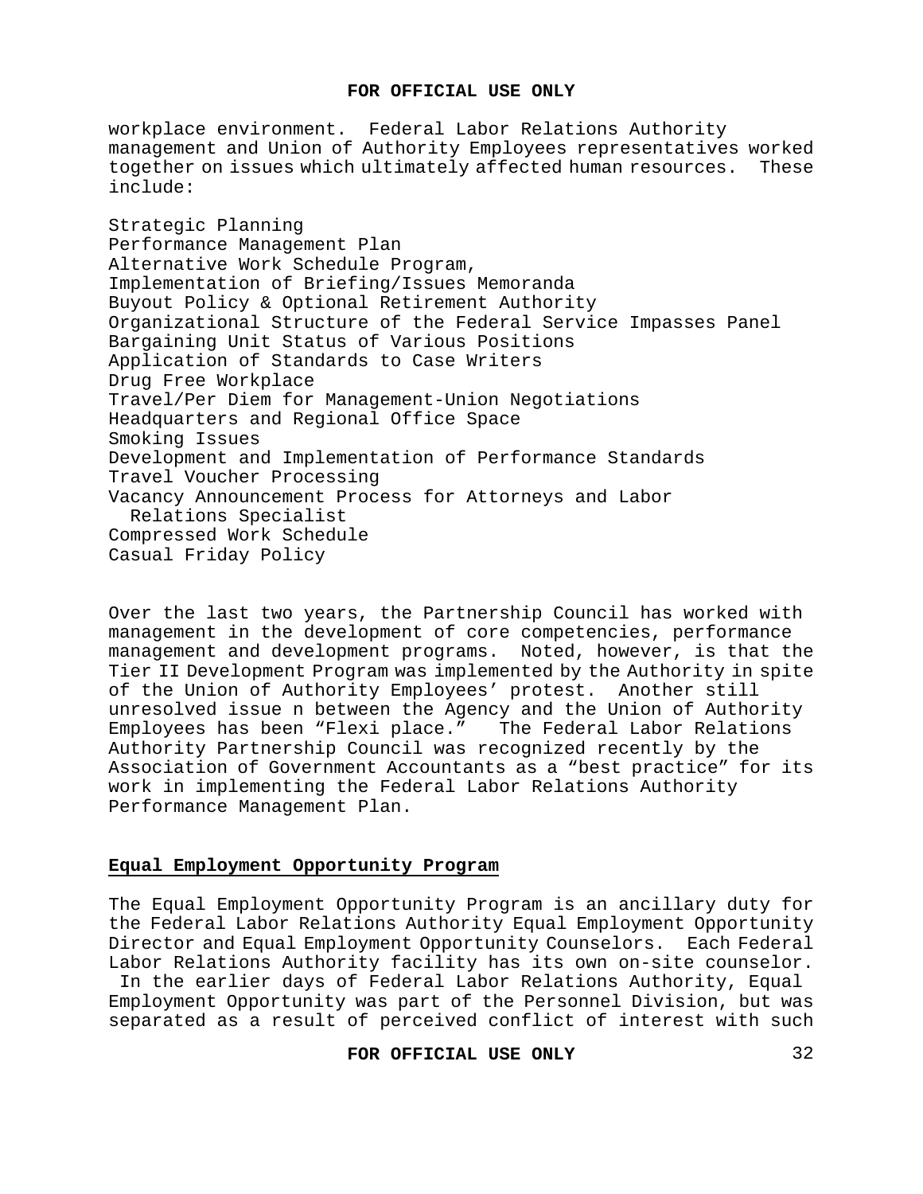workplace environment. Federal Labor Relations Authority management and Union of Authority Employees representatives worked together on issues which ultimately affected human resources. These include:

Strategic Planning
Performance Management Plan
Alternative Work Schedule Program,
Implementation of Briefing/Issues Memoranda
Buyout Policy & Optional Retirement Authority
Organizational Structure of the Federal Service Impasses Panel
Bargaining Unit Status of Various Positions
Application of Standards to Case Writers
Drug Free Workplace
Travel/Per Diem for Management-Union Negotiations
Headquarters and Regional Office Space
Smoking Issues
Development and Implementation of Performance Standards
Travel Voucher Processing
Vacancy Announcement Process for Attorneys and Labor Relations Specialist
Compressed Work Schedule
Casual Friday Policy

Over the last two years, the Partnership Council has worked with management in the development of core competencies, performance management and development programs. Noted, however, is that the Tier II Development Program was implemented by the Authority in spite of the Union of Authority Employees' protest. Another still unresolved issue n between the Agency and the Union of Authority Employees has been "Flexi place." The Federal Labor Relations Authority Partnership Council was recognized recently by the Association of Government Accountants as a "best practice" for its work in implementing the Federal Labor Relations Authority Performance Management Plan.

**Equal Employment Opportunity Program**

The Equal Employment Opportunity Program is an ancillary duty for the Federal Labor Relations Authority Equal Employment Opportunity Director and Equal Employment Opportunity Counselors. Each Federal Labor Relations Authority facility has its own on-site counselor. In the earlier days of Federal Labor Relations Authority, Equal Employment Opportunity was part of the Personnel Division, but was separated as a result of perceived conflict of interest with such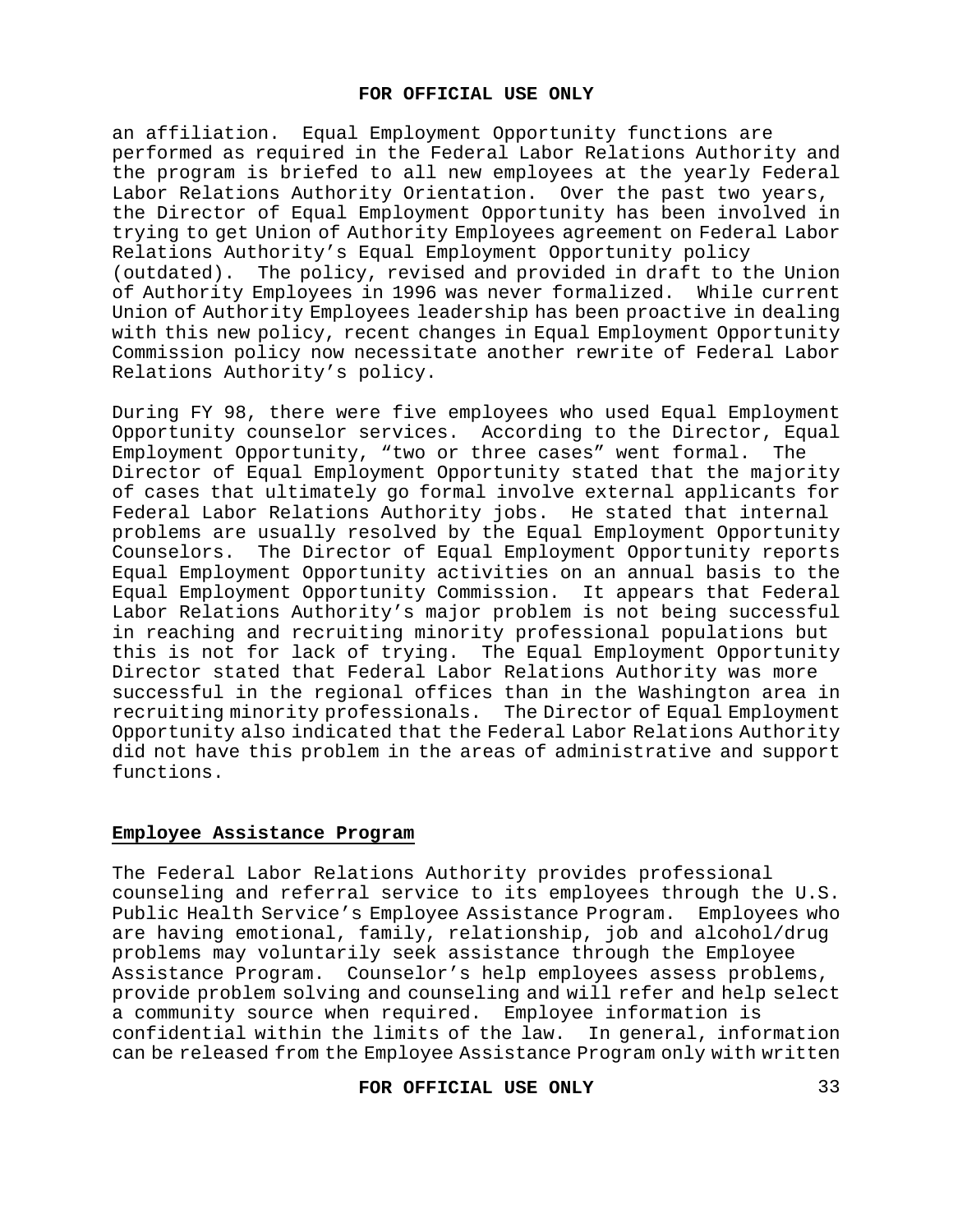an affiliation. Equal Employment Opportunity functions are performed as required in the Federal Labor Relations Authority and the program is briefed to all new employees at the yearly Federal Labor Relations Authority Orientation. Over the past two years, the Director of Equal Employment Opportunity has been involved in trying to get Union of Authority Employees agreement on Federal Labor Relations Authority's Equal Employment Opportunity policy (outdated). The policy, revised and provided in draft to the Union of Authority Employees in 1996 was never formalized. While current Union of Authority Employees leadership has been proactive in dealing with this new policy, recent changes in Equal Employment Opportunity Commission policy now necessitate another rewrite of Federal Labor Relations Authority's policy.

During FY 98, there were five employees who used Equal Employment Opportunity counselor services. According to the Director, Equal Employment Opportunity, "two or three cases" went formal. The Director of Equal Employment Opportunity stated that the majority of cases that ultimately go formal involve external applicants for Federal Labor Relations Authority jobs. He stated that internal problems are usually resolved by the Equal Employment Opportunity Counselors. The Director of Equal Employment Opportunity reports Equal Employment Opportunity activities on an annual basis to the Equal Employment Opportunity Commission. It appears that Federal Labor Relations Authority's major problem is not being successful in reaching and recruiting minority professional populations but this is not for lack of trying. The Equal Employment Opportunity Director stated that Federal Labor Relations Authority was more successful in the regional offices than in the Washington area in recruiting minority professionals. The Director of Equal Employment Opportunity also indicated that the Federal Labor Relations Authority did not have this problem in the areas of administrative and support functions.

## Employee Assistance Program

The Federal Labor Relations Authority provides professional counseling and referral service to its employees through the U.S. Public Health Service's Employee Assistance Program. Employees who are having emotional, family, relationship, job and alcohol/drug problems may voluntarily seek assistance through the Employee Assistance Program. Counselor's help employees assess problems, provide problem solving and counseling and will refer and help select a community source when required. Employee information is confidential within the limits of the law. In general, information can be released from the Employee Assistance Program only with written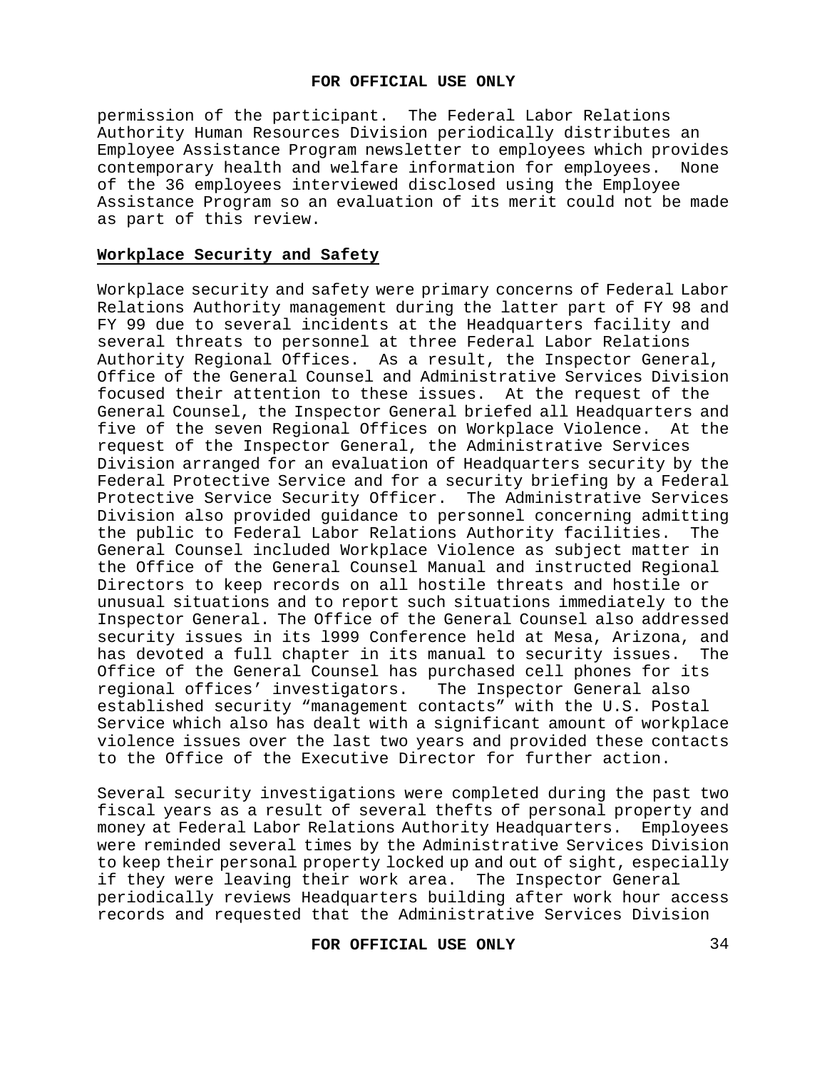permission of the participant. The Federal Labor Relations Authority Human Resources Division periodically distributes an Employee Assistance Program newsletter to employees which provides contemporary health and welfare information for employees. None of the 36 employees interviewed disclosed using the Employee Assistance Program so an evaluation of its merit could not be made as part of this review.

## Workplace Security and Safety

Workplace security and safety were primary concerns of Federal Labor Relations Authority management during the latter part of FY 98 and FY 99 due to several incidents at the Headquarters facility and several threats to personnel at three Federal Labor Relations Authority Regional Offices. As a result, the Inspector General, Office of the General Counsel and Administrative Services Division focused their attention to these issues. At the request of the General Counsel, the Inspector General briefed all Headquarters and five of the seven Regional Offices on Workplace Violence. At the request of the Inspector General, the Administrative Services Division arranged for an evaluation of Headquarters security by the Federal Protective Service and for a security briefing by a Federal Protective Service Security Officer. The Administrative Services Division also provided guidance to personnel concerning admitting the public to Federal Labor Relations Authority facilities. The General Counsel included Workplace Violence as subject matter in the Office of the General Counsel Manual and instructed Regional Directors to keep records on all hostile threats and hostile or unusual situations and to report such situations immediately to the Inspector General. The Office of the General Counsel also addressed security issues in its l999 Conference held at Mesa, Arizona, and has devoted a full chapter in its manual to security issues. The Office of the General Counsel has purchased cell phones for its regional offices' investigators. The Inspector General also established security "management contacts" with the U.S. Postal Service which also has dealt with a significant amount of workplace violence issues over the last two years and provided these contacts to the Office of the Executive Director for further action.

Several security investigations were completed during the past two fiscal years as a result of several thefts of personal property and money at Federal Labor Relations Authority Headquarters. Employees were reminded several times by the Administrative Services Division to keep their personal property locked up and out of sight, especially if they were leaving their work area. The Inspector General periodically reviews Headquarters building after work hour access records and requested that the Administrative Services Division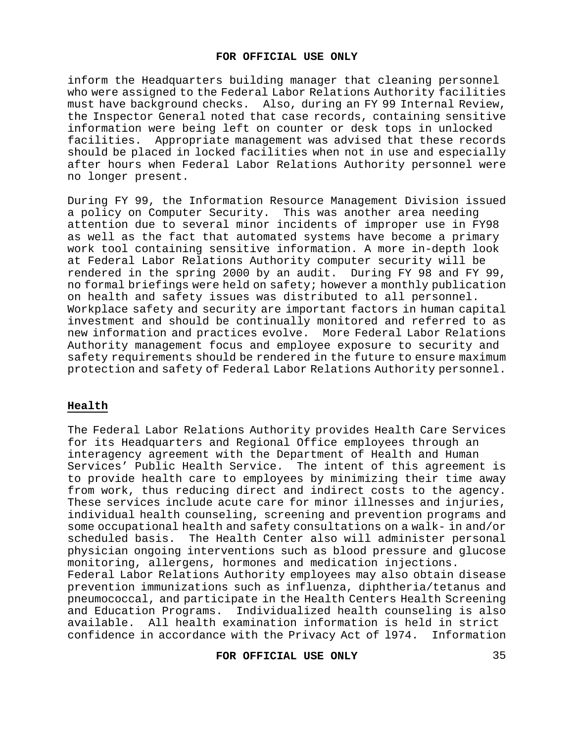inform the Headquarters building manager that cleaning personnel who were assigned to the Federal Labor Relations Authority facilities must have background checks. Also, during an FY 99 Internal Review, the Inspector General noted that case records, containing sensitive information were being left on counter or desk tops in unlocked facilities. Appropriate management was advised that these records should be placed in locked facilities when not in use and especially after hours when Federal Labor Relations Authority personnel were no longer present.

During FY 99, the Information Resource Management Division issued a policy on Computer Security. This was another area needing attention due to several minor incidents of improper use in FY98 as well as the fact that automated systems have become a primary work tool containing sensitive information. A more in-depth look at Federal Labor Relations Authority computer security will be rendered in the spring 2000 by an audit. During FY 98 and FY 99, no formal briefings were held on safety; however a monthly publication on health and safety issues was distributed to all personnel. Workplace safety and security are important factors in human capital investment and should be continually monitored and referred to as new information and practices evolve. More Federal Labor Relations Authority management focus and employee exposure to security and safety requirements should be rendered in the future to ensure maximum protection and safety of Federal Labor Relations Authority personnel.

## Health

The Federal Labor Relations Authority provides Health Care Services for its Headquarters and Regional Office employees through an interagency agreement with the Department of Health and Human Services' Public Health Service. The intent of this agreement is to provide health care to employees by minimizing their time away from work, thus reducing direct and indirect costs to the agency. These services include acute care for minor illnesses and injuries, individual health counseling, screening and prevention programs and some occupational health and safety consultations on a walk- in and/or scheduled basis. The Health Center also will administer personal physician ongoing interventions such as blood pressure and glucose monitoring, allergens, hormones and medication injections. Federal Labor Relations Authority employees may also obtain disease prevention immunizations such as influenza, diphtheria/tetanus and pneumococcal, and participate in the Health Centers Health Screening and Education Programs. Individualized health counseling is also available. All health examination information is held in strict confidence in accordance with the Privacy Act of l974. Information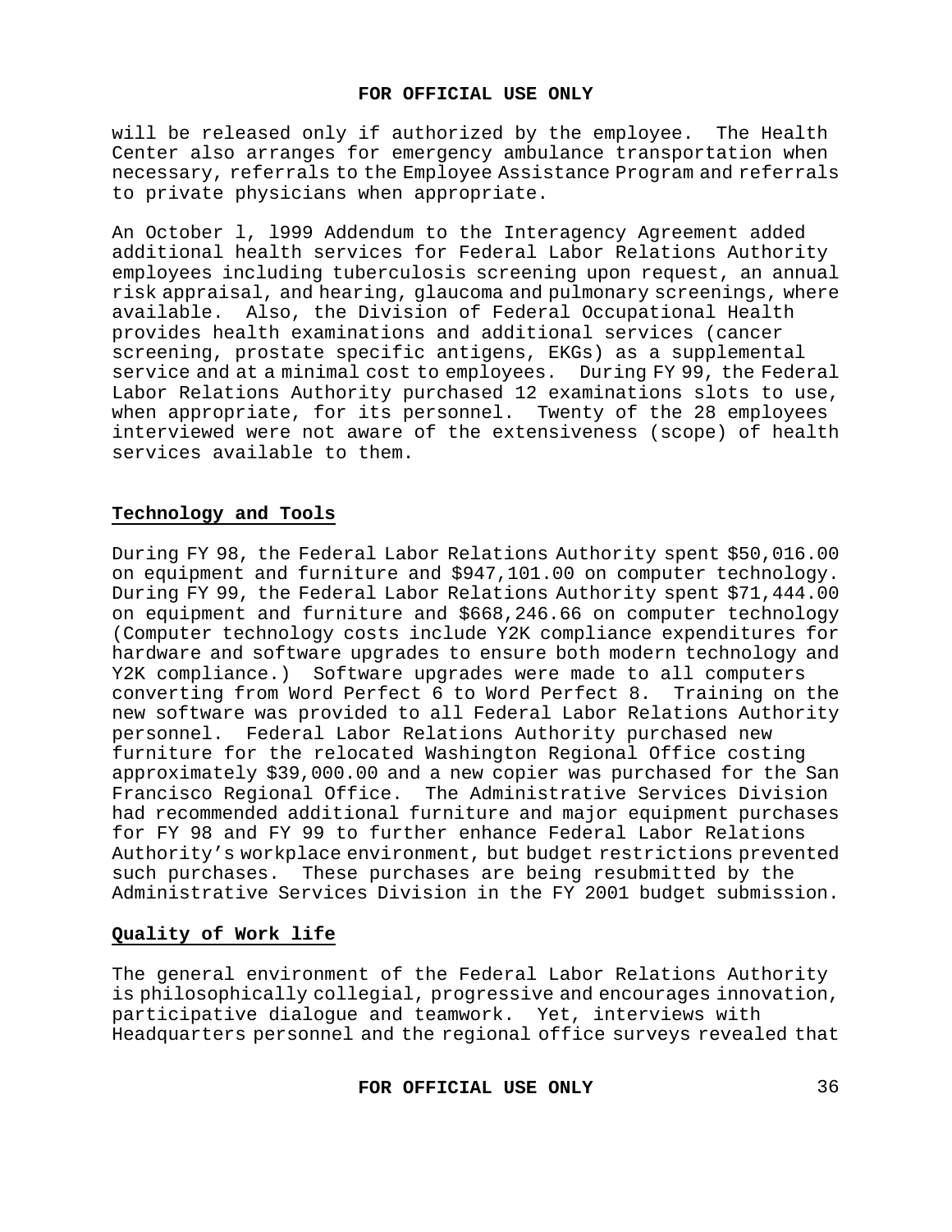will be released only if authorized by the employee. The Health Center also arranges for emergency ambulance transportation when necessary, referrals to the Employee Assistance Program and referrals to private physicians when appropriate.

An October l, l999 Addendum to the Interagency Agreement added additional health services for Federal Labor Relations Authority employees including tuberculosis screening upon request, an annual risk appraisal, and hearing, glaucoma and pulmonary screenings, where available. Also, the Division of Federal Occupational Health provides health examinations and additional services (cancer screening, prostate specific antigens, EKGs) as a supplemental service and at a minimal cost to employees. During FY 99, the Federal Labor Relations Authority purchased 12 examinations slots to use, when appropriate, for its personnel. Twenty of the 28 employees interviewed were not aware of the extensiveness (scope) of health services available to them.

## Technology and Tools

During FY 98, the Federal Labor Relations Authority spent $50,016.00 on equipment and furniture and $947,101.00 on computer technology. During FY 99, the Federal Labor Relations Authority spent $71,444.00 on equipment and furniture and $668,246.66 on computer technology (Computer technology costs include Y2K compliance expenditures for hardware and software upgrades to ensure both modern technology and Y2K compliance.) Software upgrades were made to all computers converting from Word Perfect 6 to Word Perfect 8. Training on the new software was provided to all Federal Labor Relations Authority personnel. Federal Labor Relations Authority purchased new furniture for the relocated Washington Regional Office costing approximately $39,000.00 and a new copier was purchased for the San Francisco Regional Office. The Administrative Services Division had recommended additional furniture and major equipment purchases for FY 98 and FY 99 to further enhance Federal Labor Relations Authority's workplace environment, but budget restrictions prevented such purchases. These purchases are being resubmitted by the Administrative Services Division in the FY 2001 budget submission.

## Quality of Work life

The general environment of the Federal Labor Relations Authority is philosophically collegial, progressive and encourages innovation, participative dialogue and teamwork. Yet, interviews with Headquarters personnel and the regional office surveys revealed that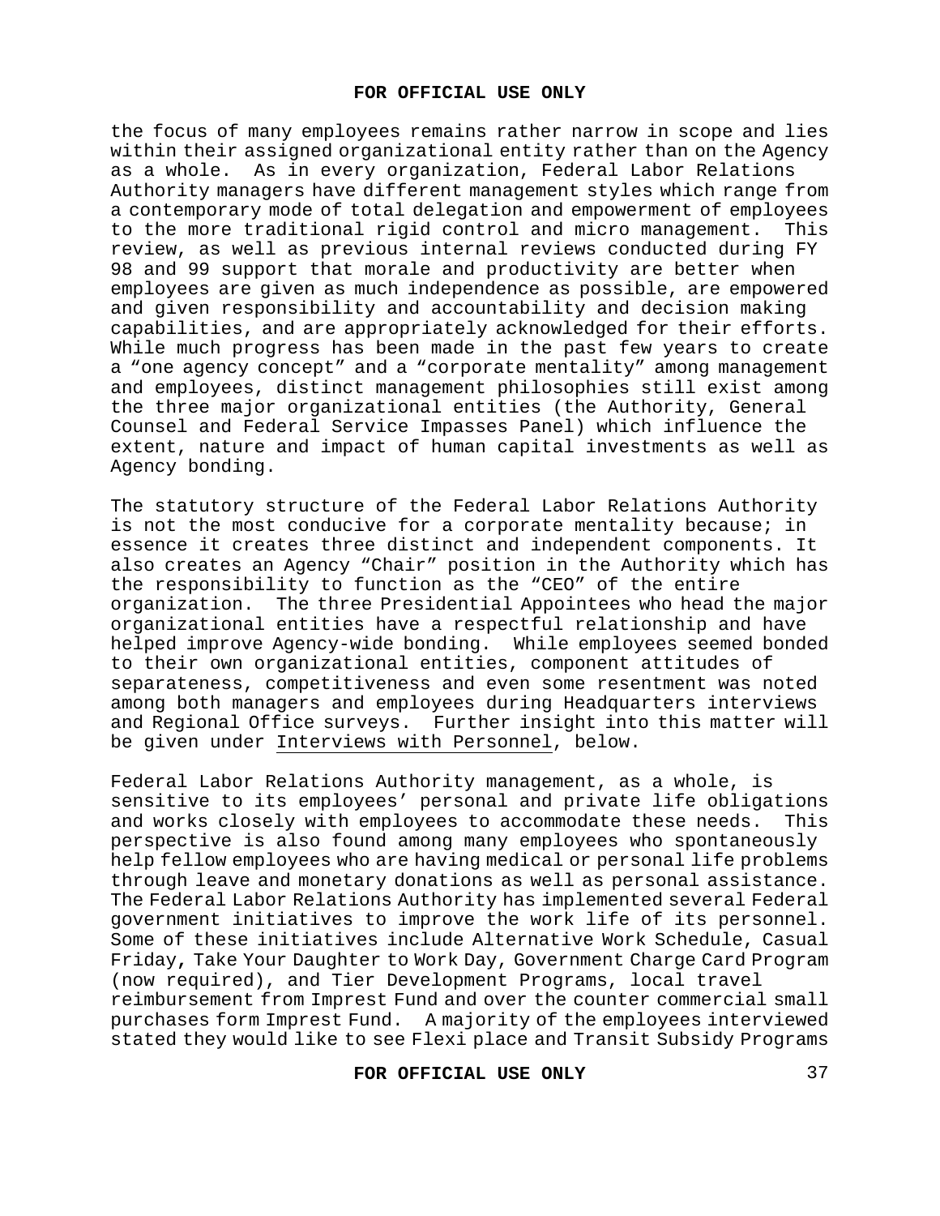the focus of many employees remains rather narrow in scope and lies within their assigned organizational entity rather than on the Agency as a whole. As in every organization, Federal Labor Relations Authority managers have different management styles which range from a contemporary mode of total delegation and empowerment of employees to the more traditional rigid control and micro management. This review, as well as previous internal reviews conducted during FY 98 and 99 support that morale and productivity are better when employees are given as much independence as possible, are empowered and given responsibility and accountability and decision making capabilities, and are appropriately acknowledged for their efforts. While much progress has been made in the past few years to create a "one agency concept" and a "corporate mentality" among management and employees, distinct management philosophies still exist among the three major organizational entities (the Authority, General Counsel and Federal Service Impasses Panel) which influence the extent, nature and impact of human capital investments as well as Agency bonding.

The statutory structure of the Federal Labor Relations Authority is not the most conducive for a corporate mentality because; in essence it creates three distinct and independent components. It also creates an Agency "Chair" position in the Authority which has the responsibility to function as the "CEO" of the entire organization. The three Presidential Appointees who head the major organizational entities have a respectful relationship and have helped improve Agency-wide bonding. While employees seemed bonded to their own organizational entities, component attitudes of separateness, competitiveness and even some resentment was noted among both managers and employees during Headquarters interviews and Regional Office surveys. Further insight into this matter will be given under Interviews with Personnel, below.

Federal Labor Relations Authority management, as a whole, is sensitive to its employees' personal and private life obligations and works closely with employees to accommodate these needs. This perspective is also found among many employees who spontaneously help fellow employees who are having medical or personal life problems through leave and monetary donations as well as personal assistance. The Federal Labor Relations Authority has implemented several Federal government initiatives to improve the work life of its personnel. Some of these initiatives include Alternative Work Schedule, Casual Friday, Take Your Daughter to Work Day, Government Charge Card Program (now required), and Tier Development Programs, local travel reimbursement from Imprest Fund and over the counter commercial small purchases form Imprest Fund. A majority of the employees interviewed stated they would like to see Flexi place and Transit Subsidy Programs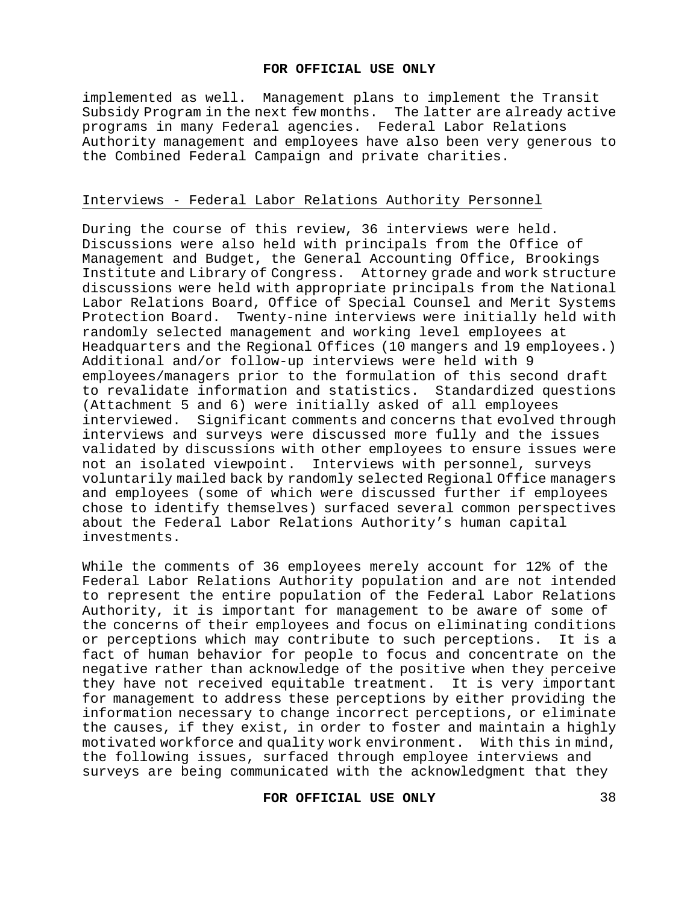implemented as well. Management plans to implement the Transit Subsidy Program in the next few months. The latter are already active programs in many Federal agencies. Federal Labor Relations Authority management and employees have also been very generous to the Combined Federal Campaign and private charities.

Interviews - Federal Labor Relations Authority Personnel

During the course of this review, 36 interviews were held. Discussions were also held with principals from the Office of Management and Budget, the General Accounting Office, Brookings Institute and Library of Congress. Attorney grade and work structure discussions were held with appropriate principals from the National Labor Relations Board, Office of Special Counsel and Merit Systems Protection Board. Twenty-nine interviews were initially held with randomly selected management and working level employees at Headquarters and the Regional Offices (10 mangers and l9 employees.) Additional and/or follow-up interviews were held with 9 employees/managers prior to the formulation of this second draft to revalidate information and statistics. Standardized questions (Attachment 5 and 6) were initially asked of all employees interviewed. Significant comments and concerns that evolved through interviews and surveys were discussed more fully and the issues validated by discussions with other employees to ensure issues were not an isolated viewpoint. Interviews with personnel, surveys voluntarily mailed back by randomly selected Regional Office managers and employees (some of which were discussed further if employees chose to identify themselves) surfaced several common perspectives about the Federal Labor Relations Authority's human capital investments.

While the comments of 36 employees merely account for 12% of the Federal Labor Relations Authority population and are not intended to represent the entire population of the Federal Labor Relations Authority, it is important for management to be aware of some of the concerns of their employees and focus on eliminating conditions or perceptions which may contribute to such perceptions. It is a fact of human behavior for people to focus and concentrate on the negative rather than acknowledge of the positive when they perceive they have not received equitable treatment. It is very important for management to address these perceptions by either providing the information necessary to change incorrect perceptions, or eliminate the causes, if they exist, in order to foster and maintain a highly motivated workforce and quality work environment. With this in mind, the following issues, surfaced through employee interviews and surveys are being communicated with the acknowledgment that they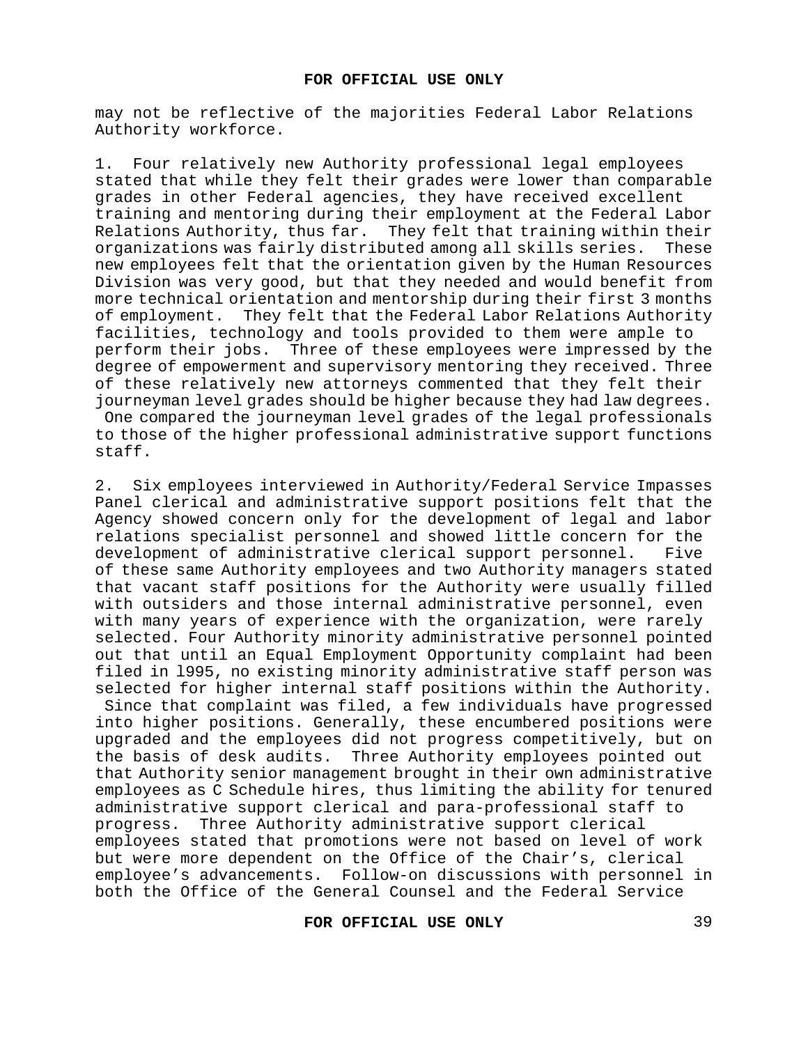may not be reflective of the majorities Federal Labor Relations Authority workforce.

1. Four relatively new Authority professional legal employees stated that while they felt their grades were lower than comparable grades in other Federal agencies, they have received excellent training and mentoring during their employment at the Federal Labor Relations Authority, thus far. They felt that training within their organizations was fairly distributed among all skills series. These new employees felt that the orientation given by the Human Resources Division was very good, but that they needed and would benefit from more technical orientation and mentorship during their first 3 months of employment. They felt that the Federal Labor Relations Authority facilities, technology and tools provided to them were ample to perform their jobs. Three of these employees were impressed by the degree of empowerment and supervisory mentoring they received. Three of these relatively new attorneys commented that they felt their journeyman level grades should be higher because they had law degrees. One compared the journeyman level grades of the legal professionals to those of the higher professional administrative support functions staff.

2. Six employees interviewed in Authority/Federal Service Impasses Panel clerical and administrative support positions felt that the Agency showed concern only for the development of legal and labor relations specialist personnel and showed little concern for the development of administrative clerical support personnel. Five of these same Authority employees and two Authority managers stated that vacant staff positions for the Authority were usually filled with outsiders and those internal administrative personnel, even with many years of experience with the organization, were rarely selected. Four Authority minority administrative personnel pointed out that until an Equal Employment Opportunity complaint had been filed in l995, no existing minority administrative staff person was selected for higher internal staff positions within the Authority. Since that complaint was filed, a few individuals have progressed into higher positions. Generally, these encumbered positions were upgraded and the employees did not progress competitively, but on the basis of desk audits. Three Authority employees pointed out that Authority senior management brought in their own administrative employees as C Schedule hires, thus limiting the ability for tenured administrative support clerical and para-professional staff to progress. Three Authority administrative support clerical employees stated that promotions were not based on level of work but were more dependent on the Office of the Chair's, clerical employee's advancements. Follow-on discussions with personnel in both the Office of the General Counsel and the Federal Service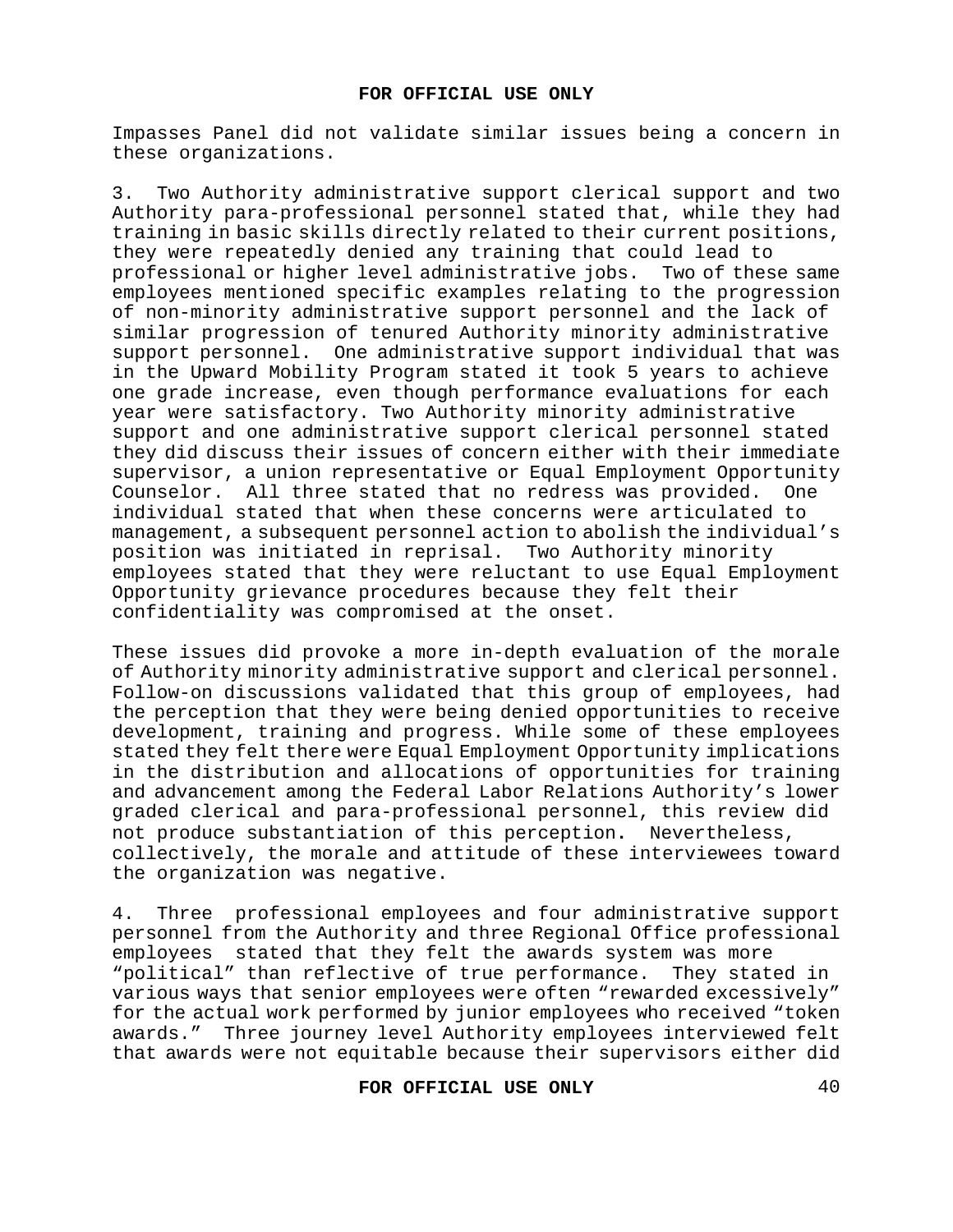Impasses Panel did not validate similar issues being a concern in these organizations.

3. Two Authority administrative support clerical support and two Authority para-professional personnel stated that, while they had training in basic skills directly related to their current positions, they were repeatedly denied any training that could lead to professional or higher level administrative jobs. Two of these same employees mentioned specific examples relating to the progression of non-minority administrative support personnel and the lack of similar progression of tenured Authority minority administrative support personnel. One administrative support individual that was in the Upward Mobility Program stated it took 5 years to achieve one grade increase, even though performance evaluations for each year were satisfactory. Two Authority minority administrative support and one administrative support clerical personnel stated they did discuss their issues of concern either with their immediate supervisor, a union representative or Equal Employment Opportunity Counselor. All three stated that no redress was provided. One individual stated that when these concerns were articulated to management, a subsequent personnel action to abolish the individual's position was initiated in reprisal. Two Authority minority employees stated that they were reluctant to use Equal Employment Opportunity grievance procedures because they felt their confidentiality was compromised at the onset.

These issues did provoke a more in-depth evaluation of the morale of Authority minority administrative support and clerical personnel. Follow-on discussions validated that this group of employees, had the perception that they were being denied opportunities to receive development, training and progress. While some of these employees stated they felt there were Equal Employment Opportunity implications in the distribution and allocations of opportunities for training and advancement among the Federal Labor Relations Authority's lower graded clerical and para-professional personnel, this review did not produce substantiation of this perception. Nevertheless, collectively, the morale and attitude of these interviewees toward the organization was negative.

4. Three professional employees and four administrative support personnel from the Authority and three Regional Office professional employees stated that they felt the awards system was more "political" than reflective of true performance. They stated in various ways that senior employees were often "rewarded excessively" for the actual work performed by junior employees who received "token awards." Three journey level Authority employees interviewed felt that awards were not equitable because their supervisors either did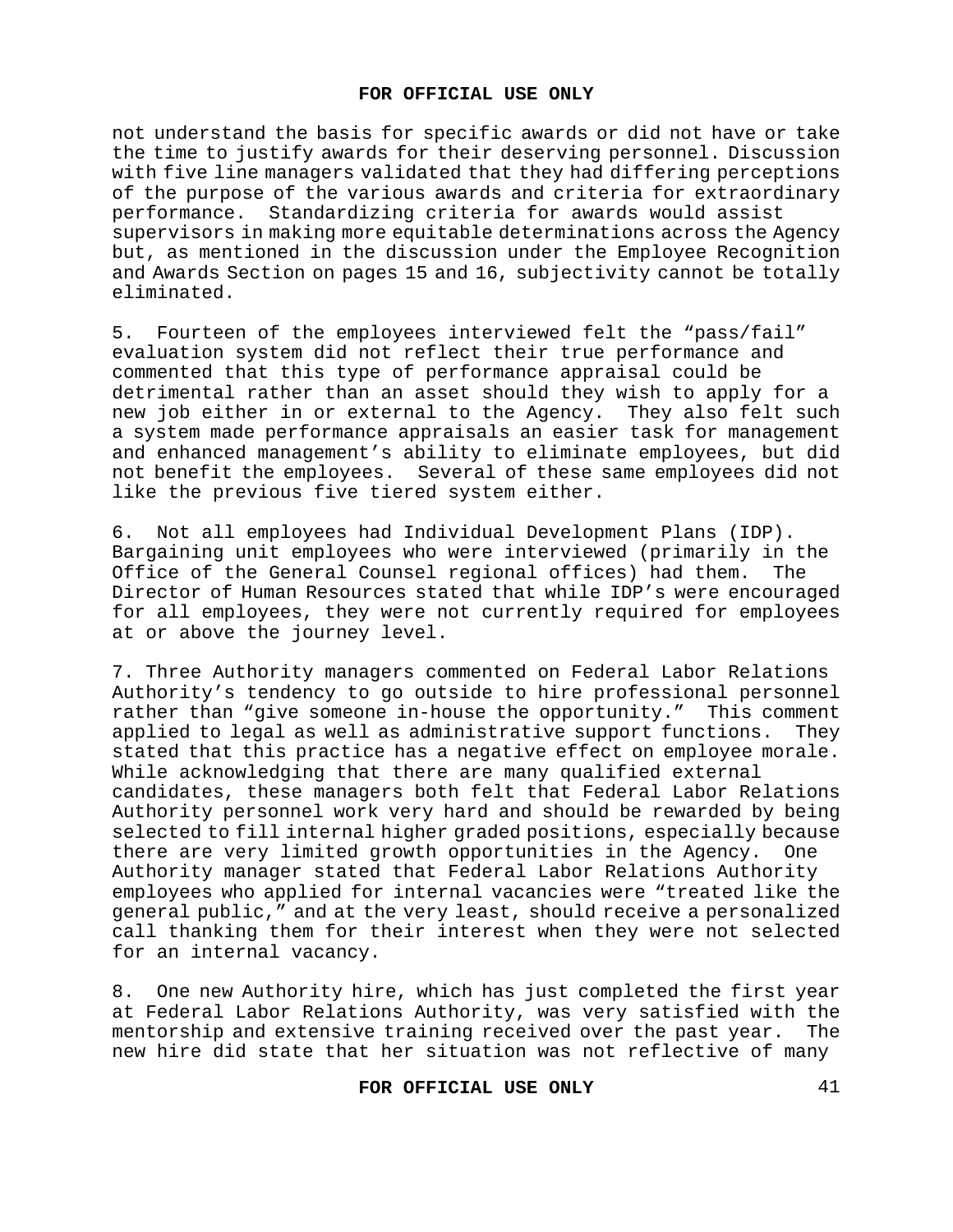not understand the basis for specific awards or did not have or take the time to justify awards for their deserving personnel. Discussion with five line managers validated that they had differing perceptions of the purpose of the various awards and criteria for extraordinary performance. Standardizing criteria for awards would assist supervisors in making more equitable determinations across the Agency but, as mentioned in the discussion under the Employee Recognition and Awards Section on pages 15 and 16, subjectivity cannot be totally eliminated.

5. Fourteen of the employees interviewed felt the “pass/fail” evaluation system did not reflect their true performance and commented that this type of performance appraisal could be detrimental rather than an asset should they wish to apply for a new job either in or external to the Agency. They also felt such a system made performance appraisals an easier task for management and enhanced management’s ability to eliminate employees, but did not benefit the employees. Several of these same employees did not like the previous five tiered system either.

6. Not all employees had Individual Development Plans (IDP). Bargaining unit employees who were interviewed (primarily in the Office of the General Counsel regional offices) had them. The Director of Human Resources stated that while IDP’s were encouraged for all employees, they were not currently required for employees at or above the journey level.

7. Three Authority managers commented on Federal Labor Relations Authority’s tendency to go outside to hire professional personnel rather than “give someone in-house the opportunity.” This comment applied to legal as well as administrative support functions. They stated that this practice has a negative effect on employee morale. While acknowledging that there are many qualified external candidates, these managers both felt that Federal Labor Relations Authority personnel work very hard and should be rewarded by being selected to fill internal higher graded positions, especially because there are very limited growth opportunities in the Agency. One Authority manager stated that Federal Labor Relations Authority employees who applied for internal vacancies were “treated like the general public,” and at the very least, should receive a personalized call thanking them for their interest when they were not selected for an internal vacancy.

8. One new Authority hire, which has just completed the first year at Federal Labor Relations Authority, was very satisfied with the mentorship and extensive training received over the past year. The new hire did state that her situation was not reflective of many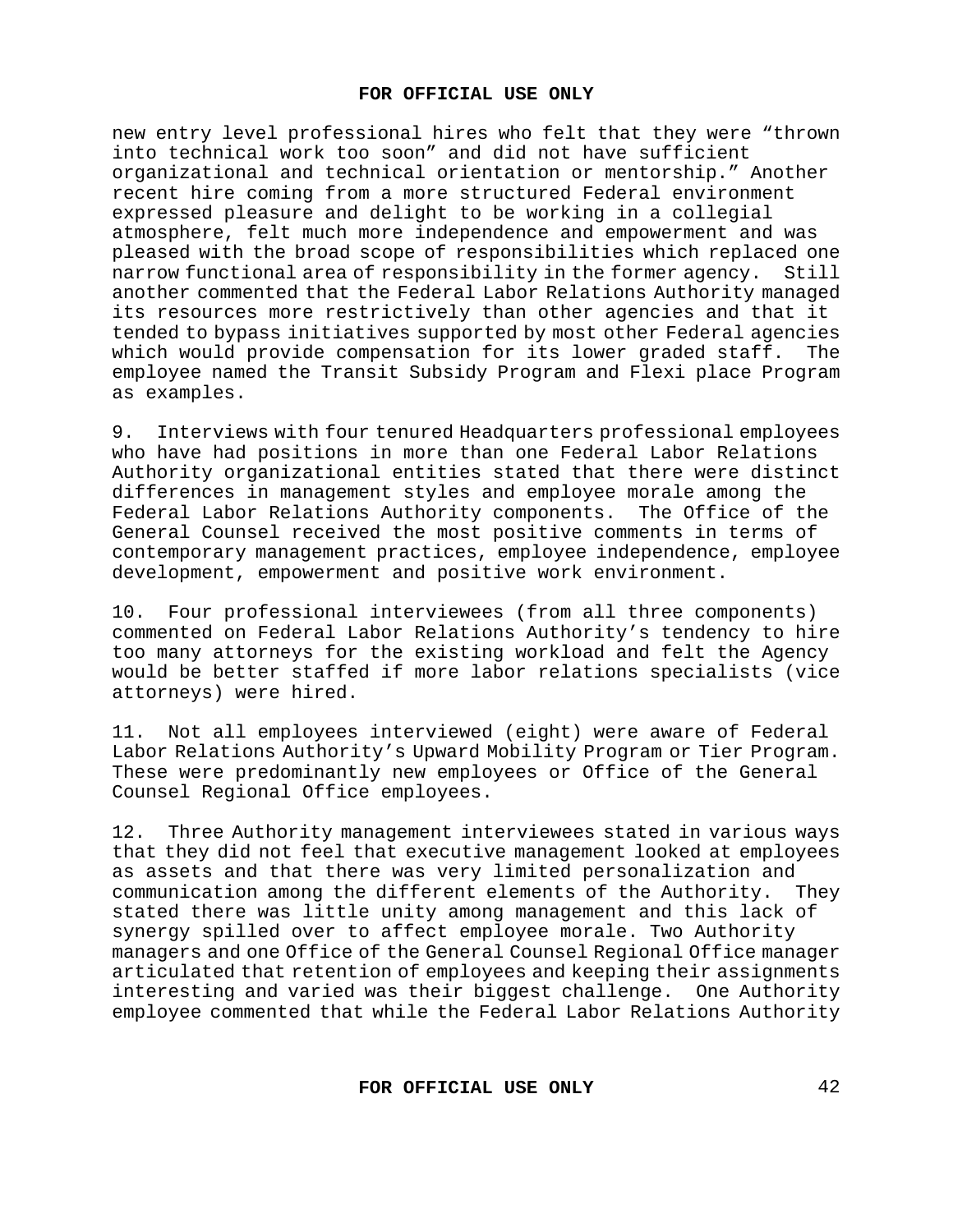new entry level professional hires who felt that they were "thrown into technical work too soon" and did not have sufficient organizational and technical orientation or mentorship." Another recent hire coming from a more structured Federal environment expressed pleasure and delight to be working in a collegial atmosphere, felt much more independence and empowerment and was pleased with the broad scope of responsibilities which replaced one narrow functional area of responsibility in the former agency. Still another commented that the Federal Labor Relations Authority managed its resources more restrictively than other agencies and that it tended to bypass initiatives supported by most other Federal agencies which would provide compensation for its lower graded staff. The employee named the Transit Subsidy Program and Flexi place Program as examples.

9. Interviews with four tenured Headquarters professional employees who have had positions in more than one Federal Labor Relations Authority organizational entities stated that there were distinct differences in management styles and employee morale among the Federal Labor Relations Authority components. The Office of the General Counsel received the most positive comments in terms of contemporary management practices, employee independence, employee development, empowerment and positive work environment.

10. Four professional interviewees (from all three components) commented on Federal Labor Relations Authority's tendency to hire too many attorneys for the existing workload and felt the Agency would be better staffed if more labor relations specialists (vice attorneys) were hired.

11. Not all employees interviewed (eight) were aware of Federal Labor Relations Authority's Upward Mobility Program or Tier Program. These were predominantly new employees or Office of the General Counsel Regional Office employees.

12. Three Authority management interviewees stated in various ways that they did not feel that executive management looked at employees as assets and that there was very limited personalization and communication among the different elements of the Authority. They stated there was little unity among management and this lack of synergy spilled over to affect employee morale. Two Authority managers and one Office of the General Counsel Regional Office manager articulated that retention of employees and keeping their assignments interesting and varied was their biggest challenge. One Authority employee commented that while the Federal Labor Relations Authority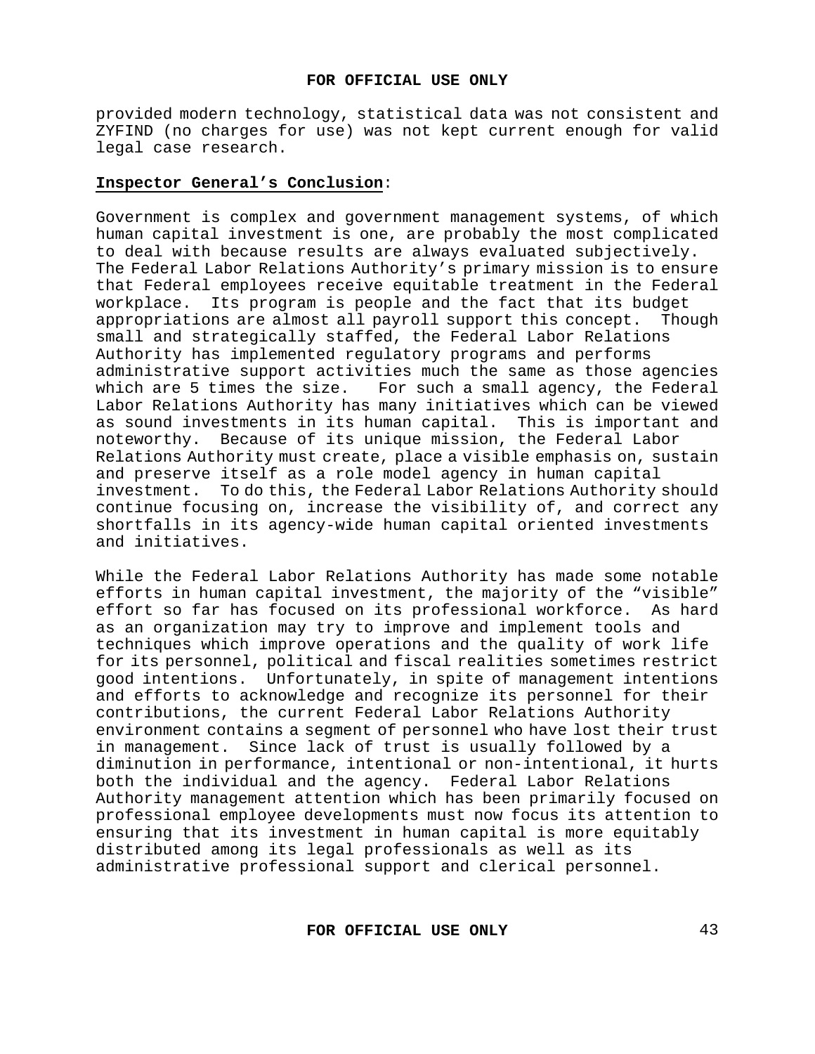provided modern technology, statistical data was not consistent and ZYFIND (no charges for use) was not kept current enough for valid legal case research.

**Inspector General's Conclusion**:

Government is complex and government management systems, of which human capital investment is one, are probably the most complicated to deal with because results are always evaluated subjectively. The Federal Labor Relations Authority's primary mission is to ensure that Federal employees receive equitable treatment in the Federal workplace. Its program is people and the fact that its budget appropriations are almost all payroll support this concept. Though small and strategically staffed, the Federal Labor Relations Authority has implemented regulatory programs and performs administrative support activities much the same as those agencies which are 5 times the size. For such a small agency, the Federal Labor Relations Authority has many initiatives which can be viewed as sound investments in its human capital. This is important and noteworthy. Because of its unique mission, the Federal Labor Relations Authority must create, place a visible emphasis on, sustain and preserve itself as a role model agency in human capital investment. To do this, the Federal Labor Relations Authority should continue focusing on, increase the visibility of, and correct any shortfalls in its agency-wide human capital oriented investments and initiatives.

While the Federal Labor Relations Authority has made some notable efforts in human capital investment, the majority of the "visible" effort so far has focused on its professional workforce. As hard as an organization may try to improve and implement tools and techniques which improve operations and the quality of work life for its personnel, political and fiscal realities sometimes restrict good intentions. Unfortunately, in spite of management intentions and efforts to acknowledge and recognize its personnel for their contributions, the current Federal Labor Relations Authority environment contains a segment of personnel who have lost their trust in management. Since lack of trust is usually followed by a diminution in performance, intentional or non-intentional, it hurts both the individual and the agency. Federal Labor Relations Authority management attention which has been primarily focused on professional employee developments must now focus its attention to ensuring that its investment in human capital is more equitably distributed among its legal professionals as well as its administrative professional support and clerical personnel.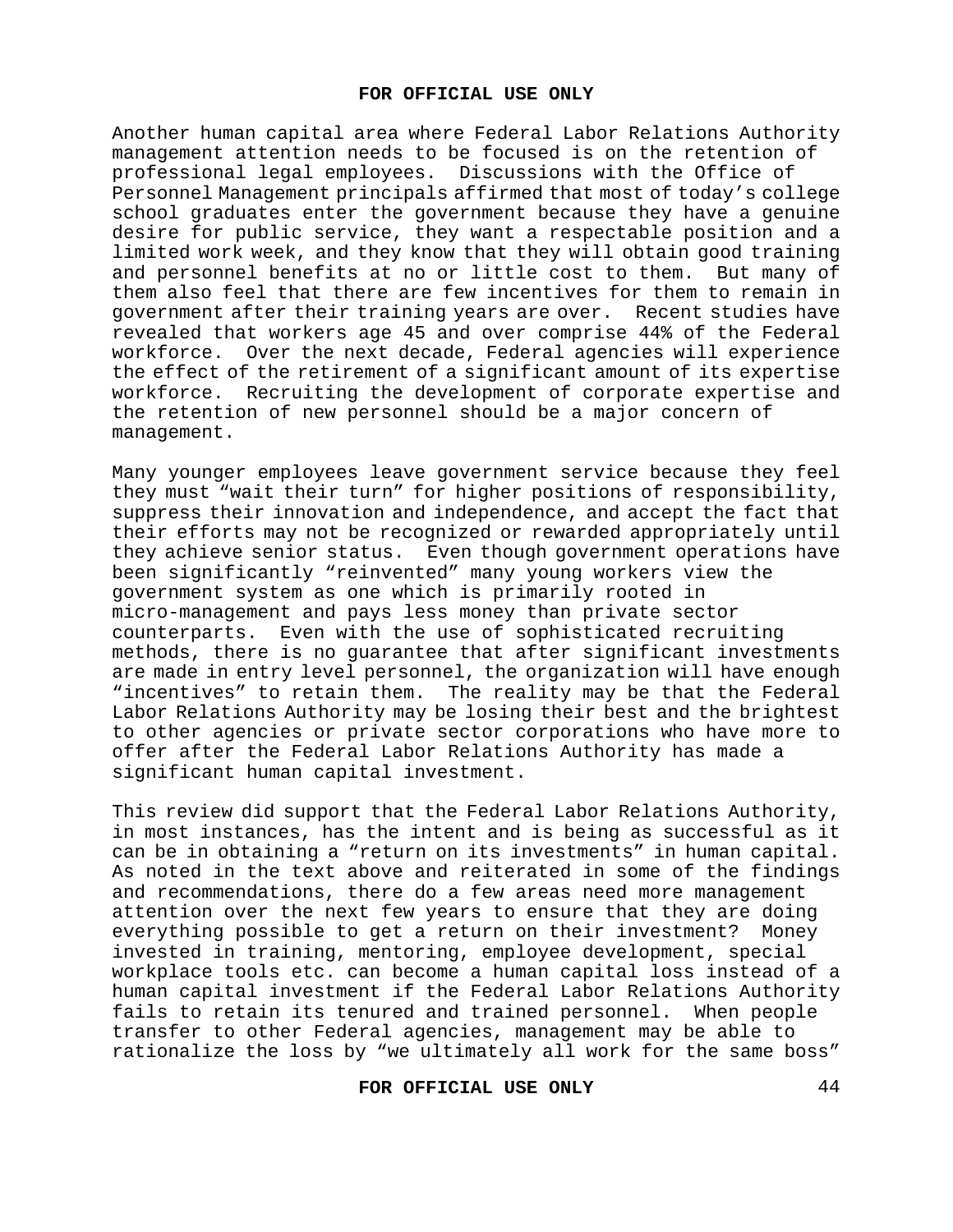Another human capital area where Federal Labor Relations Authority management attention needs to be focused is on the retention of professional legal employees. Discussions with the Office of Personnel Management principals affirmed that most of today's college school graduates enter the government because they have a genuine desire for public service, they want a respectable position and a limited work week, and they know that they will obtain good training and personnel benefits at no or little cost to them. But many of them also feel that there are few incentives for them to remain in government after their training years are over. Recent studies have revealed that workers age 45 and over comprise 44% of the Federal workforce. Over the next decade, Federal agencies will experience the effect of the retirement of a significant amount of its expertise workforce. Recruiting the development of corporate expertise and the retention of new personnel should be a major concern of management.

Many younger employees leave government service because they feel they must "wait their turn" for higher positions of responsibility, suppress their innovation and independence, and accept the fact that their efforts may not be recognized or rewarded appropriately until they achieve senior status. Even though government operations have been significantly "reinvented" many young workers view the government system as one which is primarily rooted in micro-management and pays less money than private sector counterparts. Even with the use of sophisticated recruiting methods, there is no guarantee that after significant investments are made in entry level personnel, the organization will have enough "incentives" to retain them. The reality may be that the Federal Labor Relations Authority may be losing their best and the brightest to other agencies or private sector corporations who have more to offer after the Federal Labor Relations Authority has made a significant human capital investment.

This review did support that the Federal Labor Relations Authority, in most instances, has the intent and is being as successful as it can be in obtaining a "return on its investments" in human capital. As noted in the text above and reiterated in some of the findings and recommendations, there do a few areas need more management attention over the next few years to ensure that they are doing everything possible to get a return on their investment? Money invested in training, mentoring, employee development, special workplace tools etc. can become a human capital loss instead of a human capital investment if the Federal Labor Relations Authority fails to retain its tenured and trained personnel. When people transfer to other Federal agencies, management may be able to rationalize the loss by "we ultimately all work for the same boss"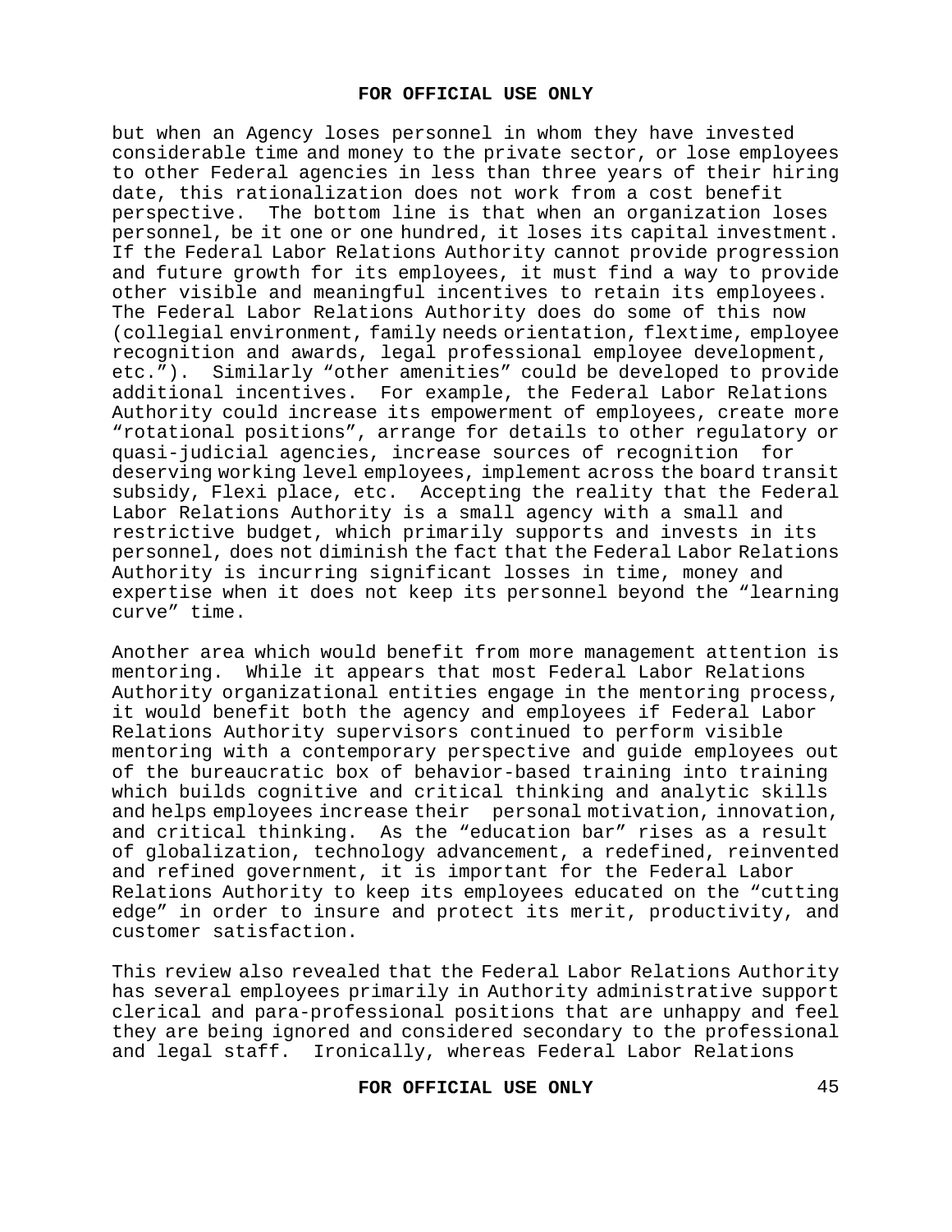but when an Agency loses personnel in whom they have invested considerable time and money to the private sector, or lose employees to other Federal agencies in less than three years of their hiring date, this rationalization does not work from a cost benefit perspective. The bottom line is that when an organization loses personnel, be it one or one hundred, it loses its capital investment. If the Federal Labor Relations Authority cannot provide progression and future growth for its employees, it must find a way to provide other visible and meaningful incentives to retain its employees. The Federal Labor Relations Authority does do some of this now (collegial environment, family needs orientation, flextime, employee recognition and awards, legal professional employee development, etc.”). Similarly “other amenities” could be developed to provide additional incentives. For example, the Federal Labor Relations Authority could increase its empowerment of employees, create more “rotational positions”, arrange for details to other regulatory or quasi-judicial agencies, increase sources of recognition for deserving working level employees, implement across the board transit subsidy, Flexi place, etc. Accepting the reality that the Federal Labor Relations Authority is a small agency with a small and restrictive budget, which primarily supports and invests in its personnel, does not diminish the fact that the Federal Labor Relations Authority is incurring significant losses in time, money and expertise when it does not keep its personnel beyond the “learning curve” time.

Another area which would benefit from more management attention is mentoring. While it appears that most Federal Labor Relations Authority organizational entities engage in the mentoring process, it would benefit both the agency and employees if Federal Labor Relations Authority supervisors continued to perform visible mentoring with a contemporary perspective and guide employees out of the bureaucratic box of behavior-based training into training which builds cognitive and critical thinking and analytic skills and helps employees increase their personal motivation, innovation, and critical thinking. As the “education bar” rises as a result of globalization, technology advancement, a redefined, reinvented and refined government, it is important for the Federal Labor Relations Authority to keep its employees educated on the “cutting edge” in order to insure and protect its merit, productivity, and customer satisfaction.

This review also revealed that the Federal Labor Relations Authority has several employees primarily in Authority administrative support clerical and para-professional positions that are unhappy and feel they are being ignored and considered secondary to the professional and legal staff. Ironically, whereas Federal Labor Relations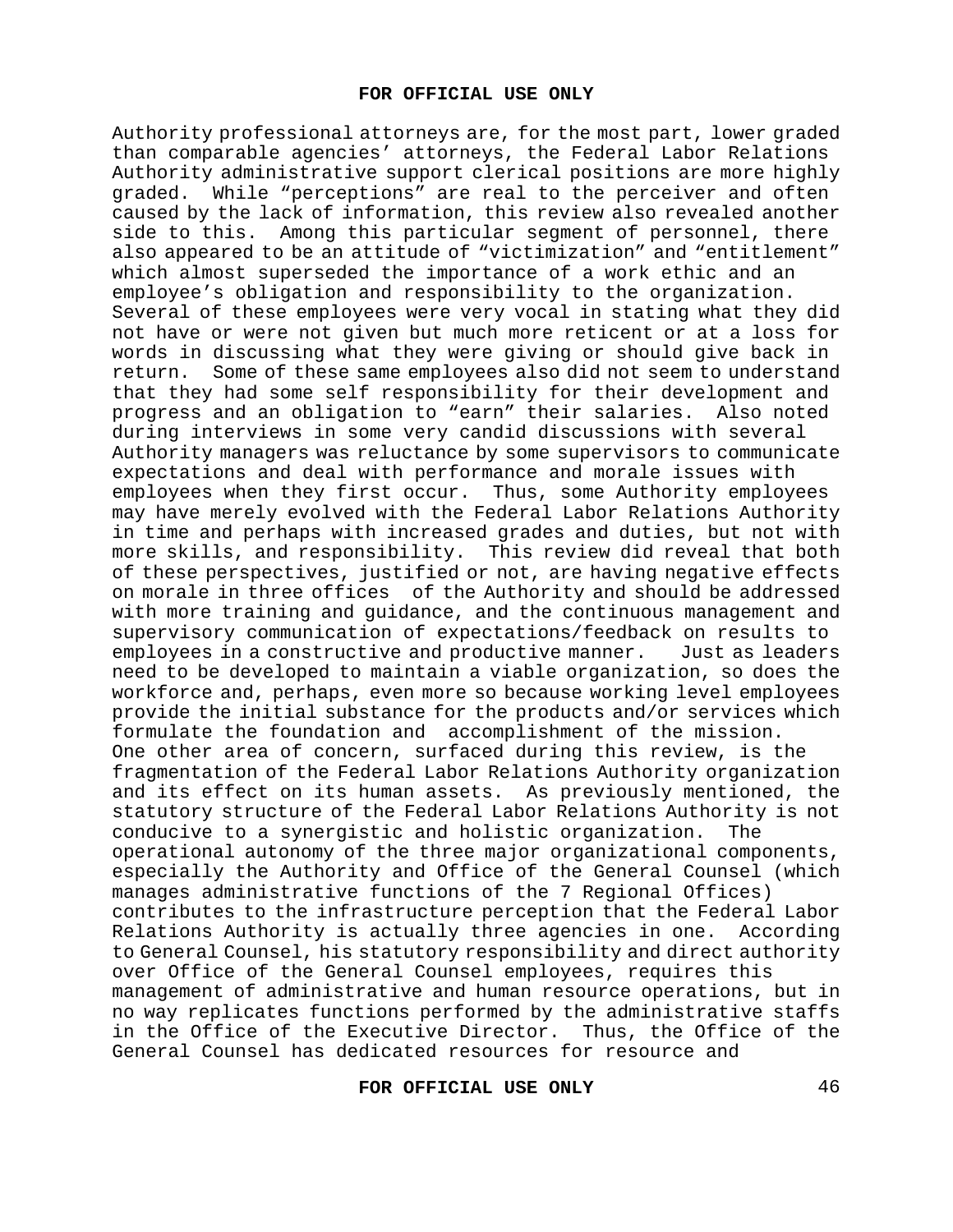Authority professional attorneys are, for the most part, lower graded than comparable agencies' attorneys, the Federal Labor Relations Authority administrative support clerical positions are more highly graded. While "perceptions" are real to the perceiver and often caused by the lack of information, this review also revealed another side to this. Among this particular segment of personnel, there also appeared to be an attitude of "victimization" and "entitlement" which almost superseded the importance of a work ethic and an employee's obligation and responsibility to the organization. Several of these employees were very vocal in stating what they did not have or were not given but much more reticent or at a loss for words in discussing what they were giving or should give back in return. Some of these same employees also did not seem to understand that they had some self responsibility for their development and progress and an obligation to "earn" their salaries. Also noted during interviews in some very candid discussions with several Authority managers was reluctance by some supervisors to communicate expectations and deal with performance and morale issues with employees when they first occur. Thus, some Authority employees may have merely evolved with the Federal Labor Relations Authority in time and perhaps with increased grades and duties, but not with more skills, and responsibility. This review did reveal that both of these perspectives, justified or not, are having negative effects on morale in three offices of the Authority and should be addressed with more training and guidance, and the continuous management and supervisory communication of expectations/feedback on results to employees in a constructive and productive manner. Just as leaders need to be developed to maintain a viable organization, so does the workforce and, perhaps, even more so because working level employees provide the initial substance for the products and/or services which formulate the foundation and accomplishment of the mission. One other area of concern, surfaced during this review, is the fragmentation of the Federal Labor Relations Authority organization and its effect on its human assets. As previously mentioned, the statutory structure of the Federal Labor Relations Authority is not conducive to a synergistic and holistic organization. The operational autonomy of the three major organizational components, especially the Authority and Office of the General Counsel (which manages administrative functions of the 7 Regional Offices) contributes to the infrastructure perception that the Federal Labor Relations Authority is actually three agencies in one. According to General Counsel, his statutory responsibility and direct authority over Office of the General Counsel employees, requires this management of administrative and human resource operations, but in no way replicates functions performed by the administrative staffs in the Office of the Executive Director. Thus, the Office of the General Counsel has dedicated resources for resource and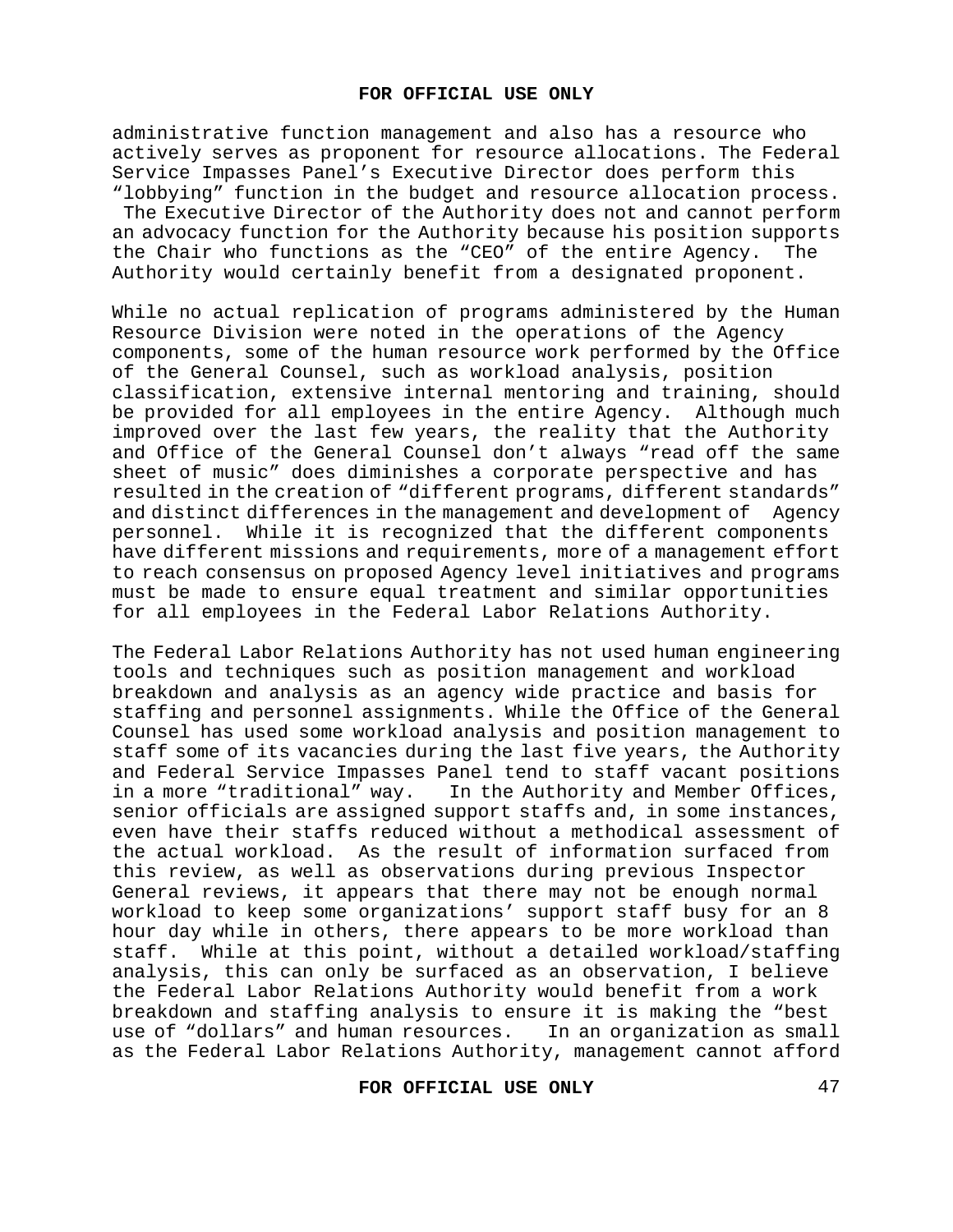administrative function management and also has a resource who actively serves as proponent for resource allocations. The Federal Service Impasses Panel's Executive Director does perform this "lobbying" function in the budget and resource allocation process. The Executive Director of the Authority does not and cannot perform an advocacy function for the Authority because his position supports the Chair who functions as the "CEO" of the entire Agency. The Authority would certainly benefit from a designated proponent.

While no actual replication of programs administered by the Human Resource Division were noted in the operations of the Agency components, some of the human resource work performed by the Office of the General Counsel, such as workload analysis, position classification, extensive internal mentoring and training, should be provided for all employees in the entire Agency. Although much improved over the last few years, the reality that the Authority and Office of the General Counsel don't always "read off the same sheet of music" does diminishes a corporate perspective and has resulted in the creation of "different programs, different standards" and distinct differences in the management and development of Agency personnel. While it is recognized that the different components have different missions and requirements, more of a management effort to reach consensus on proposed Agency level initiatives and programs must be made to ensure equal treatment and similar opportunities for all employees in the Federal Labor Relations Authority.

The Federal Labor Relations Authority has not used human engineering tools and techniques such as position management and workload breakdown and analysis as an agency wide practice and basis for staffing and personnel assignments. While the Office of the General Counsel has used some workload analysis and position management to staff some of its vacancies during the last five years, the Authority and Federal Service Impasses Panel tend to staff vacant positions in a more "traditional" way. In the Authority and Member Offices, senior officials are assigned support staffs and, in some instances, even have their staffs reduced without a methodical assessment of the actual workload. As the result of information surfaced from this review, as well as observations during previous Inspector General reviews, it appears that there may not be enough normal workload to keep some organizations' support staff busy for an 8 hour day while in others, there appears to be more workload than staff. While at this point, without a detailed workload/staffing analysis, this can only be surfaced as an observation, I believe the Federal Labor Relations Authority would benefit from a work breakdown and staffing analysis to ensure it is making the "best use of "dollars" and human resources. In an organization as small as the Federal Labor Relations Authority, management cannot afford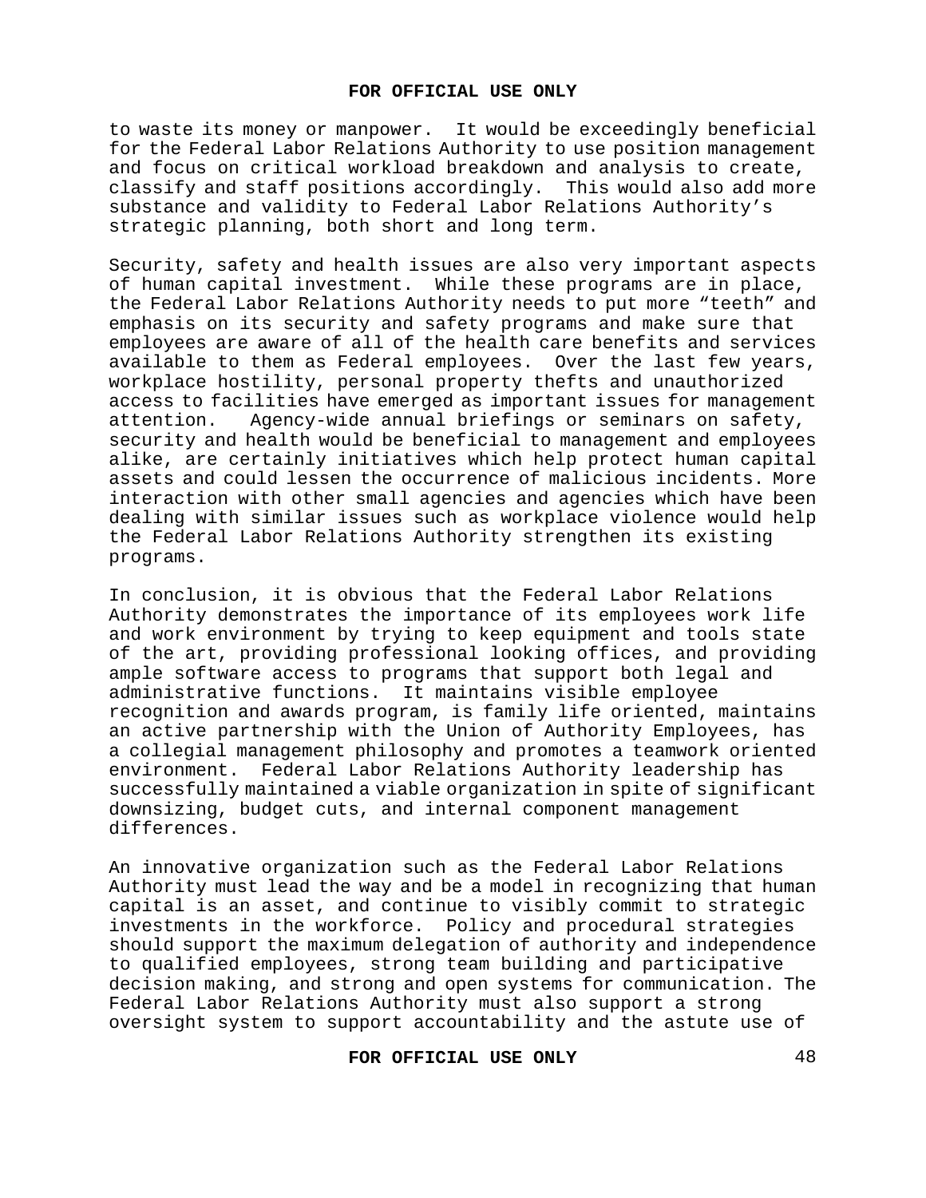to waste its money or manpower. It would be exceedingly beneficial for the Federal Labor Relations Authority to use position management and focus on critical workload breakdown and analysis to create, classify and staff positions accordingly. This would also add more substance and validity to Federal Labor Relations Authority's strategic planning, both short and long term.

Security, safety and health issues are also very important aspects of human capital investment. While these programs are in place, the Federal Labor Relations Authority needs to put more "teeth" and emphasis on its security and safety programs and make sure that employees are aware of all of the health care benefits and services available to them as Federal employees. Over the last few years, workplace hostility, personal property thefts and unauthorized access to facilities have emerged as important issues for management attention. Agency-wide annual briefings or seminars on safety, security and health would be beneficial to management and employees alike, are certainly initiatives which help protect human capital assets and could lessen the occurrence of malicious incidents. More interaction with other small agencies and agencies which have been dealing with similar issues such as workplace violence would help the Federal Labor Relations Authority strengthen its existing programs.

In conclusion, it is obvious that the Federal Labor Relations Authority demonstrates the importance of its employees work life and work environment by trying to keep equipment and tools state of the art, providing professional looking offices, and providing ample software access to programs that support both legal and administrative functions. It maintains visible employee recognition and awards program, is family life oriented, maintains an active partnership with the Union of Authority Employees, has a collegial management philosophy and promotes a teamwork oriented environment. Federal Labor Relations Authority leadership has successfully maintained a viable organization in spite of significant downsizing, budget cuts, and internal component management differences.

An innovative organization such as the Federal Labor Relations Authority must lead the way and be a model in recognizing that human capital is an asset, and continue to visibly commit to strategic investments in the workforce. Policy and procedural strategies should support the maximum delegation of authority and independence to qualified employees, strong team building and participative decision making, and strong and open systems for communication. The Federal Labor Relations Authority must also support a strong oversight system to support accountability and the astute use of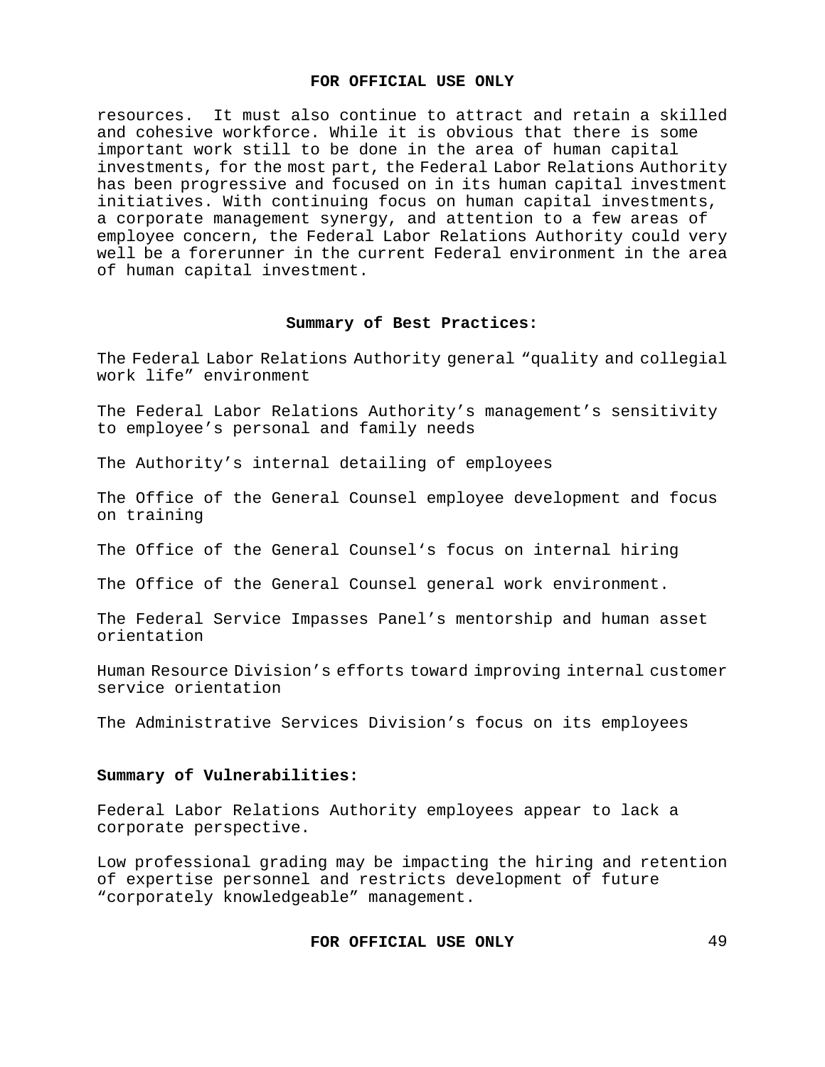resources. It must also continue to attract and retain a skilled and cohesive workforce. While it is obvious that there is some important work still to be done in the area of human capital investments, for the most part, the Federal Labor Relations Authority has been progressive and focused on in its human capital investment initiatives. With continuing focus on human capital investments, a corporate management synergy, and attention to a few areas of employee concern, the Federal Labor Relations Authority could very well be a forerunner in the current Federal environment in the area of human capital investment.

## Summary of Best Practices:

The Federal Labor Relations Authority general "quality and collegial work life" environment

The Federal Labor Relations Authority's management's sensitivity to employee's personal and family needs

The Authority's internal detailing of employees

The Office of the General Counsel employee development and focus on training

The Office of the General Counsel's focus on internal hiring

The Office of the General Counsel general work environment.

The Federal Service Impasses Panel's mentorship and human asset orientation

Human Resource Division's efforts toward improving internal customer service orientation

The Administrative Services Division's focus on its employees

## Summary of Vulnerabilities:

Federal Labor Relations Authority employees appear to lack a corporate perspective.

Low professional grading may be impacting the hiring and retention of expertise personnel and restricts development of future "corporately knowledgeable" management.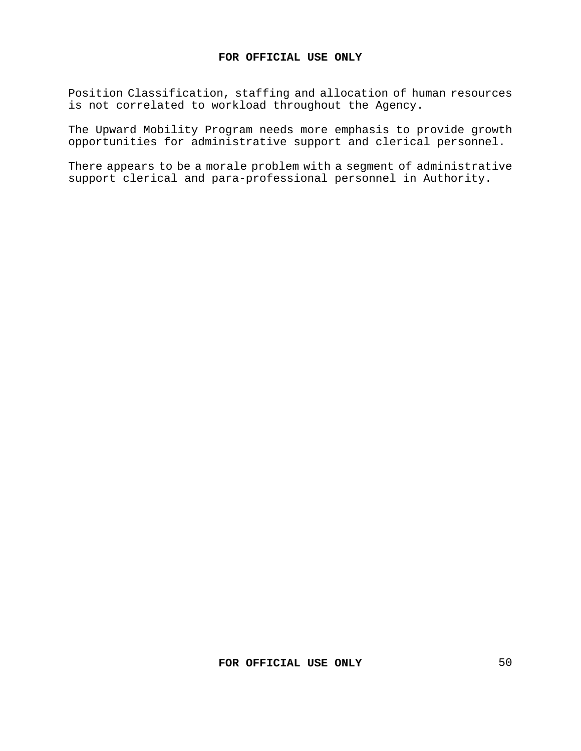Position Classification, staffing and allocation of human resources is not correlated to workload throughout the Agency.

The Upward Mobility Program needs more emphasis to provide growth opportunities for administrative support and clerical personnel.

There appears to be a morale problem with a segment of administrative support clerical and para-professional personnel in Authority.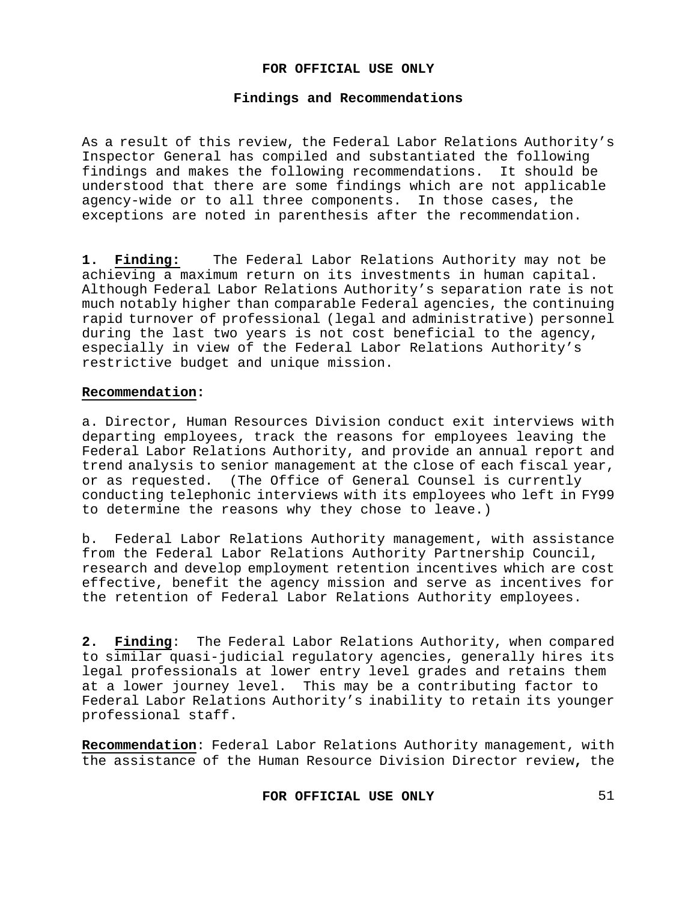## Findings and Recommendations

As a result of this review, the Federal Labor Relations Authority's Inspector General has compiled and substantiated the following findings and makes the following recommendations. It should be understood that there are some findings which are not applicable agency-wide or to all three components. In those cases, the exceptions are noted in parenthesis after the recommendation.

**1. Finding:** The Federal Labor Relations Authority may not be achieving a maximum return on its investments in human capital. Although Federal Labor Relations Authority's separation rate is not much notably higher than comparable Federal agencies, the continuing rapid turnover of professional (legal and administrative) personnel during the last two years is not cost beneficial to the agency, especially in view of the Federal Labor Relations Authority's restrictive budget and unique mission.

**Recommendation:**

a. Director, Human Resources Division conduct exit interviews with departing employees, track the reasons for employees leaving the Federal Labor Relations Authority, and provide an annual report and trend analysis to senior management at the close of each fiscal year, or as requested. (The Office of General Counsel is currently conducting telephonic interviews with its employees who left in FY99 to determine the reasons why they chose to leave.)

b. Federal Labor Relations Authority management, with assistance from the Federal Labor Relations Authority Partnership Council, research and develop employment retention incentives which are cost effective, benefit the agency mission and serve as incentives for the retention of Federal Labor Relations Authority employees.

**2. Finding**: The Federal Labor Relations Authority, when compared to similar quasi-judicial regulatory agencies, generally hires its legal professionals at lower entry level grades and retains them at a lower journey level. This may be a contributing factor to Federal Labor Relations Authority's inability to retain its younger professional staff.

**Recommendation**: Federal Labor Relations Authority management, with the assistance of the Human Resource Division Director review, the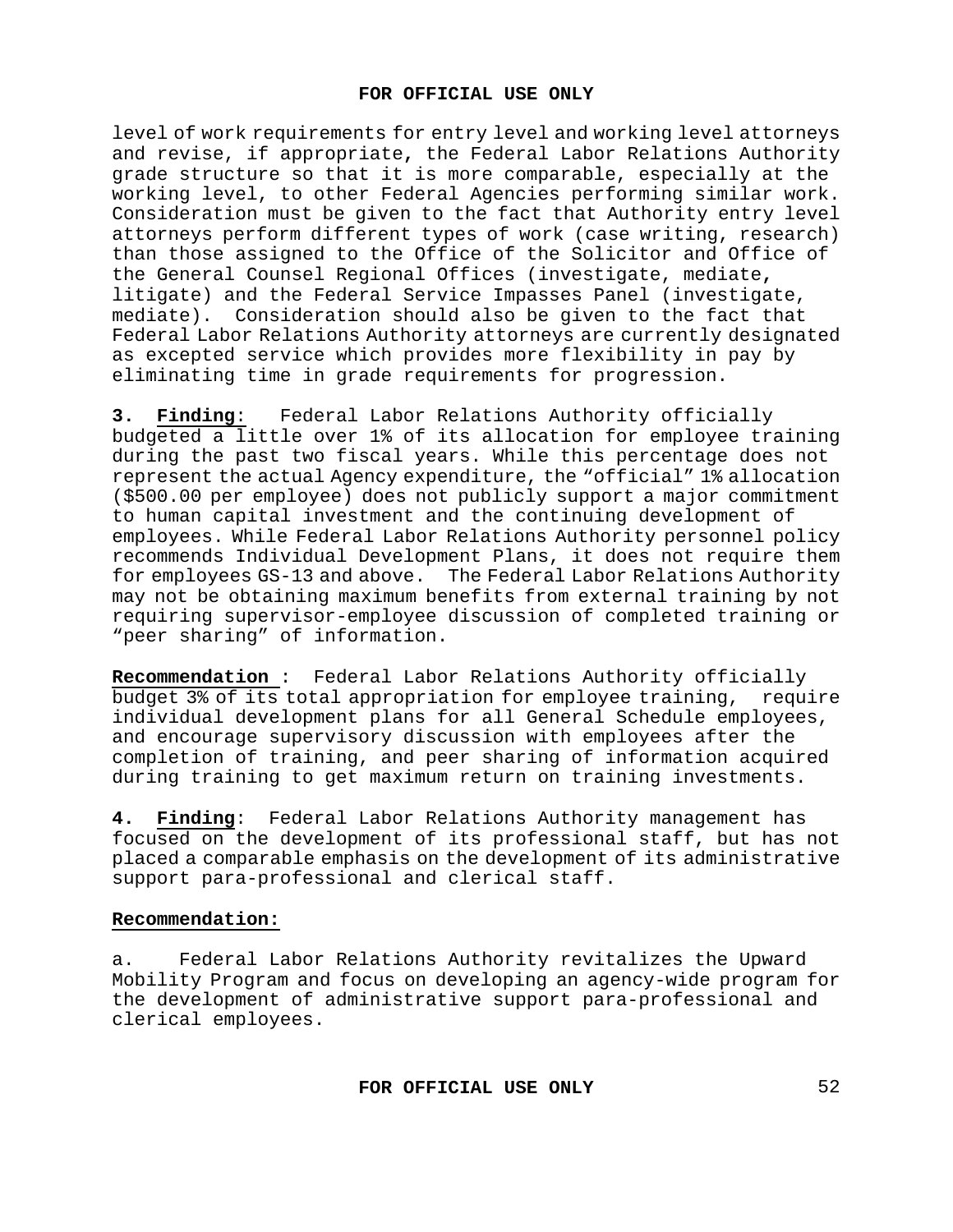level of work requirements for entry level and working level attorneys and revise, if appropriate, the Federal Labor Relations Authority grade structure so that it is more comparable, especially at the working level, to other Federal Agencies performing similar work. Consideration must be given to the fact that Authority entry level attorneys perform different types of work (case writing, research) than those assigned to the Office of the Solicitor and Office of the General Counsel Regional Offices (investigate, mediate, litigate) and the Federal Service Impasses Panel (investigate, mediate). Consideration should also be given to the fact that Federal Labor Relations Authority attorneys are currently designated as excepted service which provides more flexibility in pay by eliminating time in grade requirements for progression.

**3. Finding**: Federal Labor Relations Authority officially budgeted a little over 1% of its allocation for employee training during the past two fiscal years. While this percentage does not represent the actual Agency expenditure, the "official" 1% allocation ($500.00 per employee) does not publicly support a major commitment to human capital investment and the continuing development of employees. While Federal Labor Relations Authority personnel policy recommends Individual Development Plans, it does not require them for employees GS-13 and above. The Federal Labor Relations Authority may not be obtaining maximum benefits from external training by not requiring supervisor-employee discussion of completed training or "peer sharing" of information.

**Recommendation**: Federal Labor Relations Authority officially budget 3% of its total appropriation for employee training, require individual development plans for all General Schedule employees, and encourage supervisory discussion with employees after the completion of training, and peer sharing of information acquired during training to get maximum return on training investments.

**4. Finding**: Federal Labor Relations Authority management has focused on the development of its professional staff, but has not placed a comparable emphasis on the development of its administrative support para-professional and clerical staff.

**Recommendation:**

a. Federal Labor Relations Authority revitalizes the Upward Mobility Program and focus on developing an agency-wide program for the development of administrative support para-professional and clerical employees.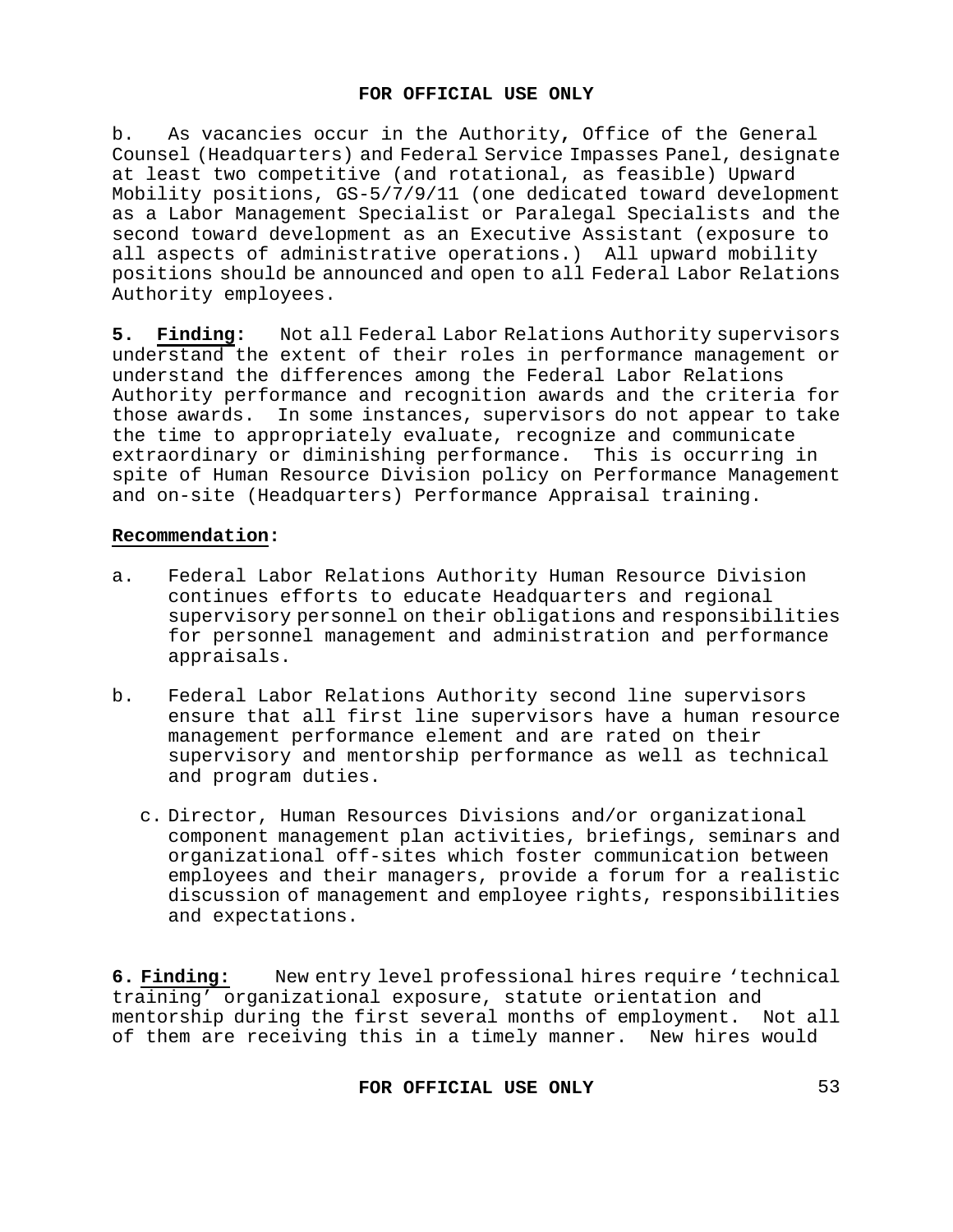b. As vacancies occur in the Authority, Office of the General Counsel (Headquarters) and Federal Service Impasses Panel, designate at least two competitive (and rotational, as feasible) Upward Mobility positions, GS-5/7/9/11 (one dedicated toward development as a Labor Management Specialist or Paralegal Specialists and the second toward development as an Executive Assistant (exposure to all aspects of administrative operations.) All upward mobility positions should be announced and open to all Federal Labor Relations Authority employees.

**5. Finding:** Not all Federal Labor Relations Authority supervisors understand the extent of their roles in performance management or understand the differences among the Federal Labor Relations Authority performance and recognition awards and the criteria for those awards. In some instances, supervisors do not appear to take the time to appropriately evaluate, recognize and communicate extraordinary or diminishing performance. This is occurring in spite of Human Resource Division policy on Performance Management and on-site (Headquarters) Performance Appraisal training.

**Recommendation:**

a. Federal Labor Relations Authority Human Resource Division continues efforts to educate Headquarters and regional supervisory personnel on their obligations and responsibilities for personnel management and administration and performance appraisals.

b. Federal Labor Relations Authority second line supervisors ensure that all first line supervisors have a human resource management performance element and are rated on their supervisory and mentorship performance as well as technical and program duties.

c. Director, Human Resources Divisions and/or organizational component management plan activities, briefings, seminars and organizational off-sites which foster communication between employees and their managers, provide a forum for a realistic discussion of management and employee rights, responsibilities and expectations.

**6. Finding:** New entry level professional hires require 'technical training' organizational exposure, statute orientation and mentorship during the first several months of employment. Not all of them are receiving this in a timely manner. New hires would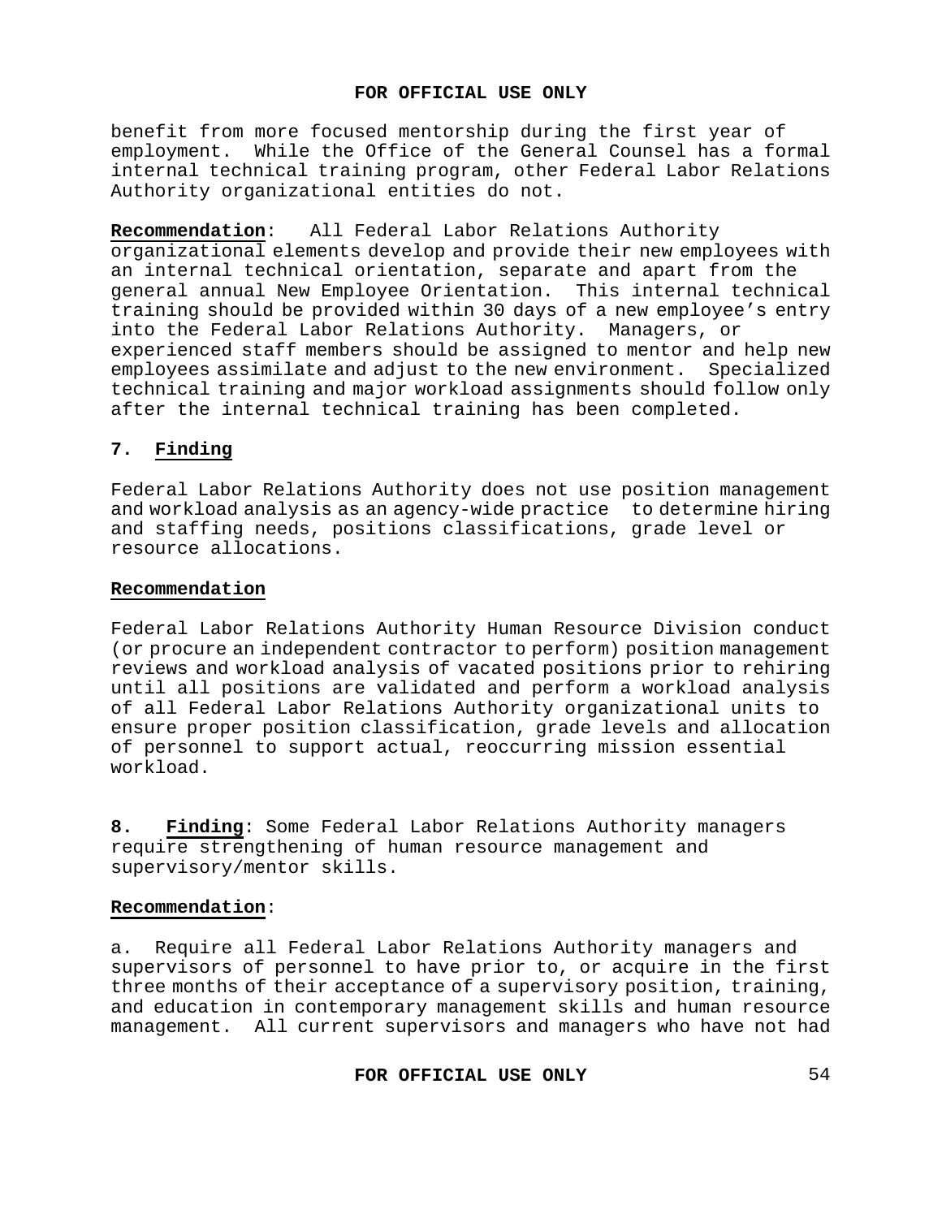benefit from more focused mentorship during the first year of employment. While the Office of the General Counsel has a formal internal technical training program, other Federal Labor Relations Authority organizational entities do not.

**Recommendation**: All Federal Labor Relations Authority organizational elements develop and provide their new employees with an internal technical orientation, separate and apart from the general annual New Employee Orientation. This internal technical training should be provided within 30 days of a new employee's entry into the Federal Labor Relations Authority. Managers, or experienced staff members should be assigned to mentor and help new employees assimilate and adjust to the new environment. Specialized technical training and major workload assignments should follow only after the internal technical training has been completed.

**7. Finding**

Federal Labor Relations Authority does not use position management and workload analysis as an agency-wide practice to determine hiring and staffing needs, positions classifications, grade level or resource allocations.

**Recommendation**

Federal Labor Relations Authority Human Resource Division conduct (or procure an independent contractor to perform) position management reviews and workload analysis of vacated positions prior to rehiring until all positions are validated and perform a workload analysis of all Federal Labor Relations Authority organizational units to ensure proper position classification, grade levels and allocation of personnel to support actual, reoccurring mission essential workload.

**8. Finding**: Some Federal Labor Relations Authority managers require strengthening of human resource management and supervisory/mentor skills.

**Recommendation**:

a. Require all Federal Labor Relations Authority managers and supervisors of personnel to have prior to, or acquire in the first three months of their acceptance of a supervisory position, training, and education in contemporary management skills and human resource management. All current supervisors and managers who have not had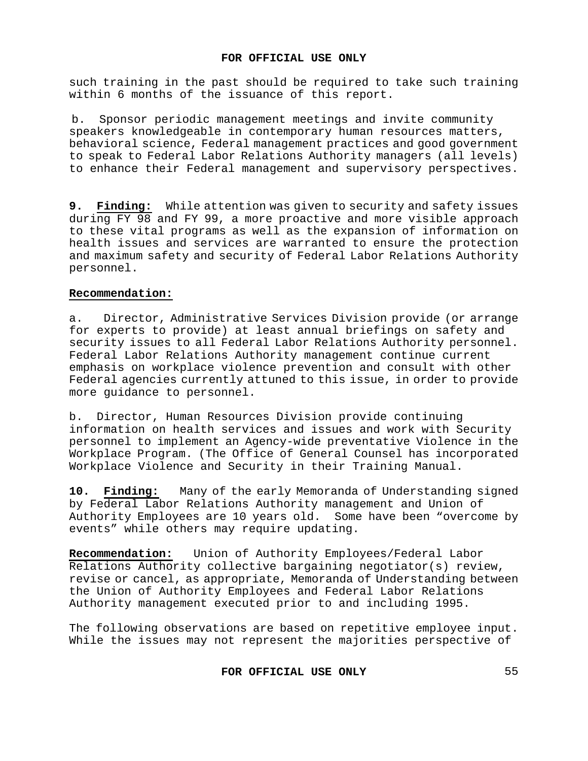such training in the past should be required to take such training within 6 months of the issuance of this report.

b. Sponsor periodic management meetings and invite community speakers knowledgeable in contemporary human resources matters, behavioral science, Federal management practices and good government to speak to Federal Labor Relations Authority managers (all levels) to enhance their Federal management and supervisory perspectives.

**9. <u>Finding:</u>** While attention was given to security and safety issues during FY 98 and FY 99, a more proactive and more visible approach to these vital programs as well as the expansion of information on health issues and services are warranted to ensure the protection and maximum safety and security of Federal Labor Relations Authority personnel.

**<u>Recommendation:</u>**

a. Director, Administrative Services Division provide (or arrange for experts to provide) at least annual briefings on safety and security issues to all Federal Labor Relations Authority personnel. Federal Labor Relations Authority management continue current emphasis on workplace violence prevention and consult with other Federal agencies currently attuned to this issue, in order to provide more guidance to personnel.

b. Director, Human Resources Division provide continuing information on health services and issues and work with Security personnel to implement an Agency-wide preventative Violence in the Workplace Program. (The Office of General Counsel has incorporated Workplace Violence and Security in their Training Manual.

**10. <u>Finding:</u>** Many of the early Memoranda of Understanding signed by Federal Labor Relations Authority management and Union of Authority Employees are 10 years old. Some have been "overcome by events" while others may require updating.

**<u>Recommendation:</u>** Union of Authority Employees/Federal Labor Relations Authority collective bargaining negotiator(s) review, revise or cancel, as appropriate, Memoranda of Understanding between the Union of Authority Employees and Federal Labor Relations Authority management executed prior to and including 1995.

The following observations are based on repetitive employee input. While the issues may not represent the majorities perspective of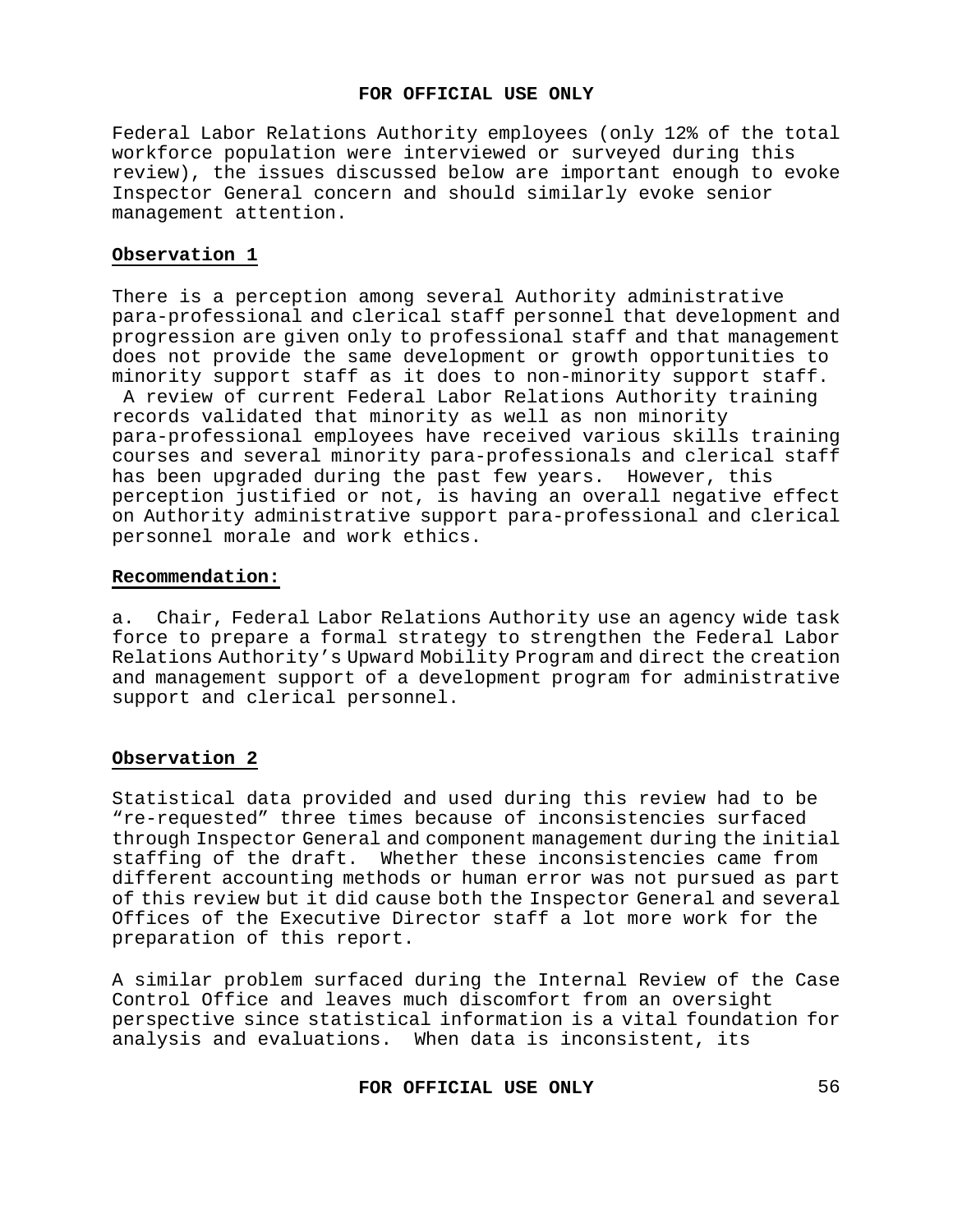Federal Labor Relations Authority employees (only 12% of the total workforce population were interviewed or surveyed during this review), the issues discussed below are important enough to evoke Inspector General concern and should similarly evoke senior management attention.

**Observation 1**

There is a perception among several Authority administrative para-professional and clerical staff personnel that development and progression are given only to professional staff and that management does not provide the same development or growth opportunities to minority support staff as it does to non-minority support staff. A review of current Federal Labor Relations Authority training records validated that minority as well as non minority para-professional employees have received various skills training courses and several minority para-professionals and clerical staff has been upgraded during the past few years. However, this perception justified or not, is having an overall negative effect on Authority administrative support para-professional and clerical personnel morale and work ethics.

**Recommendation:**

a. Chair, Federal Labor Relations Authority use an agency wide task force to prepare a formal strategy to strengthen the Federal Labor Relations Authority's Upward Mobility Program and direct the creation and management support of a development program for administrative support and clerical personnel.

**Observation 2**

Statistical data provided and used during this review had to be "re-requested" three times because of inconsistencies surfaced through Inspector General and component management during the initial staffing of the draft. Whether these inconsistencies came from different accounting methods or human error was not pursued as part of this review but it did cause both the Inspector General and several Offices of the Executive Director staff a lot more work for the preparation of this report.

A similar problem surfaced during the Internal Review of the Case Control Office and leaves much discomfort from an oversight perspective since statistical information is a vital foundation for analysis and evaluations. When data is inconsistent, its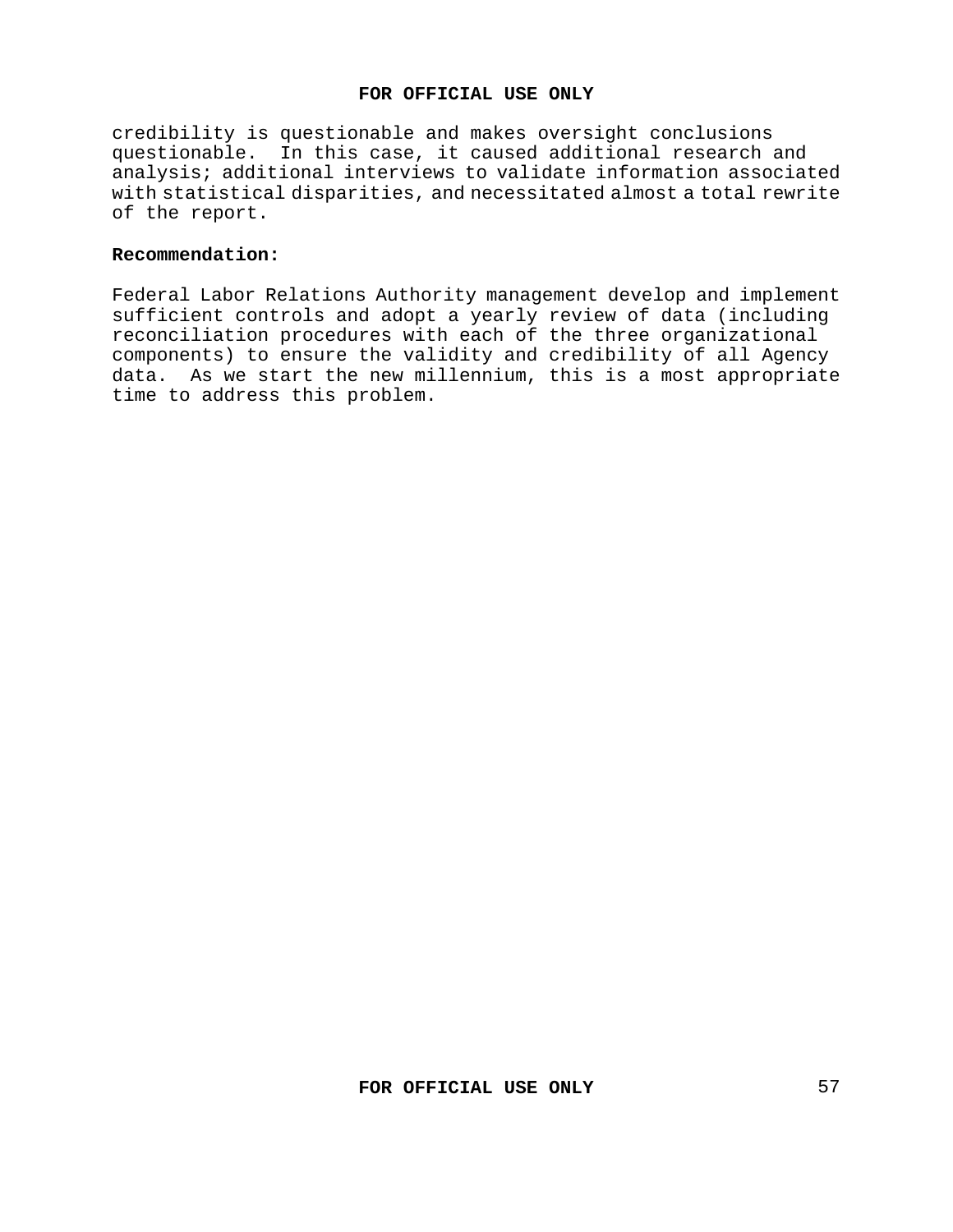credibility is questionable and makes oversight conclusions questionable.  In this case, it caused additional research and analysis; additional interviews to validate information associated with statistical disparities, and necessitated almost a total rewrite of the report.

**Recommendation:**

Federal Labor Relations Authority management develop and implement sufficient controls and adopt a yearly review of data (including reconciliation procedures with each of the three organizational components) to ensure the validity and credibility of all Agency data.  As we start the new millennium, this is a most appropriate time to address this problem.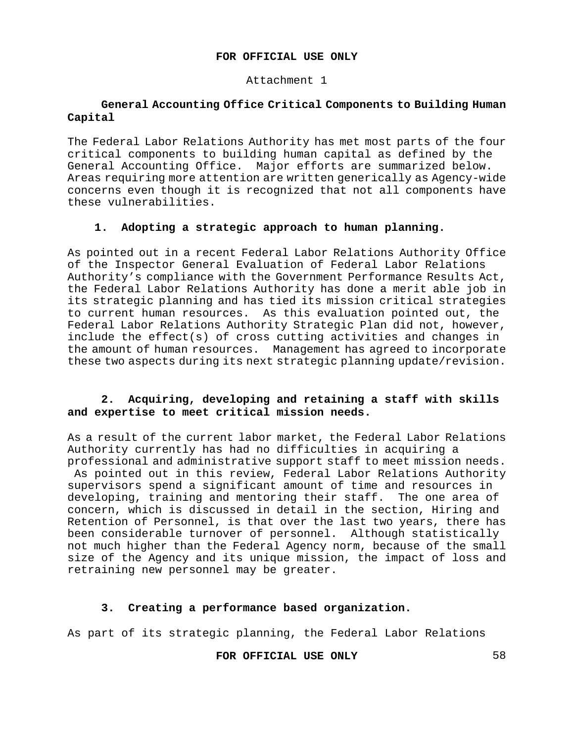Attachment 1

## General Accounting Office Critical Components to Building Human Capital

The Federal Labor Relations Authority has met most parts of the four critical components to building human capital as defined by the General Accounting Office. Major efforts are summarized below. Areas requiring more attention are written generically as Agency-wide concerns even though it is recognized that not all components have these vulnerabilities.

### 1. Adopting a strategic approach to human planning.

As pointed out in a recent Federal Labor Relations Authority Office of the Inspector General Evaluation of Federal Labor Relations Authority's compliance with the Government Performance Results Act, the Federal Labor Relations Authority has done a merit able job in its strategic planning and has tied its mission critical strategies to current human resources. As this evaluation pointed out, the Federal Labor Relations Authority Strategic Plan did not, however, include the effect(s) of cross cutting activities and changes in the amount of human resources. Management has agreed to incorporate these two aspects during its next strategic planning update/revision.

### 2. Acquiring, developing and retaining a staff with skills and expertise to meet critical mission needs.

As a result of the current labor market, the Federal Labor Relations Authority currently has had no difficulties in acquiring a professional and administrative support staff to meet mission needs. As pointed out in this review, Federal Labor Relations Authority supervisors spend a significant amount of time and resources in developing, training and mentoring their staff. The one area of concern, which is discussed in detail in the section, Hiring and Retention of Personnel, is that over the last two years, there has been considerable turnover of personnel. Although statistically not much higher than the Federal Agency norm, because of the small size of the Agency and its unique mission, the impact of loss and retraining new personnel may be greater.

### 3. Creating a performance based organization.

As part of its strategic planning, the Federal Labor Relations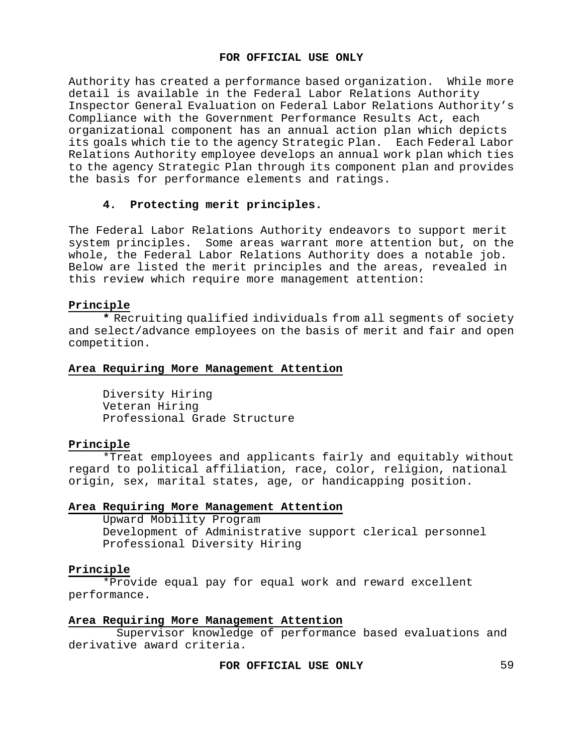Authority has created a performance based organization. While more detail is available in the Federal Labor Relations Authority Inspector General Evaluation on Federal Labor Relations Authority's Compliance with the Government Performance Results Act, each organizational component has an annual action plan which depicts its goals which tie to the agency Strategic Plan. Each Federal Labor Relations Authority employee develops an annual work plan which ties to the agency Strategic Plan through its component plan and provides the basis for performance elements and ratings.

**4. Protecting merit principles.**

The Federal Labor Relations Authority endeavors to support merit system principles. Some areas warrant more attention but, on the whole, the Federal Labor Relations Authority does a notable job. Below are listed the merit principles and the areas, revealed in this review which require more management attention:

**Principle**

\* Recruiting qualified individuals from all segments of society and select/advance employees on the basis of merit and fair and open competition.

**Area Requiring More Management Attention**

Diversity Hiring
Veteran Hiring
Professional Grade Structure

**Principle**

\*Treat employees and applicants fairly and equitably without regard to political affiliation, race, color, religion, national origin, sex, marital states, age, or handicapping position.

**Area Requiring More Management Attention**

Upward Mobility Program
Development of Administrative support clerical personnel
Professional Diversity Hiring

**Principle**

\*Provide equal pay for equal work and reward excellent performance.

**Area Requiring More Management Attention**

Supervisor knowledge of performance based evaluations and derivative award criteria.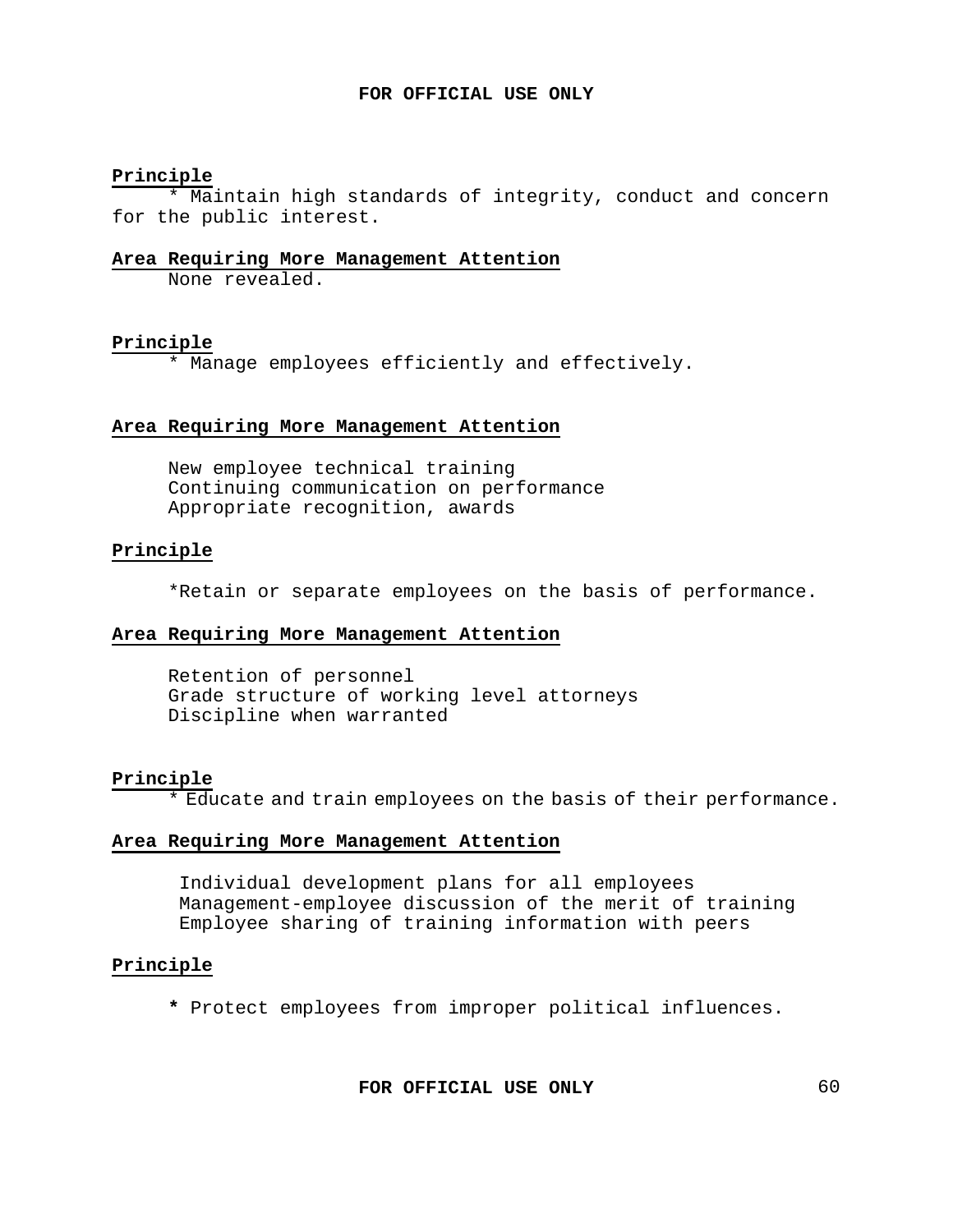**Principle**

* Maintain high standards of integrity, conduct and concern for the public interest.

**Area Requiring More Management Attention**

None revealed.

**Principle**

* Manage employees efficiently and effectively.

**Area Requiring More Management Attention**

New employee technical training
Continuing communication on performance
Appropriate recognition, awards

**Principle**

*Retain or separate employees on the basis of performance.

**Area Requiring More Management Attention**

Retention of personnel
Grade structure of working level attorneys
Discipline when warranted

**Principle**

* Educate and train employees on the basis of their performance.

**Area Requiring More Management Attention**

Individual development plans for all employees
Management-employee discussion of the merit of training
Employee sharing of training information with peers

**Principle**

* Protect employees from improper political influences.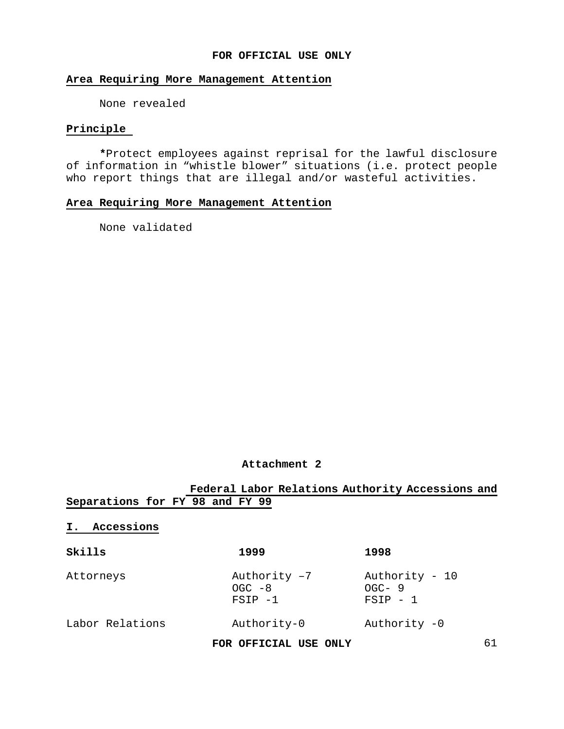### Area Requiring More Management Attention

None revealed

### Principle

***Protect employees against reprisal for the lawful disclosure of information in "whistle blower" situations (i.e. protect people who report things that are illegal and/or wasteful activities.**

### Area Requiring More Management Attention

None validated

**Attachment 2**

## Federal Labor Relations Authority Accessions and Separations for FY 98 and FY 99

### I. Accessions

| Skills | 1999 | 1998 |
|---|---|---|
| Attorneys | Authority –7<br>OGC -8<br>FSIP -1 | Authority - 10<br>OGC- 9<br>FSIP - 1 |
| Labor Relations | Authority-0 | Authority -0 |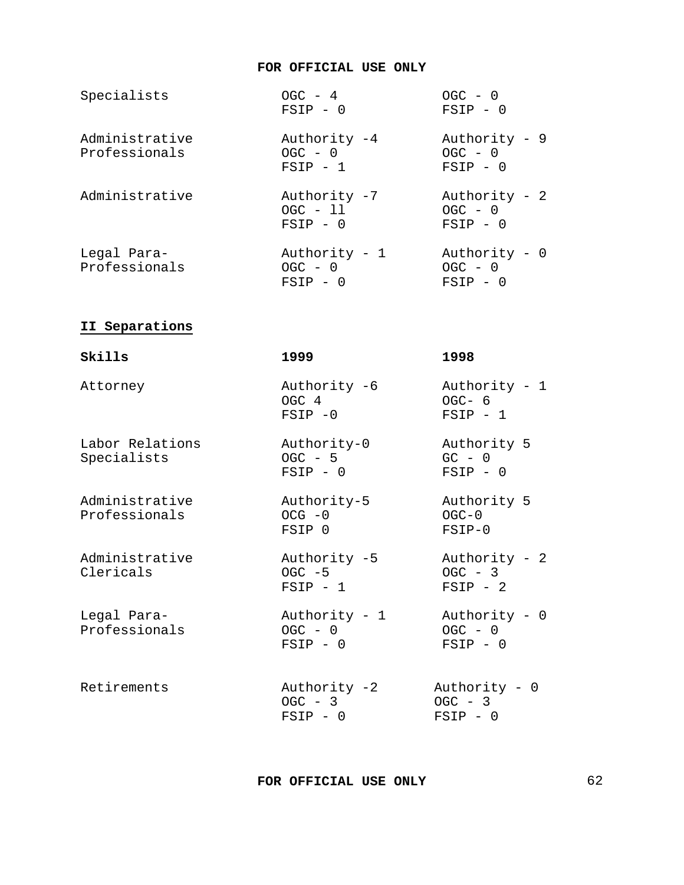| | | |
|---|---|---|
| Specialists | OGC - 4<br>FSIP - 0 | OGC - 0<br>FSIP - 0 |
| Administrative Professionals | Authority -4<br>OGC - 0<br>FSIP - 1 | Authority - 9<br>OGC - 0<br>FSIP - 0 |
| Administrative | Authority -7<br>OGC - ll<br>FSIP - 0 | Authority - 2<br>OGC - 0<br>FSIP - 0 |
| Legal Para-Professionals | Authority - 1<br>OGC - 0<br>FSIP - 0 | Authority - 0<br>OGC - 0<br>FSIP - 0 |

**II Separations**

| **Skills** | **1999** | **1998** |
|---|---|---|
| Attorney | Authority -6<br>OGC 4<br>FSIP -0 | Authority - 1<br>OGC- 6<br>FSIP - 1 |
| Labor Relations Specialists | Authority-0<br>OGC - 5<br>FSIP - 0 | Authority 5<br>GC - 0<br>FSIP - 0 |
| Administrative Professionals | Authority-5<br>OCG -0<br>FSIP 0 | Authority 5<br>OGC-0<br>FSIP-0 |
| Administrative Clericals | Authority -5<br>OGC -5<br>FSIP - 1 | Authority - 2<br>OGC - 3<br>FSIP - 2 |
| Legal Para-Professionals | Authority - 1<br>OGC - 0<br>FSIP - 0 | Authority - 0<br>OGC - 0<br>FSIP - 0 |
| Retirements | Authority -2<br>OGC - 3<br>FSIP - 0 | Authority - 0<br>OGC - 3<br>FSIP - 0 |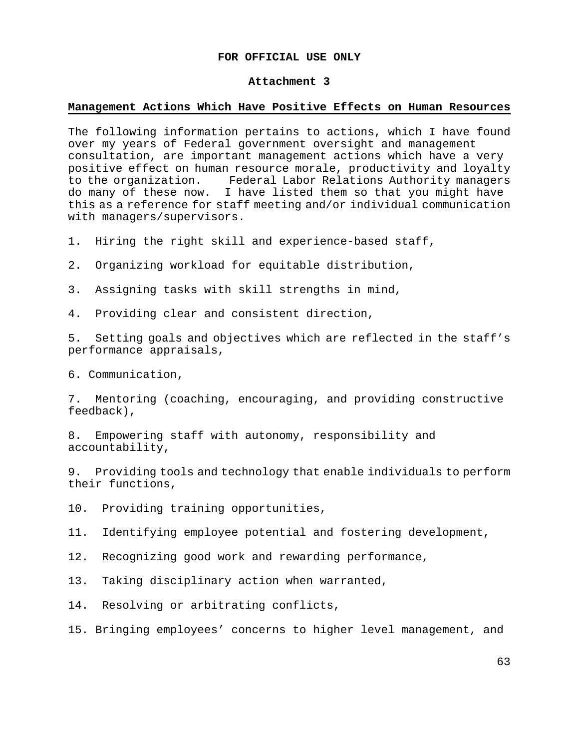**FOR OFFICIAL USE ONLY**

**Attachment 3**

## Management Actions Which Have Positive Effects on Human Resources

The following information pertains to actions, which I have found over my years of Federal government oversight and management consultation, are important management actions which have a very positive effect on human resource morale, productivity and loyalty to the organization. Federal Labor Relations Authority managers do many of these now. I have listed them so that you might have this as a reference for staff meeting and/or individual communication with managers/supervisors.

1. Hiring the right skill and experience-based staff,

2. Organizing workload for equitable distribution,

3. Assigning tasks with skill strengths in mind,

4. Providing clear and consistent direction,

5. Setting goals and objectives which are reflected in the staff's performance appraisals,

6. Communication,

7. Mentoring (coaching, encouraging, and providing constructive feedback),

8. Empowering staff with autonomy, responsibility and accountability,

9. Providing tools and technology that enable individuals to perform their functions,

10. Providing training opportunities,

11. Identifying employee potential and fostering development,

12. Recognizing good work and rewarding performance,

13. Taking disciplinary action when warranted,

14. Resolving or arbitrating conflicts,

15. Bringing employees' concerns to higher level management, and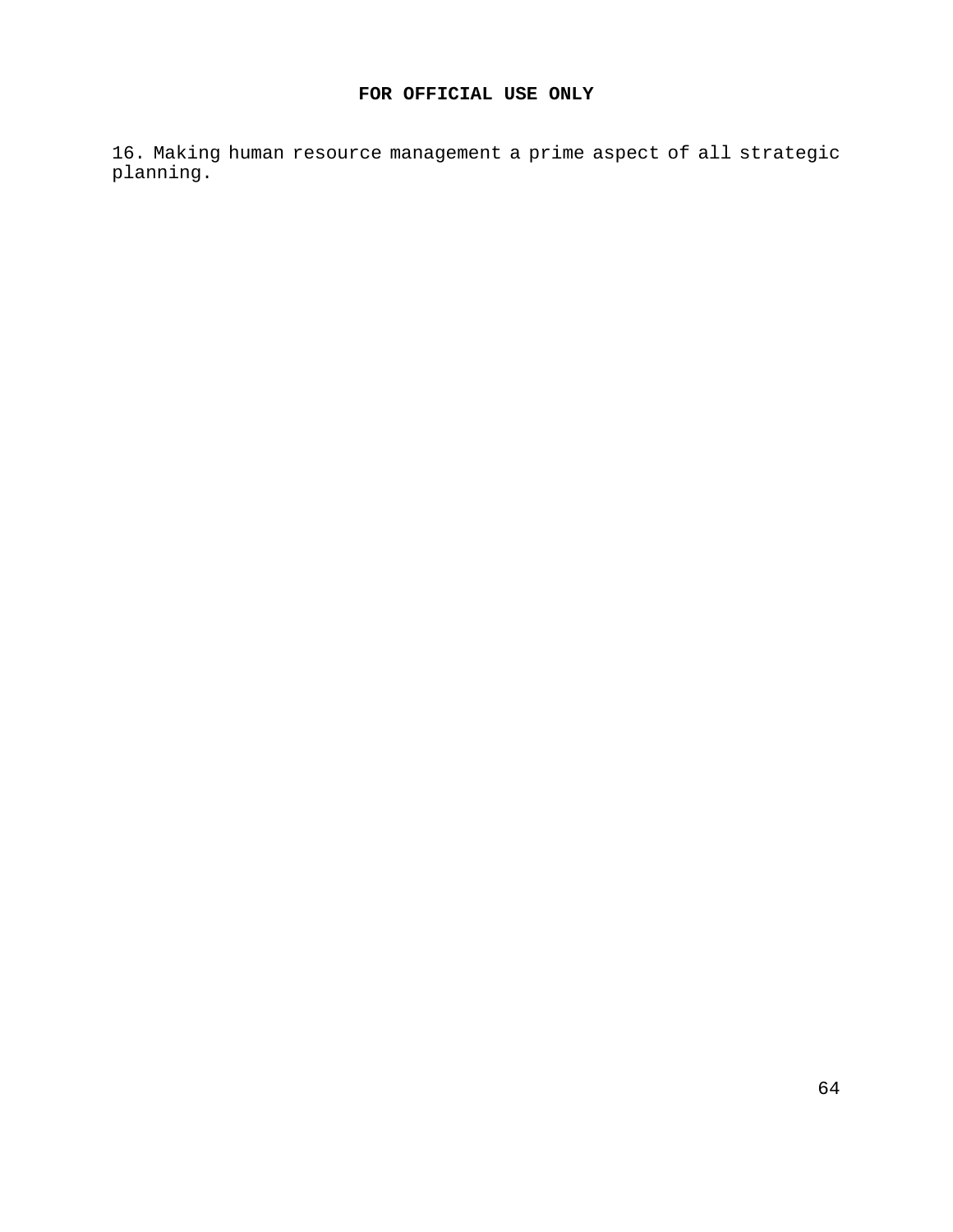16. Making human resource management a prime aspect of all strategic planning.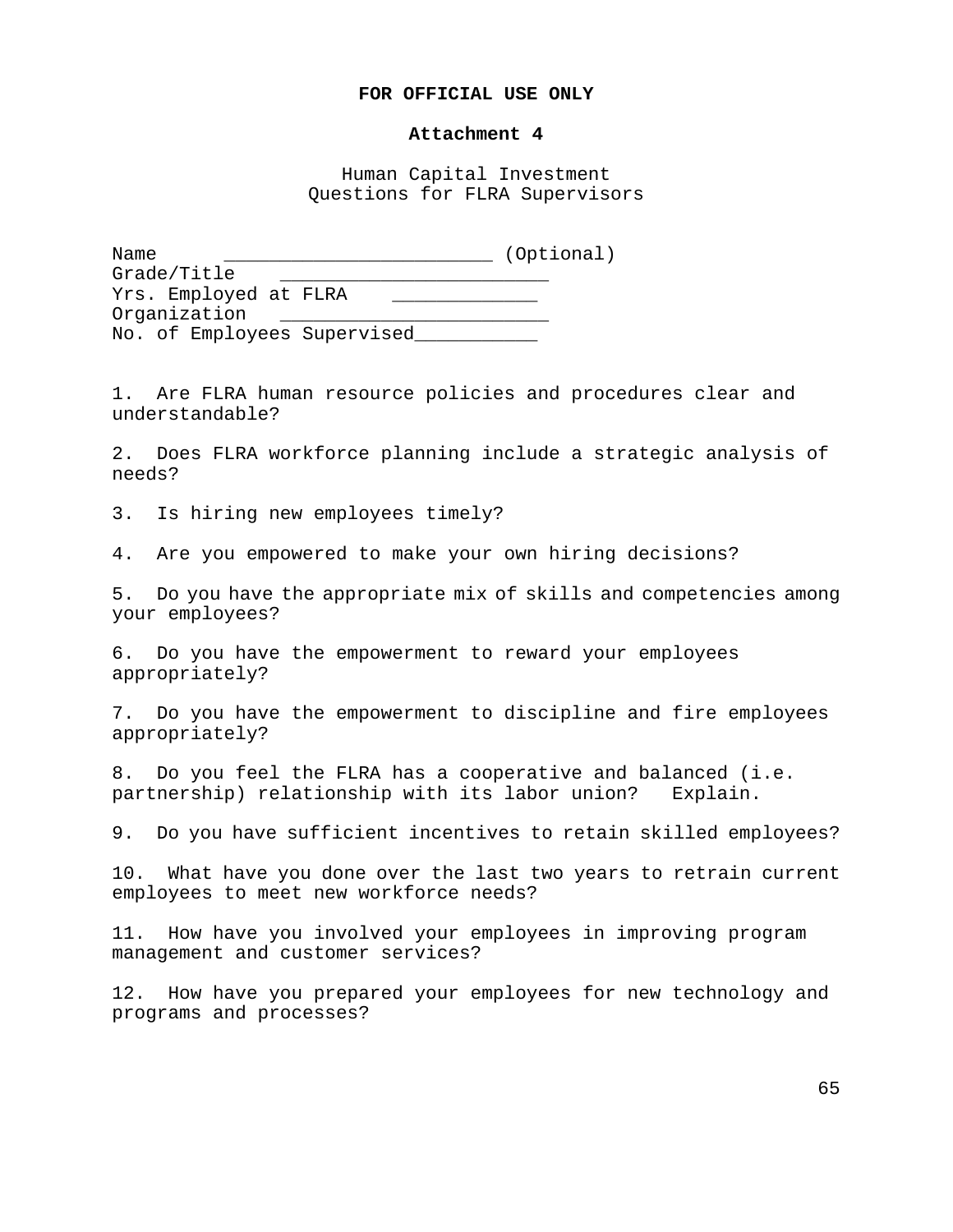**FOR OFFICIAL USE ONLY**

**Attachment 4**

Human Capital Investment
Questions for FLRA Supervisors

Name ________________________ (Optional)
Grade/Title ________________________
Yrs. Employed at FLRA _____________
Organization ________________________
No. of Employees Supervised___________

1. Are FLRA human resource policies and procedures clear and understandable?

2. Does FLRA workforce planning include a strategic analysis of needs?

3. Is hiring new employees timely?

4. Are you empowered to make your own hiring decisions?

5. Do you have the appropriate mix of skills and competencies among your employees?

6. Do you have the empowerment to reward your employees appropriately?

7. Do you have the empowerment to discipline and fire employees appropriately?

8. Do you feel the FLRA has a cooperative and balanced (i.e. partnership) relationship with its labor union? Explain.

9. Do you have sufficient incentives to retain skilled employees?

10. What have you done over the last two years to retrain current employees to meet new workforce needs?

11. How have you involved your employees in improving program management and customer services?

12. How have you prepared your employees for new technology and programs and processes?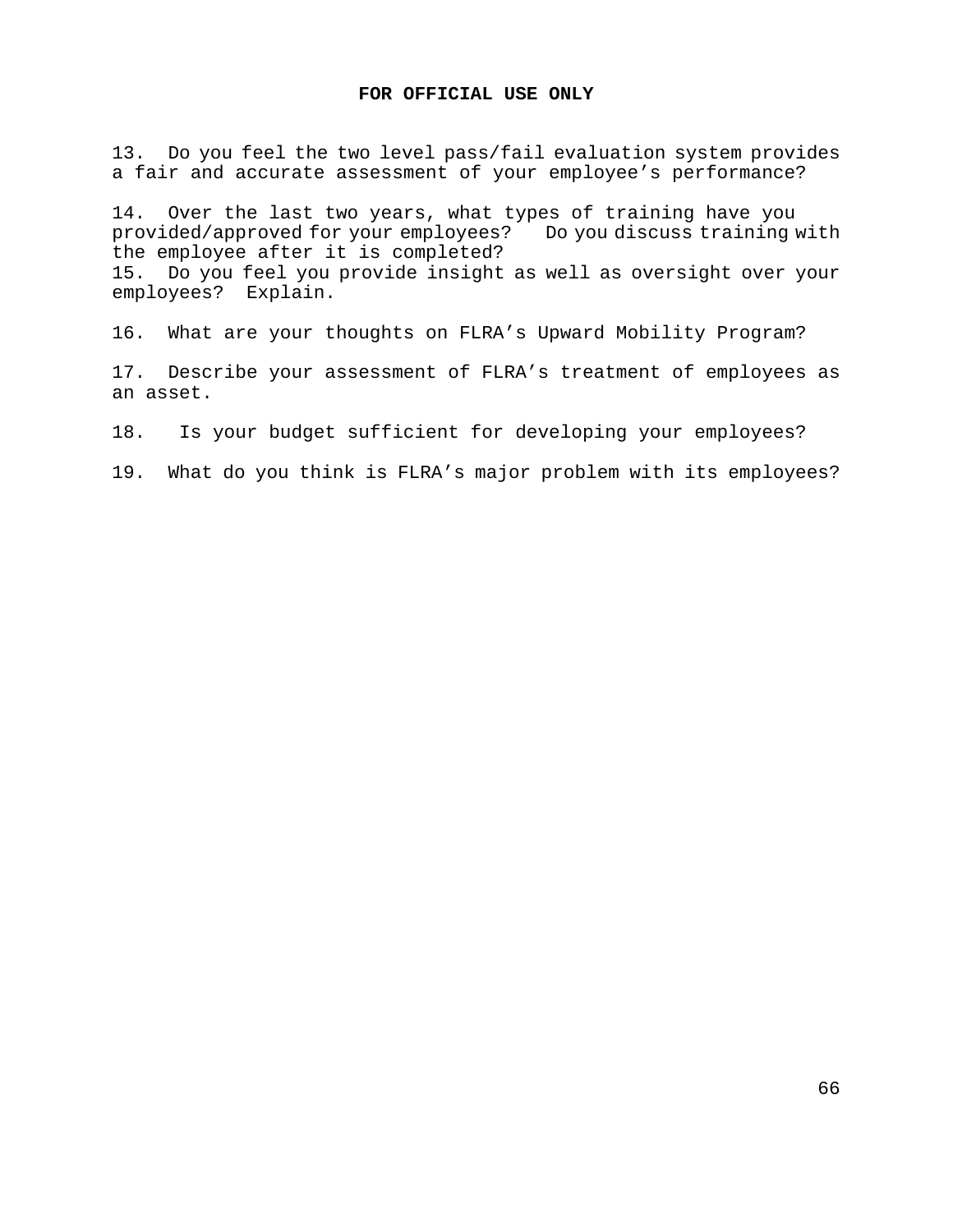**FOR OFFICIAL USE ONLY**

13. Do you feel the two level pass/fail evaluation system provides a fair and accurate assessment of your employee's performance?

14. Over the last two years, what types of training have you provided/approved for your employees? Do you discuss training with the employee after it is completed?

15. Do you feel you provide insight as well as oversight over your employees? Explain.

16. What are your thoughts on FLRA's Upward Mobility Program?

17. Describe your assessment of FLRA's treatment of employees as an asset.

18. Is your budget sufficient for developing your employees?

19. What do you think is FLRA's major problem with its employees?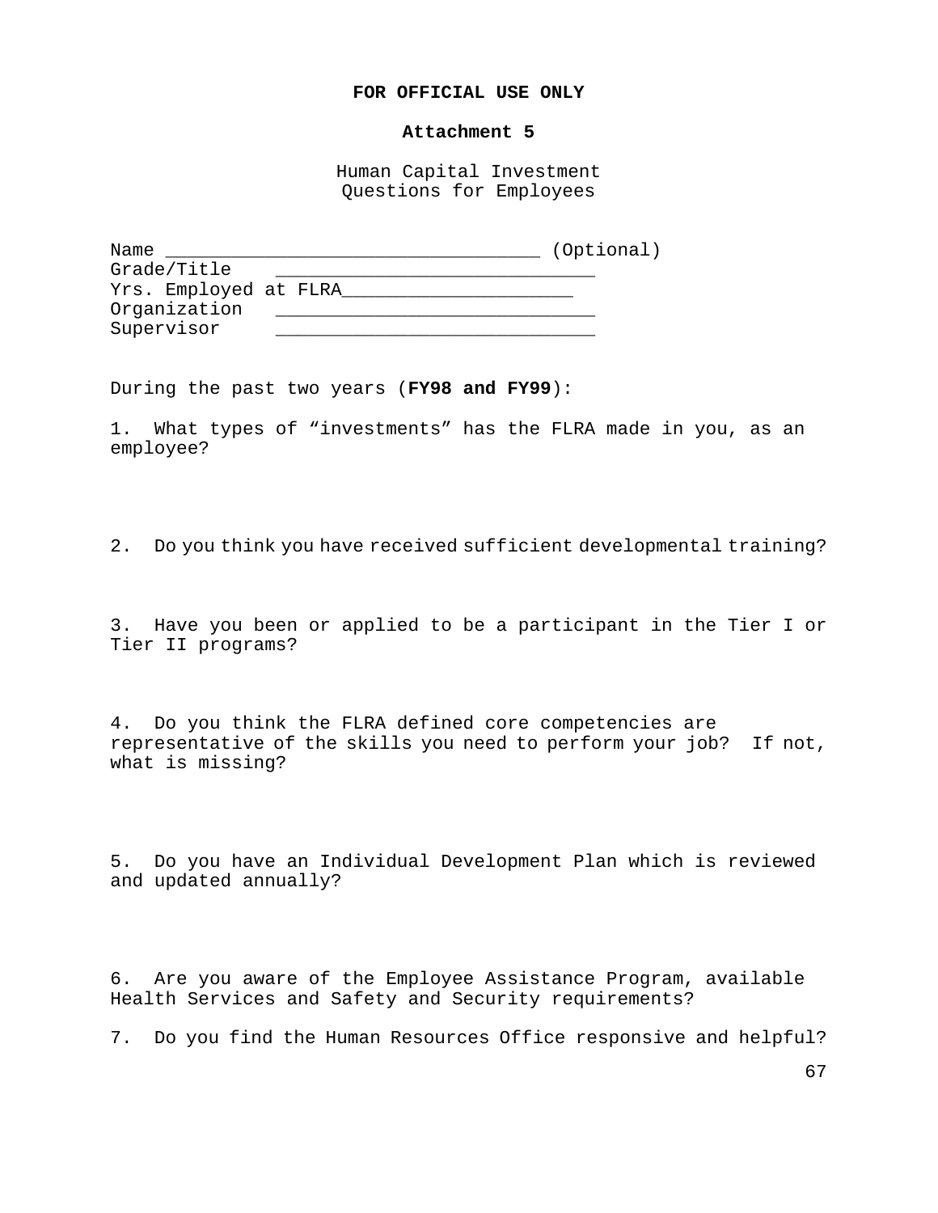**FOR OFFICIAL USE ONLY**

**Attachment 5**

Human Capital Investment
Questions for Employees

Name ___________________________________ (Optional)
Grade/Title _____________________________
Yrs. Employed at FLRA______________________
Organization _____________________________
Supervisor _____________________________

During the past two years (**FY98 and FY99**):

1. What types of "investments" has the FLRA made in you, as an employee?

2. Do you think you have received sufficient developmental training?

3. Have you been or applied to be a participant in the Tier I or Tier II programs?

4. Do you think the FLRA defined core competencies are representative of the skills you need to perform your job? If not, what is missing?

5. Do you have an Individual Development Plan which is reviewed and updated annually?

6. Are you aware of the Employee Assistance Program, available Health Services and Safety and Security requirements?

7. Do you find the Human Resources Office responsive and helpful?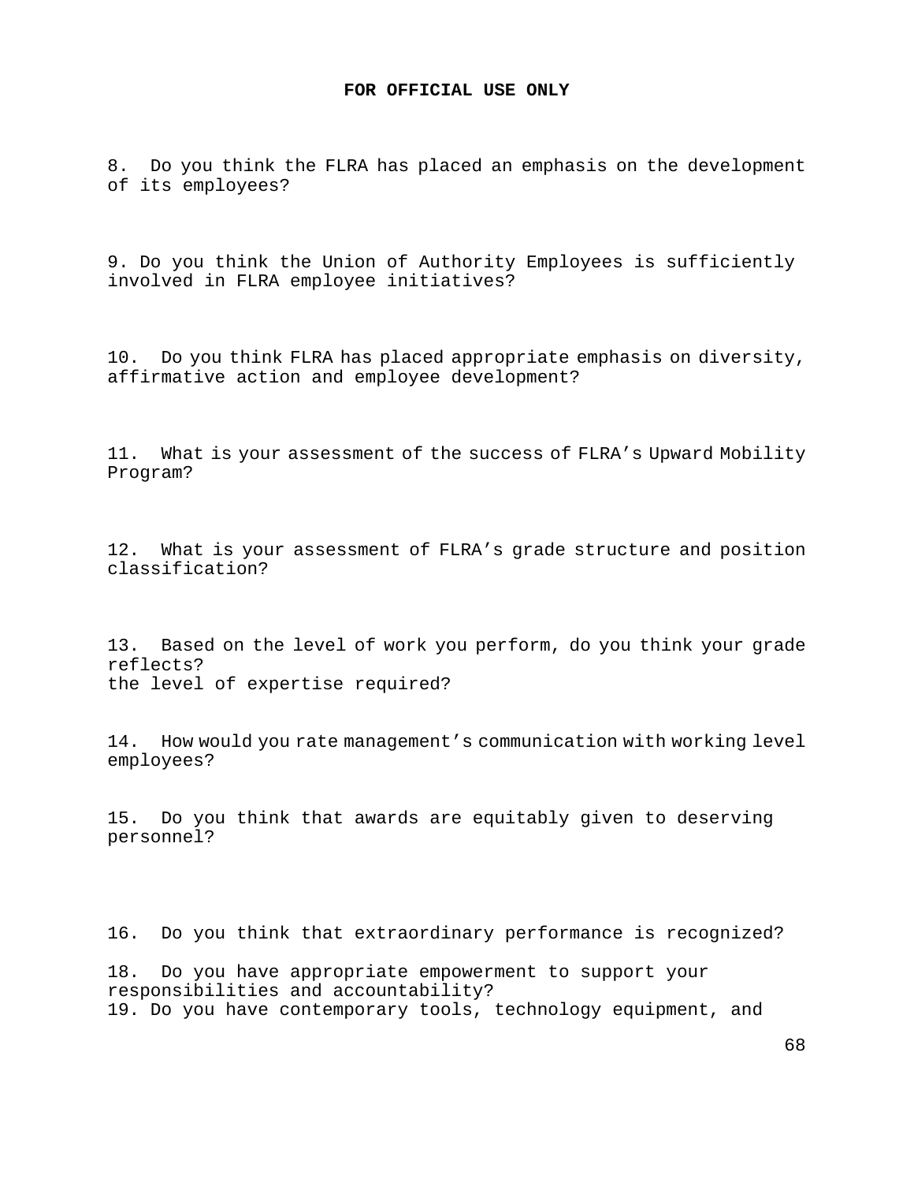**FOR OFFICIAL USE ONLY**

8. Do you think the FLRA has placed an emphasis on the development of its employees?

9. Do you think the Union of Authority Employees is sufficiently involved in FLRA employee initiatives?

10. Do you think FLRA has placed appropriate emphasis on diversity, affirmative action and employee development?

11. What is your assessment of the success of FLRA's Upward Mobility Program?

12. What is your assessment of FLRA's grade structure and position classification?

13. Based on the level of work you perform, do you think your grade reflects?
the level of expertise required?

14. How would you rate management's communication with working level employees?

15. Do you think that awards are equitably given to deserving personnel?

16. Do you think that extraordinary performance is recognized?

18. Do you have appropriate empowerment to support your responsibilities and accountability?
19. Do you have contemporary tools, technology equipment, and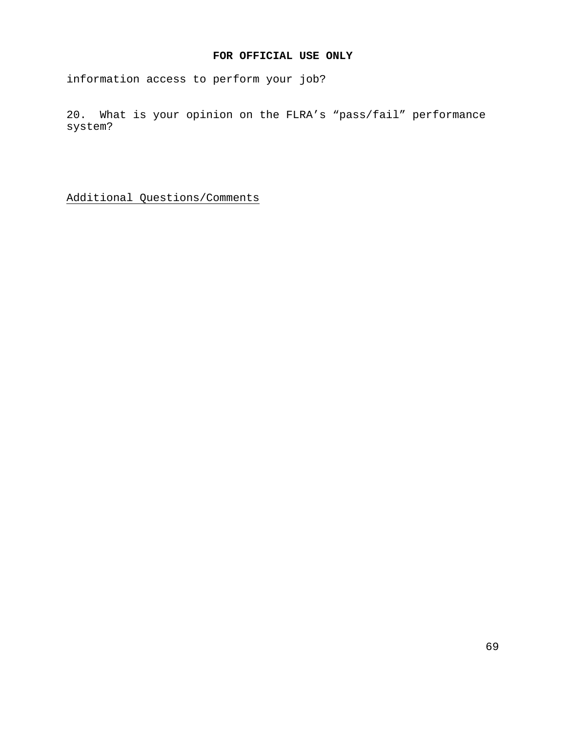information access to perform your job?

20. What is your opinion on the FLRA’s “pass/fail” performance system?

Additional Questions/Comments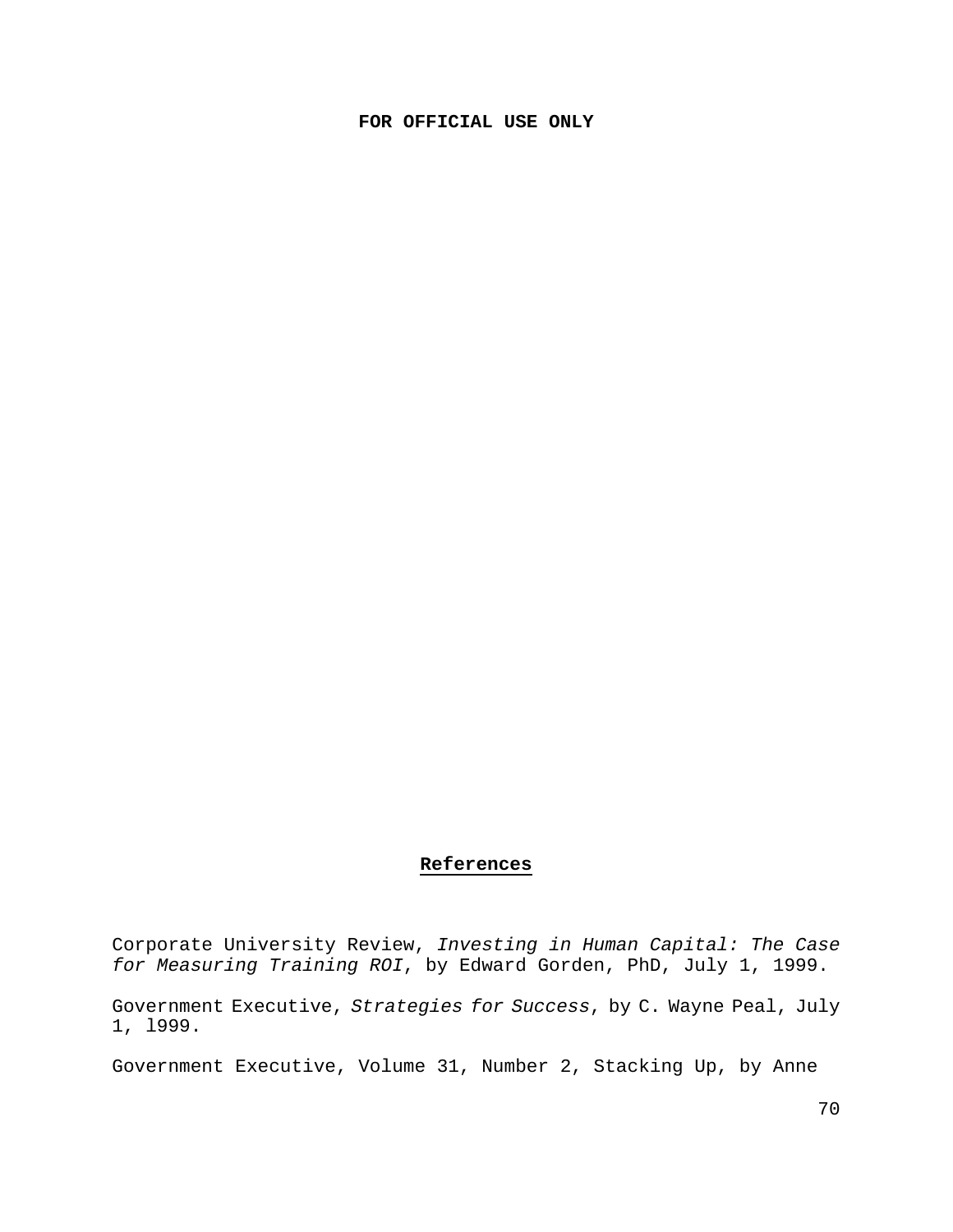FOR OFFICIAL USE ONLY

## References

Corporate University Review, *Investing in Human Capital: The Case for Measuring Training ROI*, by Edward Gorden, PhD, July 1, 1999.

Government Executive, *Strategies for Success*, by C. Wayne Peal, July 1, l999.

Government Executive, Volume 31, Number 2, Stacking Up, by Anne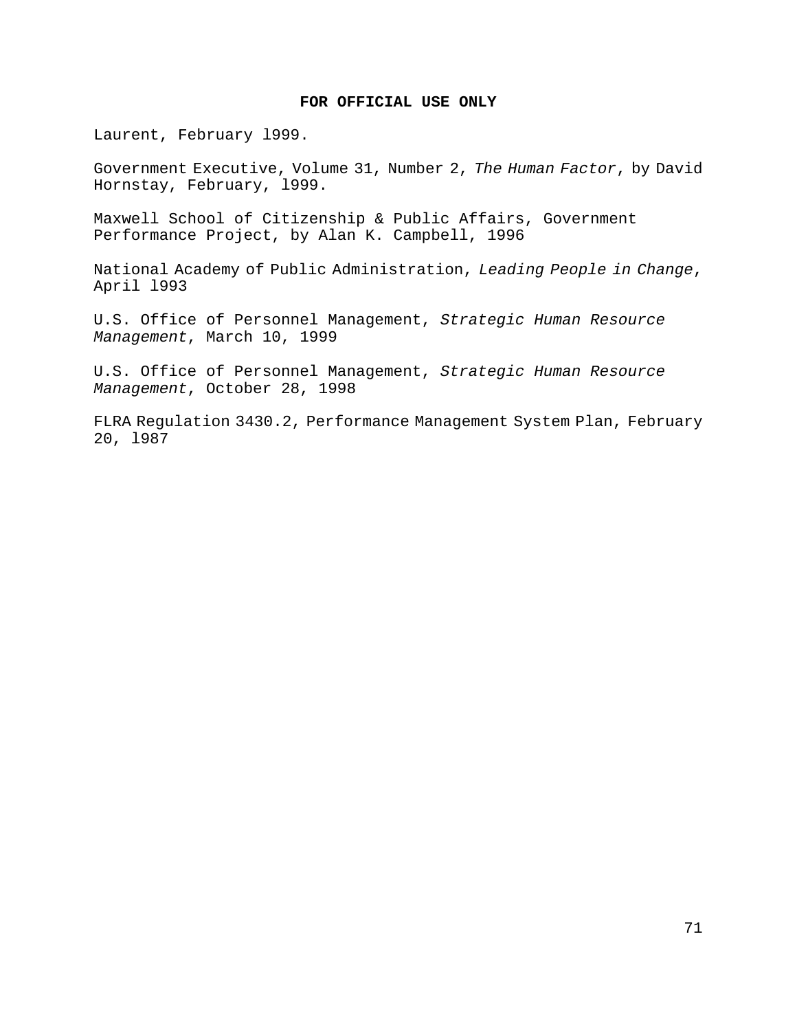**FOR OFFICIAL USE ONLY**

Laurent, February l999.

Government Executive, Volume 31, Number 2, *The Human Factor*, by David Hornstay, February, l999.

Maxwell School of Citizenship & Public Affairs, Government Performance Project, by Alan K. Campbell, 1996

National Academy of Public Administration, *Leading People in Change*, April l993

U.S. Office of Personnel Management, *Strategic Human Resource Management*, March 10, 1999

U.S. Office of Personnel Management, *Strategic Human Resource Management*, October 28, 1998

FLRA Regulation 3430.2, Performance Management System Plan, February 20, l987